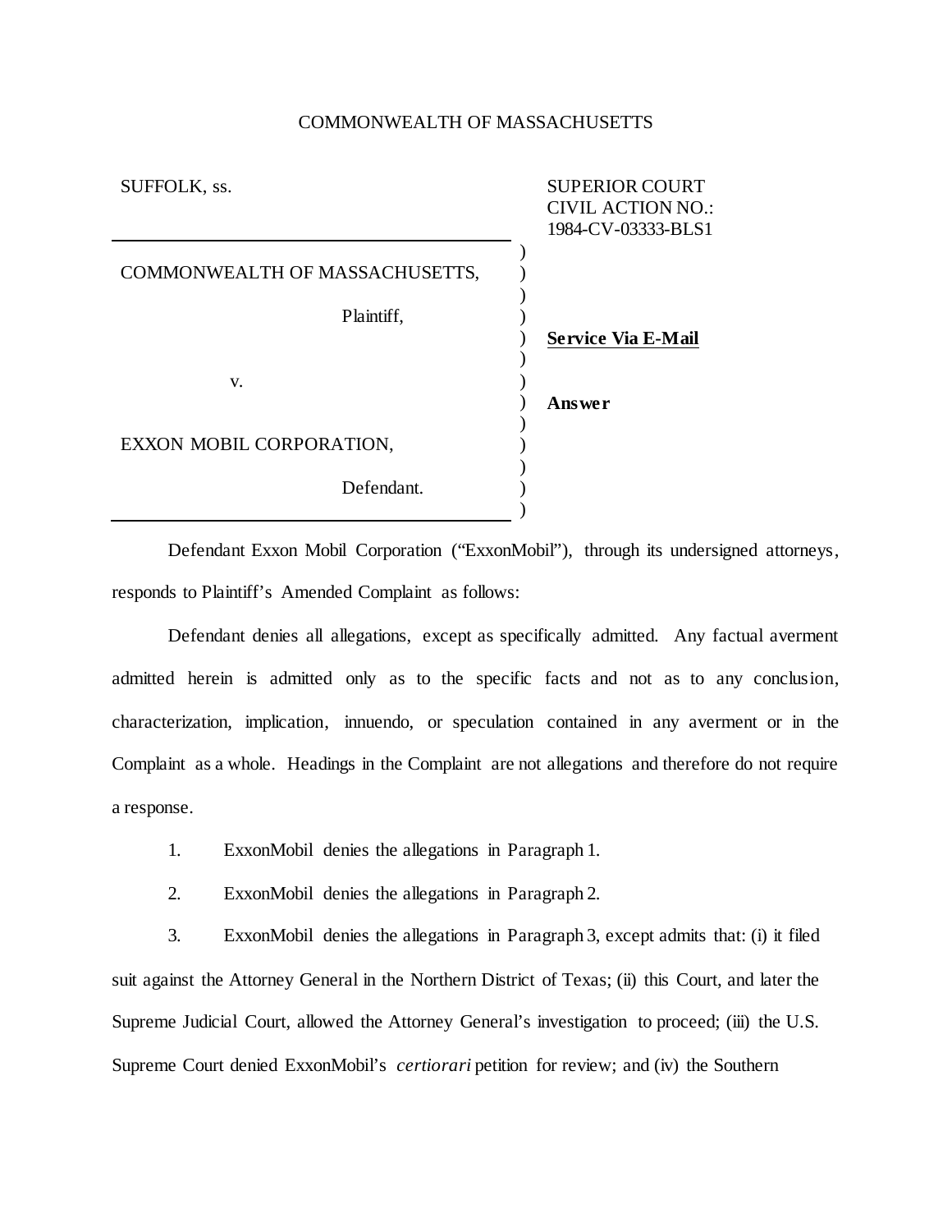COMMONWEALTH OF MASSACHUSETTS

SUFFOLK, ss.

SUPERIOR COURT
CIVIL ACTION NO.:
1984-CV-03333-BLS1

COMMONWEALTH OF MASSACHUSETTS,

Plaintiff,

v.

EXXON MOBIL CORPORATION,

Defendant.

**Service Via E-Mail**

**Answer**

Defendant Exxon Mobil Corporation ("ExxonMobil"), through its undersigned attorneys, responds to Plaintiff's Amended Complaint as follows:

Defendant denies all allegations, except as specifically admitted. Any factual averment admitted herein is admitted only as to the specific facts and not as to any conclusion, characterization, implication, innuendo, or speculation contained in any averment or in the Complaint as a whole. Headings in the Complaint are not allegations and therefore do not require a response.

1. ExxonMobil denies the allegations in Paragraph 1.

2. ExxonMobil denies the allegations in Paragraph 2.

3. ExxonMobil denies the allegations in Paragraph 3, except admits that: (i) it filed suit against the Attorney General in the Northern District of Texas; (ii) this Court, and later the Supreme Judicial Court, allowed the Attorney General's investigation to proceed; (iii) the U.S. Supreme Court denied ExxonMobil's *certiorari* petition for review; and (iv) the Southern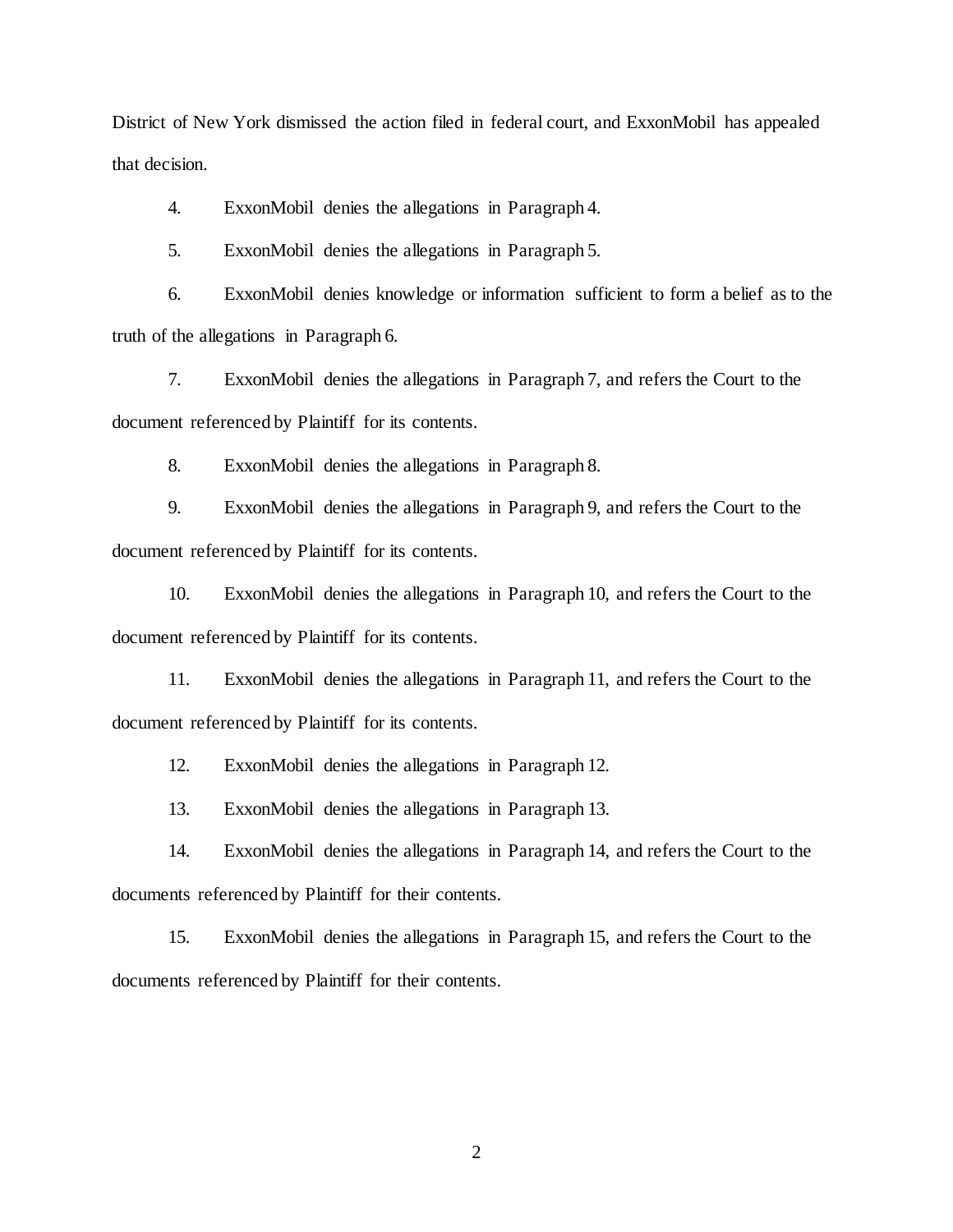District of New York dismissed the action filed in federal court, and ExxonMobil has appealed that decision.

4. ExxonMobil denies the allegations in Paragraph 4.

5. ExxonMobil denies the allegations in Paragraph 5.

6. ExxonMobil denies knowledge or information sufficient to form a belief as to the truth of the allegations in Paragraph 6.

7. ExxonMobil denies the allegations in Paragraph 7, and refers the Court to the document referenced by Plaintiff for its contents.

8. ExxonMobil denies the allegations in Paragraph 8.

9. ExxonMobil denies the allegations in Paragraph 9, and refers the Court to the document referenced by Plaintiff for its contents.

10. ExxonMobil denies the allegations in Paragraph 10, and refers the Court to the document referenced by Plaintiff for its contents.

11. ExxonMobil denies the allegations in Paragraph 11, and refers the Court to the document referenced by Plaintiff for its contents.

12. ExxonMobil denies the allegations in Paragraph 12.

13. ExxonMobil denies the allegations in Paragraph 13.

14. ExxonMobil denies the allegations in Paragraph 14, and refers the Court to the documents referenced by Plaintiff for their contents.

15. ExxonMobil denies the allegations in Paragraph 15, and refers the Court to the documents referenced by Plaintiff for their contents.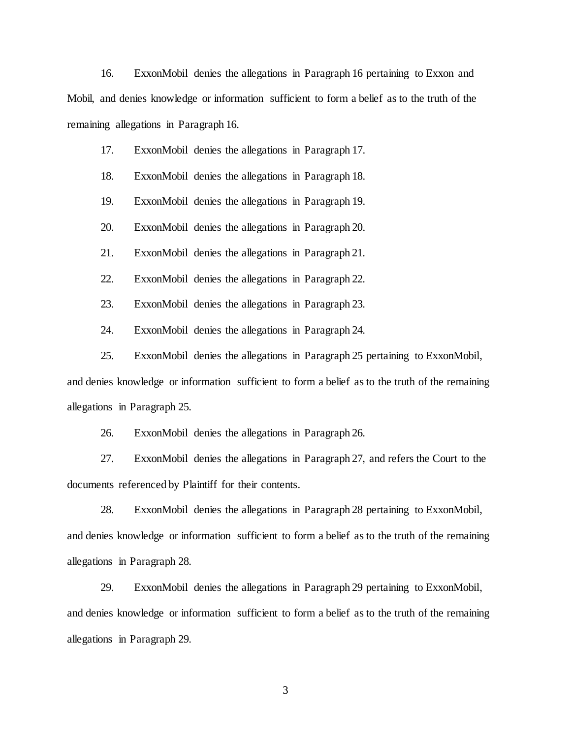16. ExxonMobil denies the allegations in Paragraph 16 pertaining to Exxon and Mobil, and denies knowledge or information sufficient to form a belief as to the truth of the remaining allegations in Paragraph 16.

17. ExxonMobil denies the allegations in Paragraph 17.

18. ExxonMobil denies the allegations in Paragraph 18.

19. ExxonMobil denies the allegations in Paragraph 19.

20. ExxonMobil denies the allegations in Paragraph 20.

21. ExxonMobil denies the allegations in Paragraph 21.

22. ExxonMobil denies the allegations in Paragraph 22.

23. ExxonMobil denies the allegations in Paragraph 23.

24. ExxonMobil denies the allegations in Paragraph 24.

25. ExxonMobil denies the allegations in Paragraph 25 pertaining to ExxonMobil, and denies knowledge or information sufficient to form a belief as to the truth of the remaining allegations in Paragraph 25.

26. ExxonMobil denies the allegations in Paragraph 26.

27. ExxonMobil denies the allegations in Paragraph 27, and refers the Court to the documents referenced by Plaintiff for their contents.

28. ExxonMobil denies the allegations in Paragraph 28 pertaining to ExxonMobil, and denies knowledge or information sufficient to form a belief as to the truth of the remaining allegations in Paragraph 28.

29. ExxonMobil denies the allegations in Paragraph 29 pertaining to ExxonMobil, and denies knowledge or information sufficient to form a belief as to the truth of the remaining allegations in Paragraph 29.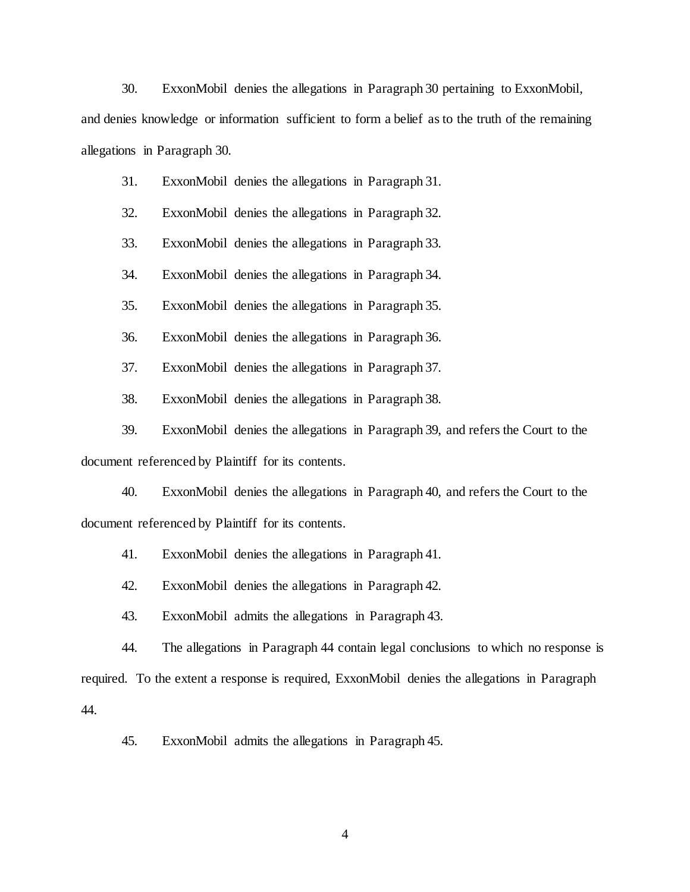30. ExxonMobil denies the allegations in Paragraph 30 pertaining to ExxonMobil, and denies knowledge or information sufficient to form a belief as to the truth of the remaining allegations in Paragraph 30.

31. ExxonMobil denies the allegations in Paragraph 31.

32. ExxonMobil denies the allegations in Paragraph 32.

33. ExxonMobil denies the allegations in Paragraph 33.

34. ExxonMobil denies the allegations in Paragraph 34.

35. ExxonMobil denies the allegations in Paragraph 35.

36. ExxonMobil denies the allegations in Paragraph 36.

37. ExxonMobil denies the allegations in Paragraph 37.

38. ExxonMobil denies the allegations in Paragraph 38.

39. ExxonMobil denies the allegations in Paragraph 39, and refers the Court to the document referenced by Plaintiff for its contents.

40. ExxonMobil denies the allegations in Paragraph 40, and refers the Court to the document referenced by Plaintiff for its contents.

41. ExxonMobil denies the allegations in Paragraph 41.

42. ExxonMobil denies the allegations in Paragraph 42.

43. ExxonMobil admits the allegations in Paragraph 43.

44. The allegations in Paragraph 44 contain legal conclusions to which no response is required. To the extent a response is required, ExxonMobil denies the allegations in Paragraph 44.

45. ExxonMobil admits the allegations in Paragraph 45.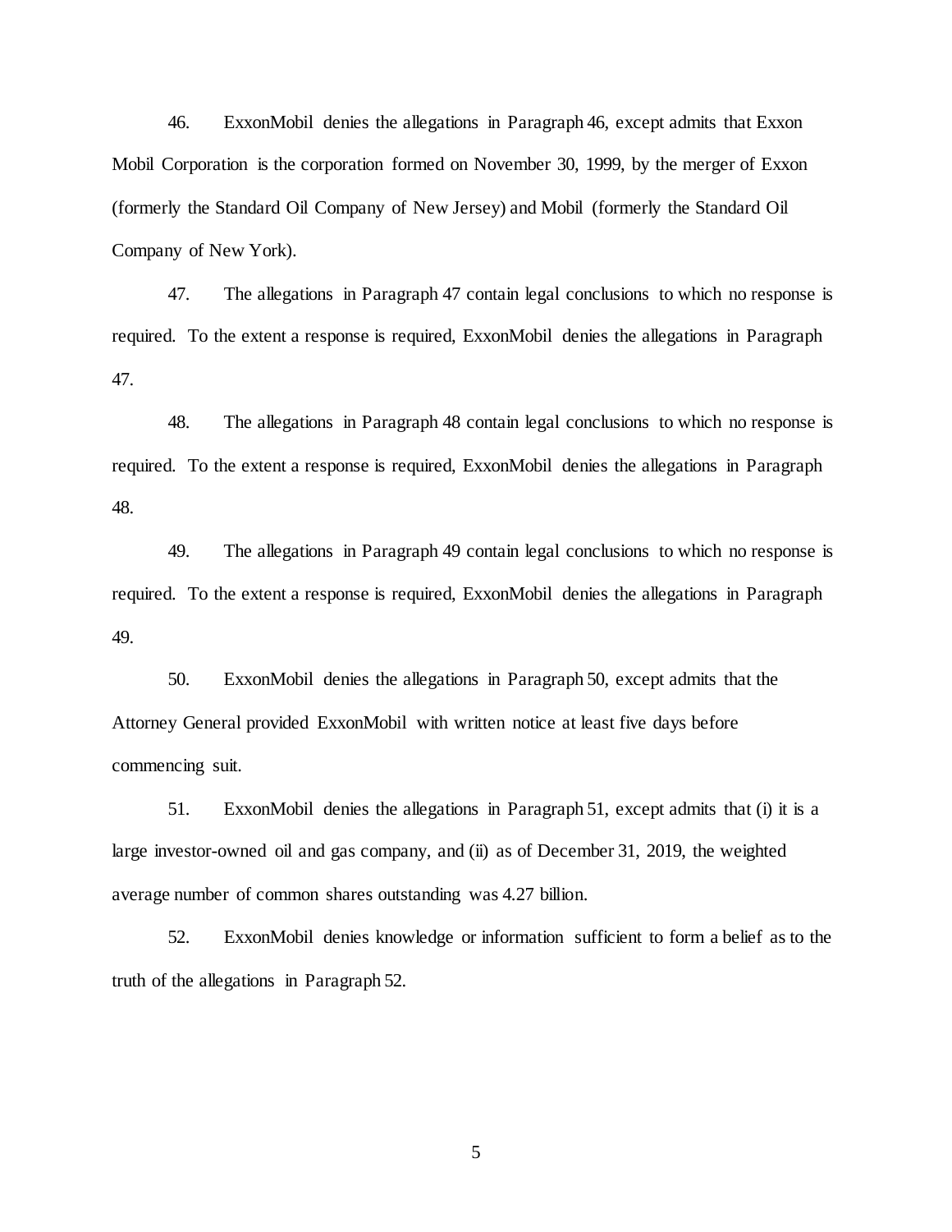46. ExxonMobil denies the allegations in Paragraph 46, except admits that Exxon Mobil Corporation is the corporation formed on November 30, 1999, by the merger of Exxon (formerly the Standard Oil Company of New Jersey) and Mobil (formerly the Standard Oil Company of New York).

47. The allegations in Paragraph 47 contain legal conclusions to which no response is required. To the extent a response is required, ExxonMobil denies the allegations in Paragraph 47.

48. The allegations in Paragraph 48 contain legal conclusions to which no response is required. To the extent a response is required, ExxonMobil denies the allegations in Paragraph 48.

49. The allegations in Paragraph 49 contain legal conclusions to which no response is required. To the extent a response is required, ExxonMobil denies the allegations in Paragraph 49.

50. ExxonMobil denies the allegations in Paragraph 50, except admits that the Attorney General provided ExxonMobil with written notice at least five days before commencing suit.

51. ExxonMobil denies the allegations in Paragraph 51, except admits that (i) it is a large investor-owned oil and gas company, and (ii) as of December 31, 2019, the weighted average number of common shares outstanding was 4.27 billion.

52. ExxonMobil denies knowledge or information sufficient to form a belief as to the truth of the allegations in Paragraph 52.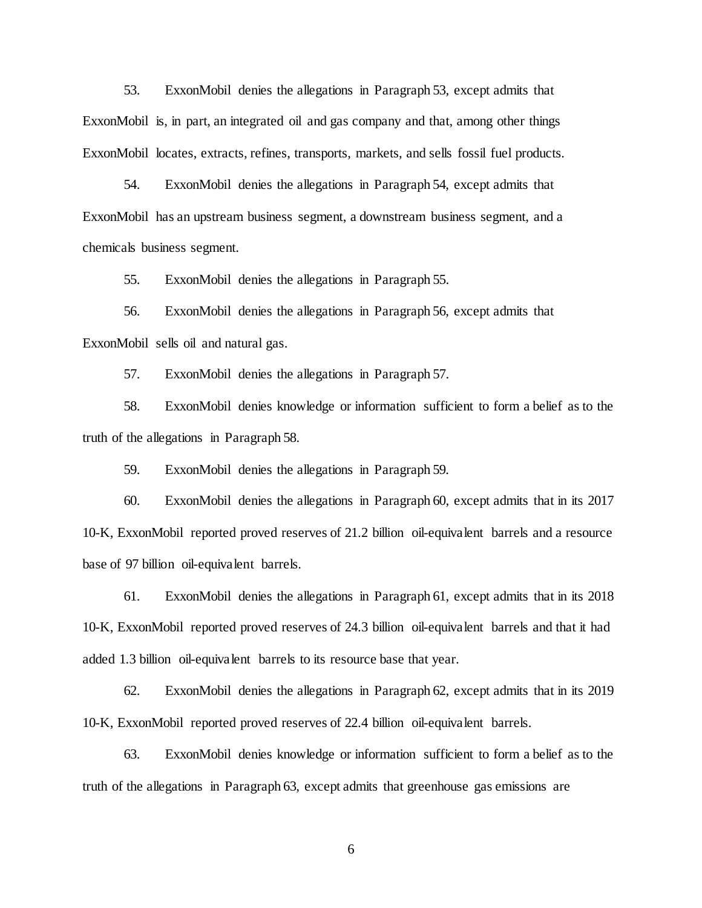53. ExxonMobil denies the allegations in Paragraph 53, except admits that ExxonMobil is, in part, an integrated oil and gas company and that, among other things ExxonMobil locates, extracts, refines, transports, markets, and sells fossil fuel products.

54. ExxonMobil denies the allegations in Paragraph 54, except admits that ExxonMobil has an upstream business segment, a downstream business segment, and a chemicals business segment.

55. ExxonMobil denies the allegations in Paragraph 55.

56. ExxonMobil denies the allegations in Paragraph 56, except admits that ExxonMobil sells oil and natural gas.

57. ExxonMobil denies the allegations in Paragraph 57.

58. ExxonMobil denies knowledge or information sufficient to form a belief as to the truth of the allegations in Paragraph 58.

59. ExxonMobil denies the allegations in Paragraph 59.

60. ExxonMobil denies the allegations in Paragraph 60, except admits that in its 2017 10-K, ExxonMobil reported proved reserves of 21.2 billion oil-equivalent barrels and a resource base of 97 billion oil-equivalent barrels.

61. ExxonMobil denies the allegations in Paragraph 61, except admits that in its 2018 10-K, ExxonMobil reported proved reserves of 24.3 billion oil-equivalent barrels and that it had added 1.3 billion oil-equivalent barrels to its resource base that year.

62. ExxonMobil denies the allegations in Paragraph 62, except admits that in its 2019 10-K, ExxonMobil reported proved reserves of 22.4 billion oil-equivalent barrels.

63. ExxonMobil denies knowledge or information sufficient to form a belief as to the truth of the allegations in Paragraph 63, except admits that greenhouse gas emissions are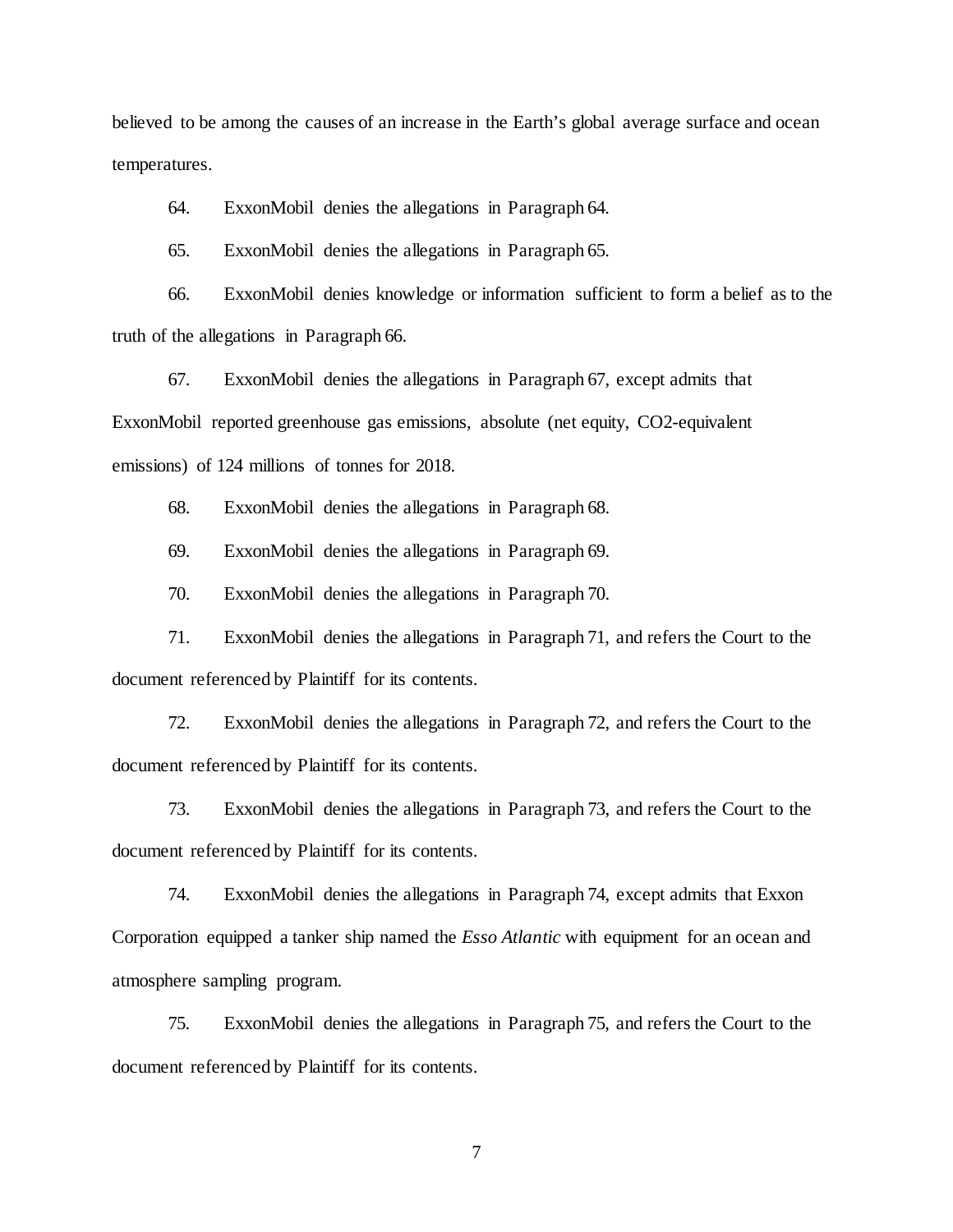believed to be among the causes of an increase in the Earth's global average surface and ocean temperatures.

64. ExxonMobil denies the allegations in Paragraph 64.

65. ExxonMobil denies the allegations in Paragraph 65.

66. ExxonMobil denies knowledge or information sufficient to form a belief as to the truth of the allegations in Paragraph 66.

67. ExxonMobil denies the allegations in Paragraph 67, except admits that ExxonMobil reported greenhouse gas emissions, absolute (net equity, CO2-equivalent emissions) of 124 millions of tonnes for 2018.

68. ExxonMobil denies the allegations in Paragraph 68.

69. ExxonMobil denies the allegations in Paragraph 69.

70. ExxonMobil denies the allegations in Paragraph 70.

71. ExxonMobil denies the allegations in Paragraph 71, and refers the Court to the document referenced by Plaintiff for its contents.

72. ExxonMobil denies the allegations in Paragraph 72, and refers the Court to the document referenced by Plaintiff for its contents.

73. ExxonMobil denies the allegations in Paragraph 73, and refers the Court to the document referenced by Plaintiff for its contents.

74. ExxonMobil denies the allegations in Paragraph 74, except admits that Exxon Corporation equipped a tanker ship named the *Esso Atlantic* with equipment for an ocean and atmosphere sampling program.

75. ExxonMobil denies the allegations in Paragraph 75, and refers the Court to the document referenced by Plaintiff for its contents.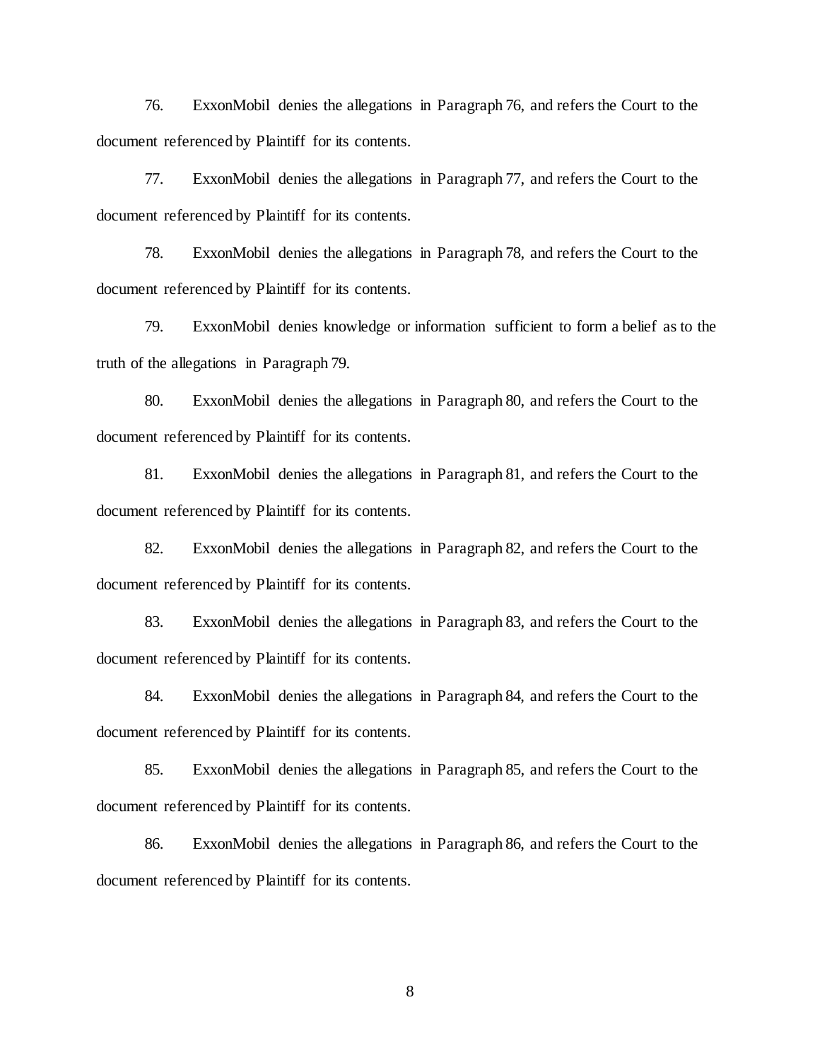76. ExxonMobil denies the allegations in Paragraph 76, and refers the Court to the document referenced by Plaintiff for its contents.

77. ExxonMobil denies the allegations in Paragraph 77, and refers the Court to the document referenced by Plaintiff for its contents.

78. ExxonMobil denies the allegations in Paragraph 78, and refers the Court to the document referenced by Plaintiff for its contents.

79. ExxonMobil denies knowledge or information sufficient to form a belief as to the truth of the allegations in Paragraph 79.

80. ExxonMobil denies the allegations in Paragraph 80, and refers the Court to the document referenced by Plaintiff for its contents.

81. ExxonMobil denies the allegations in Paragraph 81, and refers the Court to the document referenced by Plaintiff for its contents.

82. ExxonMobil denies the allegations in Paragraph 82, and refers the Court to the document referenced by Plaintiff for its contents.

83. ExxonMobil denies the allegations in Paragraph 83, and refers the Court to the document referenced by Plaintiff for its contents.

84. ExxonMobil denies the allegations in Paragraph 84, and refers the Court to the document referenced by Plaintiff for its contents.

85. ExxonMobil denies the allegations in Paragraph 85, and refers the Court to the document referenced by Plaintiff for its contents.

86. ExxonMobil denies the allegations in Paragraph 86, and refers the Court to the document referenced by Plaintiff for its contents.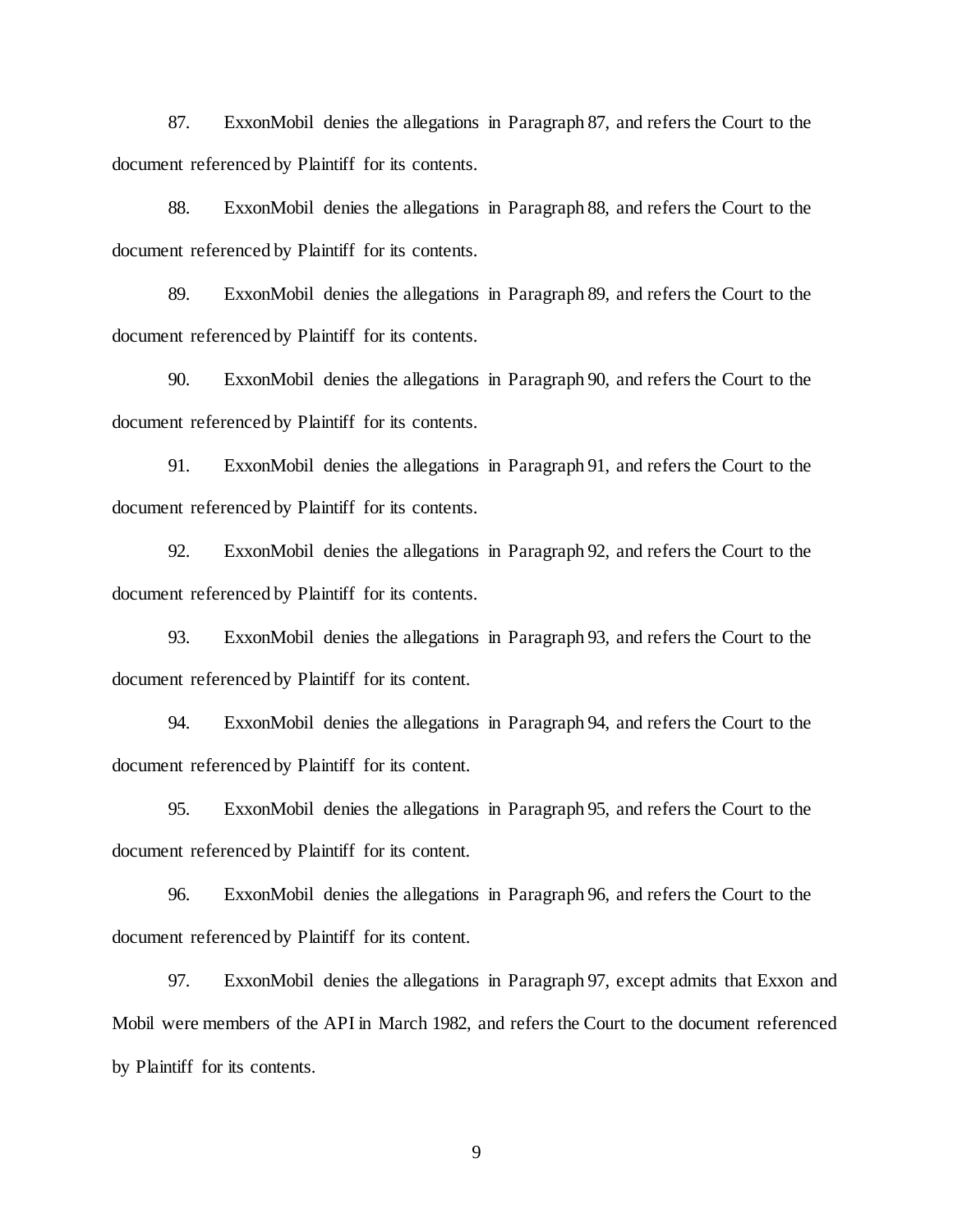87. ExxonMobil denies the allegations in Paragraph 87, and refers the Court to the document referenced by Plaintiff for its contents.

88. ExxonMobil denies the allegations in Paragraph 88, and refers the Court to the document referenced by Plaintiff for its contents.

89. ExxonMobil denies the allegations in Paragraph 89, and refers the Court to the document referenced by Plaintiff for its contents.

90. ExxonMobil denies the allegations in Paragraph 90, and refers the Court to the document referenced by Plaintiff for its contents.

91. ExxonMobil denies the allegations in Paragraph 91, and refers the Court to the document referenced by Plaintiff for its contents.

92. ExxonMobil denies the allegations in Paragraph 92, and refers the Court to the document referenced by Plaintiff for its contents.

93. ExxonMobil denies the allegations in Paragraph 93, and refers the Court to the document referenced by Plaintiff for its content.

94. ExxonMobil denies the allegations in Paragraph 94, and refers the Court to the document referenced by Plaintiff for its content.

95. ExxonMobil denies the allegations in Paragraph 95, and refers the Court to the document referenced by Plaintiff for its content.

96. ExxonMobil denies the allegations in Paragraph 96, and refers the Court to the document referenced by Plaintiff for its content.

97. ExxonMobil denies the allegations in Paragraph 97, except admits that Exxon and Mobil were members of the API in March 1982, and refers the Court to the document referenced by Plaintiff for its contents.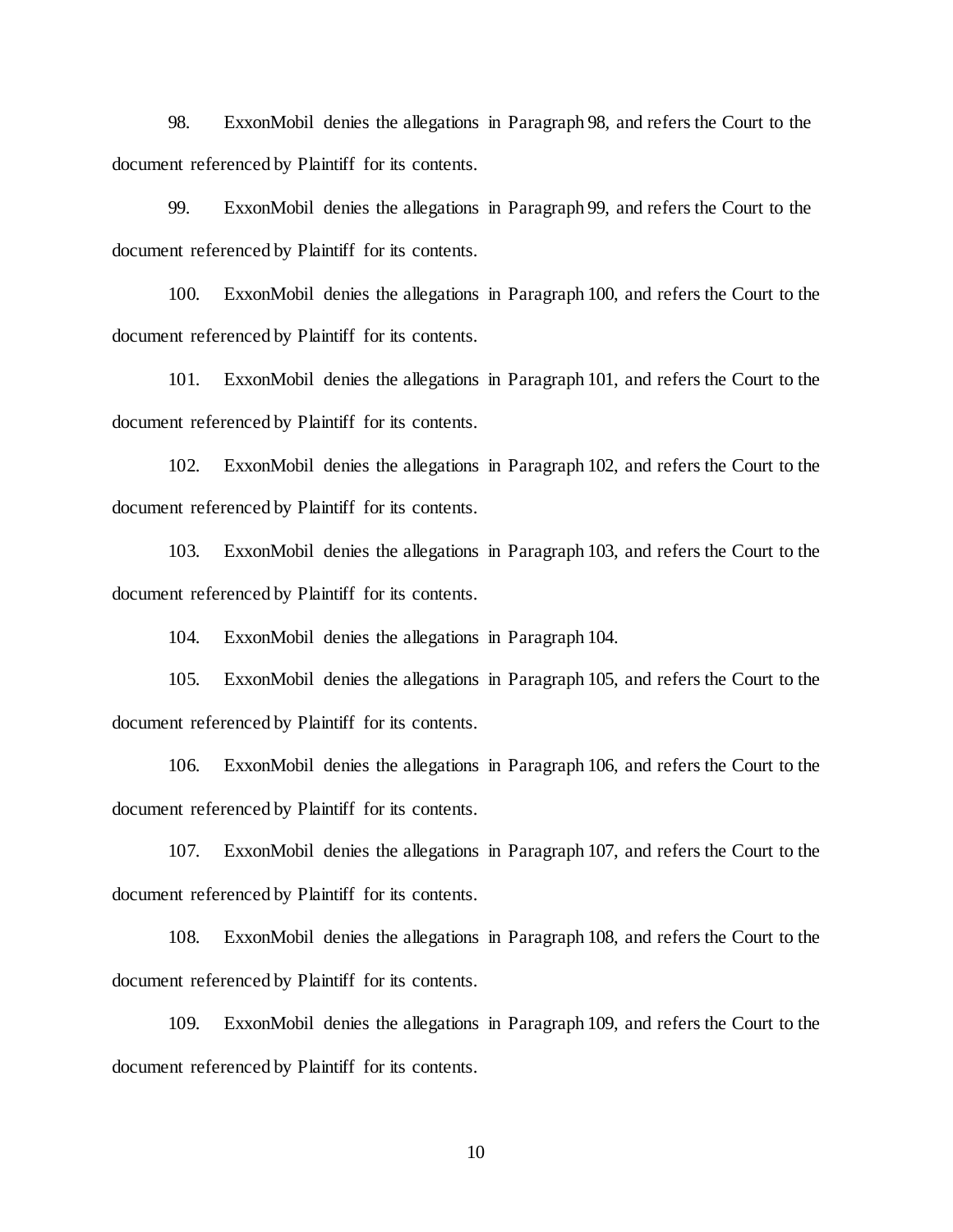98. ExxonMobil denies the allegations in Paragraph 98, and refers the Court to the document referenced by Plaintiff for its contents.

99. ExxonMobil denies the allegations in Paragraph 99, and refers the Court to the document referenced by Plaintiff for its contents.

100. ExxonMobil denies the allegations in Paragraph 100, and refers the Court to the document referenced by Plaintiff for its contents.

101. ExxonMobil denies the allegations in Paragraph 101, and refers the Court to the document referenced by Plaintiff for its contents.

102. ExxonMobil denies the allegations in Paragraph 102, and refers the Court to the document referenced by Plaintiff for its contents.

103. ExxonMobil denies the allegations in Paragraph 103, and refers the Court to the document referenced by Plaintiff for its contents.

104. ExxonMobil denies the allegations in Paragraph 104.

105. ExxonMobil denies the allegations in Paragraph 105, and refers the Court to the document referenced by Plaintiff for its contents.

106. ExxonMobil denies the allegations in Paragraph 106, and refers the Court to the document referenced by Plaintiff for its contents.

107. ExxonMobil denies the allegations in Paragraph 107, and refers the Court to the document referenced by Plaintiff for its contents.

108. ExxonMobil denies the allegations in Paragraph 108, and refers the Court to the document referenced by Plaintiff for its contents.

109. ExxonMobil denies the allegations in Paragraph 109, and refers the Court to the document referenced by Plaintiff for its contents.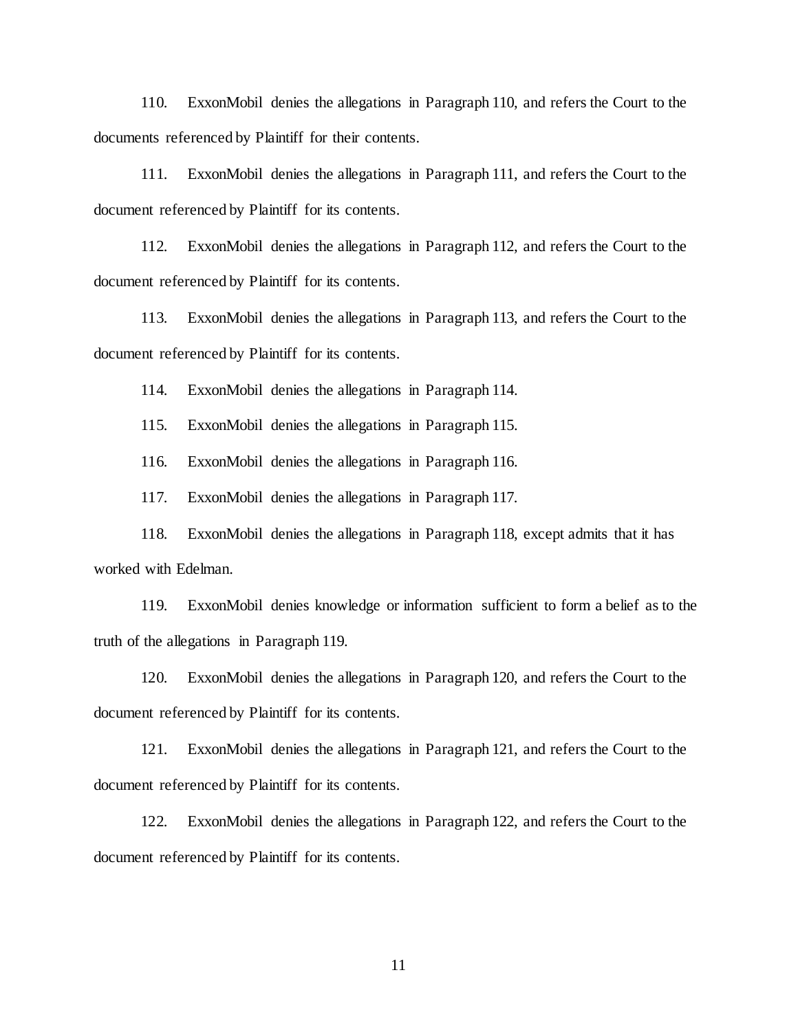110. ExxonMobil denies the allegations in Paragraph 110, and refers the Court to the documents referenced by Plaintiff for their contents.

111. ExxonMobil denies the allegations in Paragraph 111, and refers the Court to the document referenced by Plaintiff for its contents.

112. ExxonMobil denies the allegations in Paragraph 112, and refers the Court to the document referenced by Plaintiff for its contents.

113. ExxonMobil denies the allegations in Paragraph 113, and refers the Court to the document referenced by Plaintiff for its contents.

114. ExxonMobil denies the allegations in Paragraph 114.

115. ExxonMobil denies the allegations in Paragraph 115.

116. ExxonMobil denies the allegations in Paragraph 116.

117. ExxonMobil denies the allegations in Paragraph 117.

118. ExxonMobil denies the allegations in Paragraph 118, except admits that it has worked with Edelman.

119. ExxonMobil denies knowledge or information sufficient to form a belief as to the truth of the allegations in Paragraph 119.

120. ExxonMobil denies the allegations in Paragraph 120, and refers the Court to the document referenced by Plaintiff for its contents.

121. ExxonMobil denies the allegations in Paragraph 121, and refers the Court to the document referenced by Plaintiff for its contents.

122. ExxonMobil denies the allegations in Paragraph 122, and refers the Court to the document referenced by Plaintiff for its contents.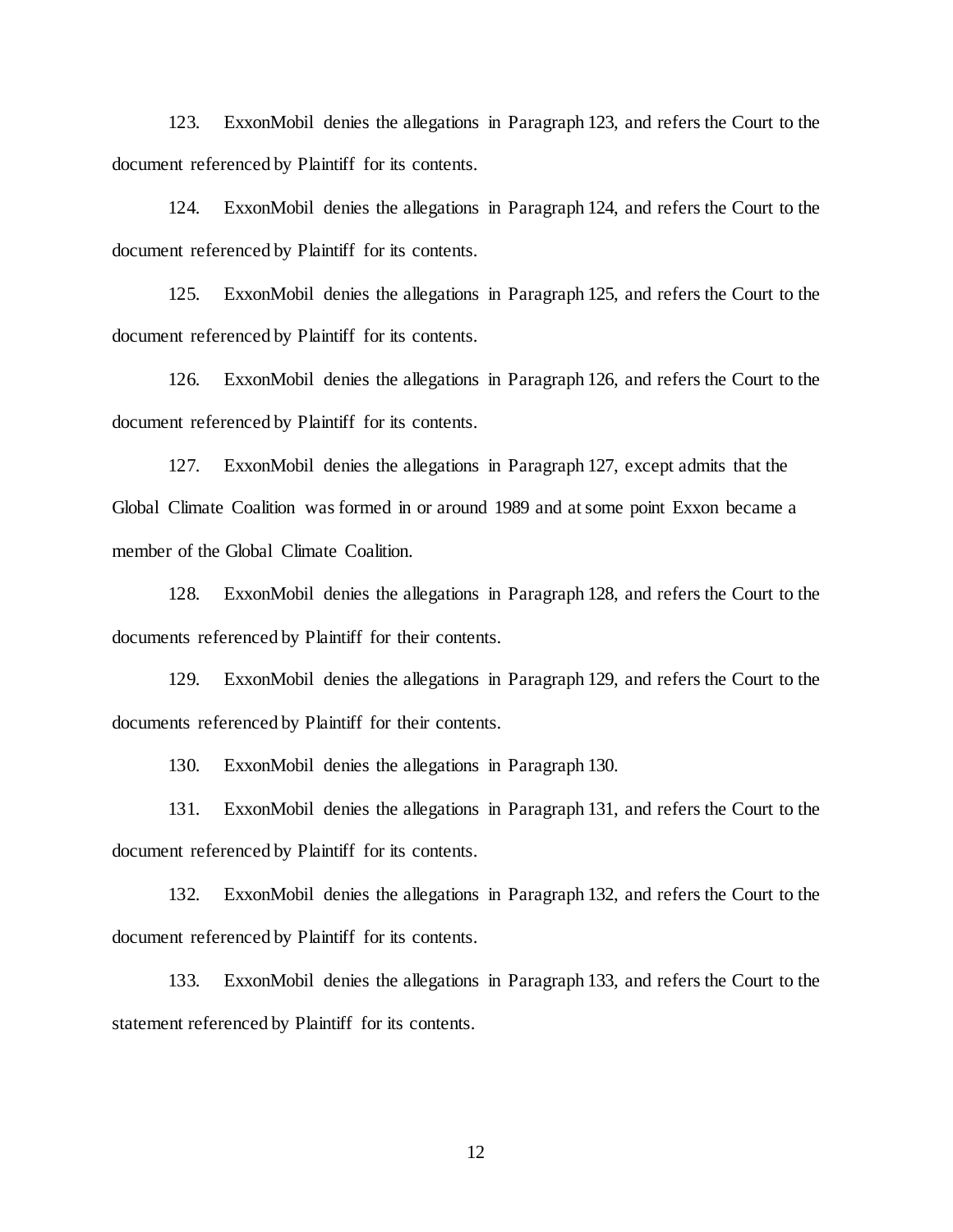123. ExxonMobil denies the allegations in Paragraph 123, and refers the Court to the document referenced by Plaintiff for its contents.

124. ExxonMobil denies the allegations in Paragraph 124, and refers the Court to the document referenced by Plaintiff for its contents.

125. ExxonMobil denies the allegations in Paragraph 125, and refers the Court to the document referenced by Plaintiff for its contents.

126. ExxonMobil denies the allegations in Paragraph 126, and refers the Court to the document referenced by Plaintiff for its contents.

127. ExxonMobil denies the allegations in Paragraph 127, except admits that the Global Climate Coalition was formed in or around 1989 and at some point Exxon became a member of the Global Climate Coalition.

128. ExxonMobil denies the allegations in Paragraph 128, and refers the Court to the documents referenced by Plaintiff for their contents.

129. ExxonMobil denies the allegations in Paragraph 129, and refers the Court to the documents referenced by Plaintiff for their contents.

130. ExxonMobil denies the allegations in Paragraph 130.

131. ExxonMobil denies the allegations in Paragraph 131, and refers the Court to the document referenced by Plaintiff for its contents.

132. ExxonMobil denies the allegations in Paragraph 132, and refers the Court to the document referenced by Plaintiff for its contents.

133. ExxonMobil denies the allegations in Paragraph 133, and refers the Court to the statement referenced by Plaintiff for its contents.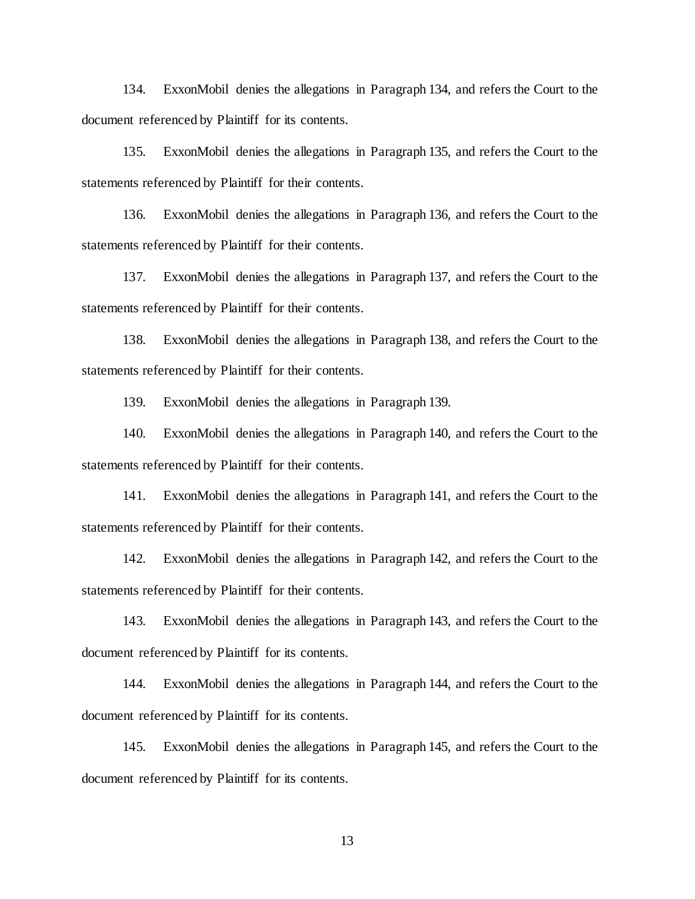134. ExxonMobil denies the allegations in Paragraph 134, and refers the Court to the document referenced by Plaintiff for its contents.

135. ExxonMobil denies the allegations in Paragraph 135, and refers the Court to the statements referenced by Plaintiff for their contents.

136. ExxonMobil denies the allegations in Paragraph 136, and refers the Court to the statements referenced by Plaintiff for their contents.

137. ExxonMobil denies the allegations in Paragraph 137, and refers the Court to the statements referenced by Plaintiff for their contents.

138. ExxonMobil denies the allegations in Paragraph 138, and refers the Court to the statements referenced by Plaintiff for their contents.

139. ExxonMobil denies the allegations in Paragraph 139.

140. ExxonMobil denies the allegations in Paragraph 140, and refers the Court to the statements referenced by Plaintiff for their contents.

141. ExxonMobil denies the allegations in Paragraph 141, and refers the Court to the statements referenced by Plaintiff for their contents.

142. ExxonMobil denies the allegations in Paragraph 142, and refers the Court to the statements referenced by Plaintiff for their contents.

143. ExxonMobil denies the allegations in Paragraph 143, and refers the Court to the document referenced by Plaintiff for its contents.

144. ExxonMobil denies the allegations in Paragraph 144, and refers the Court to the document referenced by Plaintiff for its contents.

145. ExxonMobil denies the allegations in Paragraph 145, and refers the Court to the document referenced by Plaintiff for its contents.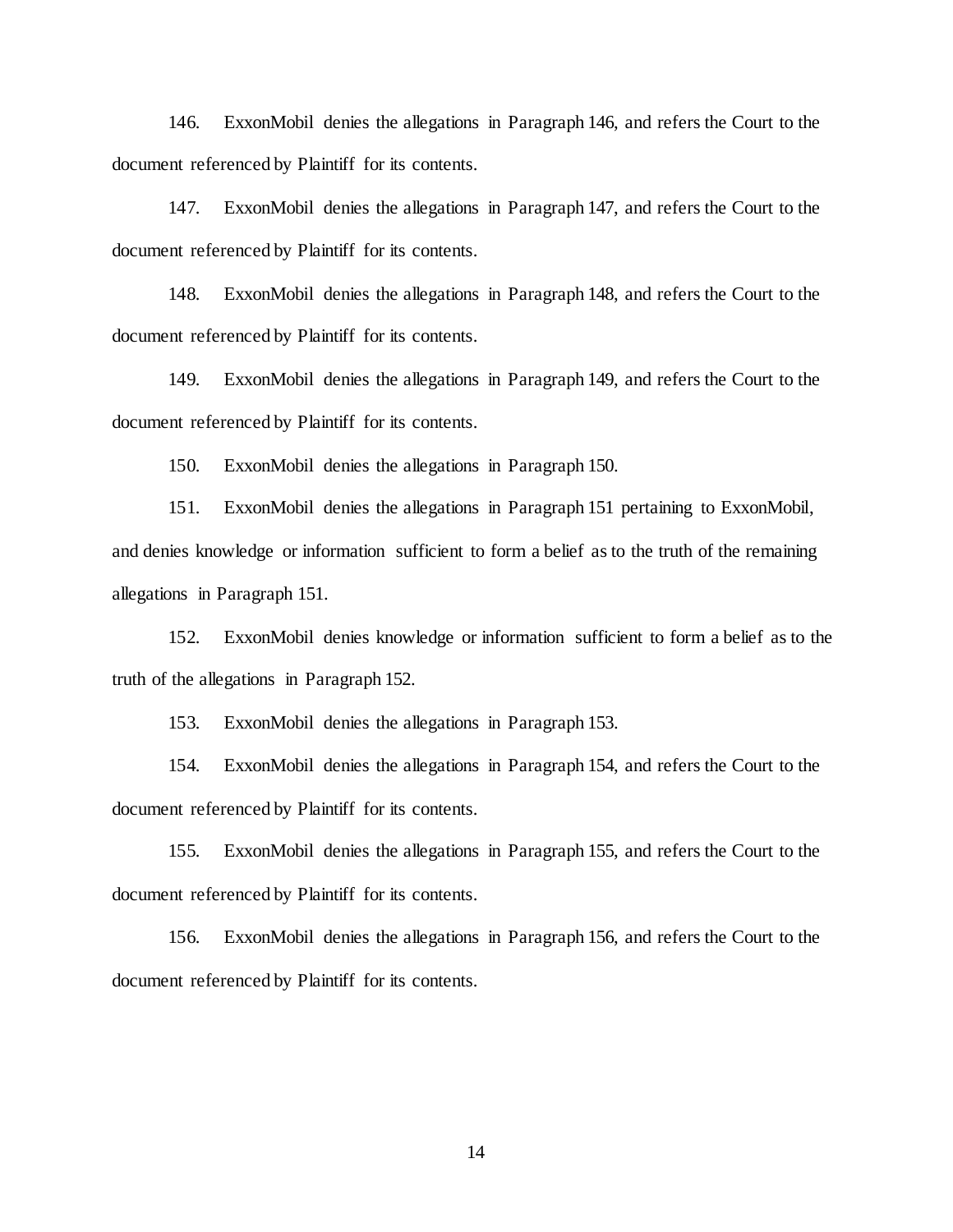146. ExxonMobil denies the allegations in Paragraph 146, and refers the Court to the document referenced by Plaintiff for its contents.

147. ExxonMobil denies the allegations in Paragraph 147, and refers the Court to the document referenced by Plaintiff for its contents.

148. ExxonMobil denies the allegations in Paragraph 148, and refers the Court to the document referenced by Plaintiff for its contents.

149. ExxonMobil denies the allegations in Paragraph 149, and refers the Court to the document referenced by Plaintiff for its contents.

150. ExxonMobil denies the allegations in Paragraph 150.

151. ExxonMobil denies the allegations in Paragraph 151 pertaining to ExxonMobil, and denies knowledge or information sufficient to form a belief as to the truth of the remaining allegations in Paragraph 151.

152. ExxonMobil denies knowledge or information sufficient to form a belief as to the truth of the allegations in Paragraph 152.

153. ExxonMobil denies the allegations in Paragraph 153.

154. ExxonMobil denies the allegations in Paragraph 154, and refers the Court to the document referenced by Plaintiff for its contents.

155. ExxonMobil denies the allegations in Paragraph 155, and refers the Court to the document referenced by Plaintiff for its contents.

156. ExxonMobil denies the allegations in Paragraph 156, and refers the Court to the document referenced by Plaintiff for its contents.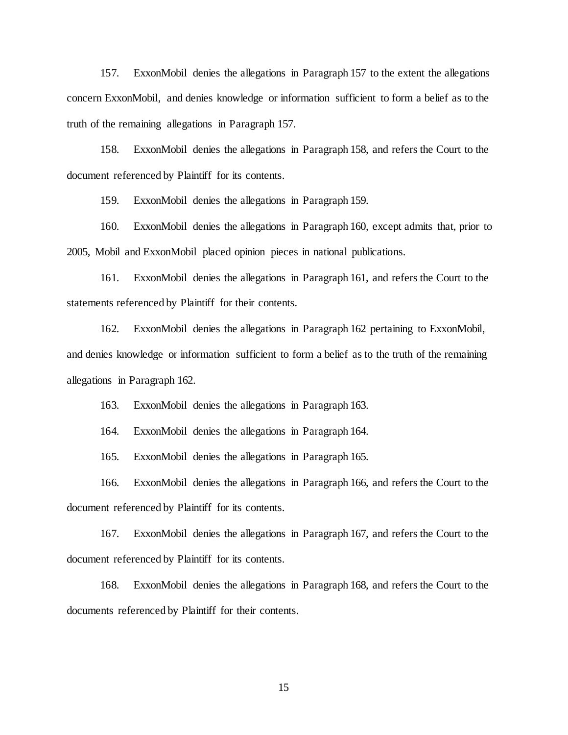157. ExxonMobil denies the allegations in Paragraph 157 to the extent the allegations concern ExxonMobil, and denies knowledge or information sufficient to form a belief as to the truth of the remaining allegations in Paragraph 157.

158. ExxonMobil denies the allegations in Paragraph 158, and refers the Court to the document referenced by Plaintiff for its contents.

159. ExxonMobil denies the allegations in Paragraph 159.

160. ExxonMobil denies the allegations in Paragraph 160, except admits that, prior to 2005, Mobil and ExxonMobil placed opinion pieces in national publications.

161. ExxonMobil denies the allegations in Paragraph 161, and refers the Court to the statements referenced by Plaintiff for their contents.

162. ExxonMobil denies the allegations in Paragraph 162 pertaining to ExxonMobil, and denies knowledge or information sufficient to form a belief as to the truth of the remaining allegations in Paragraph 162.

163. ExxonMobil denies the allegations in Paragraph 163.

164. ExxonMobil denies the allegations in Paragraph 164.

165. ExxonMobil denies the allegations in Paragraph 165.

166. ExxonMobil denies the allegations in Paragraph 166, and refers the Court to the document referenced by Plaintiff for its contents.

167. ExxonMobil denies the allegations in Paragraph 167, and refers the Court to the document referenced by Plaintiff for its contents.

168. ExxonMobil denies the allegations in Paragraph 168, and refers the Court to the documents referenced by Plaintiff for their contents.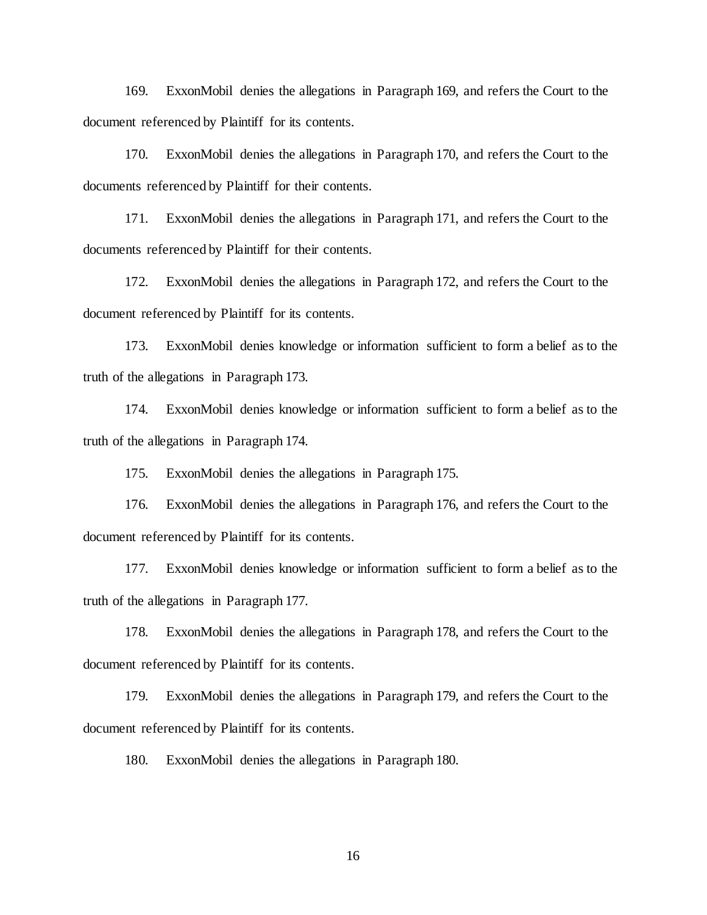169. ExxonMobil denies the allegations in Paragraph 169, and refers the Court to the document referenced by Plaintiff for its contents.

170. ExxonMobil denies the allegations in Paragraph 170, and refers the Court to the documents referenced by Plaintiff for their contents.

171. ExxonMobil denies the allegations in Paragraph 171, and refers the Court to the documents referenced by Plaintiff for their contents.

172. ExxonMobil denies the allegations in Paragraph 172, and refers the Court to the document referenced by Plaintiff for its contents.

173. ExxonMobil denies knowledge or information sufficient to form a belief as to the truth of the allegations in Paragraph 173.

174. ExxonMobil denies knowledge or information sufficient to form a belief as to the truth of the allegations in Paragraph 174.

175. ExxonMobil denies the allegations in Paragraph 175.

176. ExxonMobil denies the allegations in Paragraph 176, and refers the Court to the document referenced by Plaintiff for its contents.

177. ExxonMobil denies knowledge or information sufficient to form a belief as to the truth of the allegations in Paragraph 177.

178. ExxonMobil denies the allegations in Paragraph 178, and refers the Court to the document referenced by Plaintiff for its contents.

179. ExxonMobil denies the allegations in Paragraph 179, and refers the Court to the document referenced by Plaintiff for its contents.

180. ExxonMobil denies the allegations in Paragraph 180.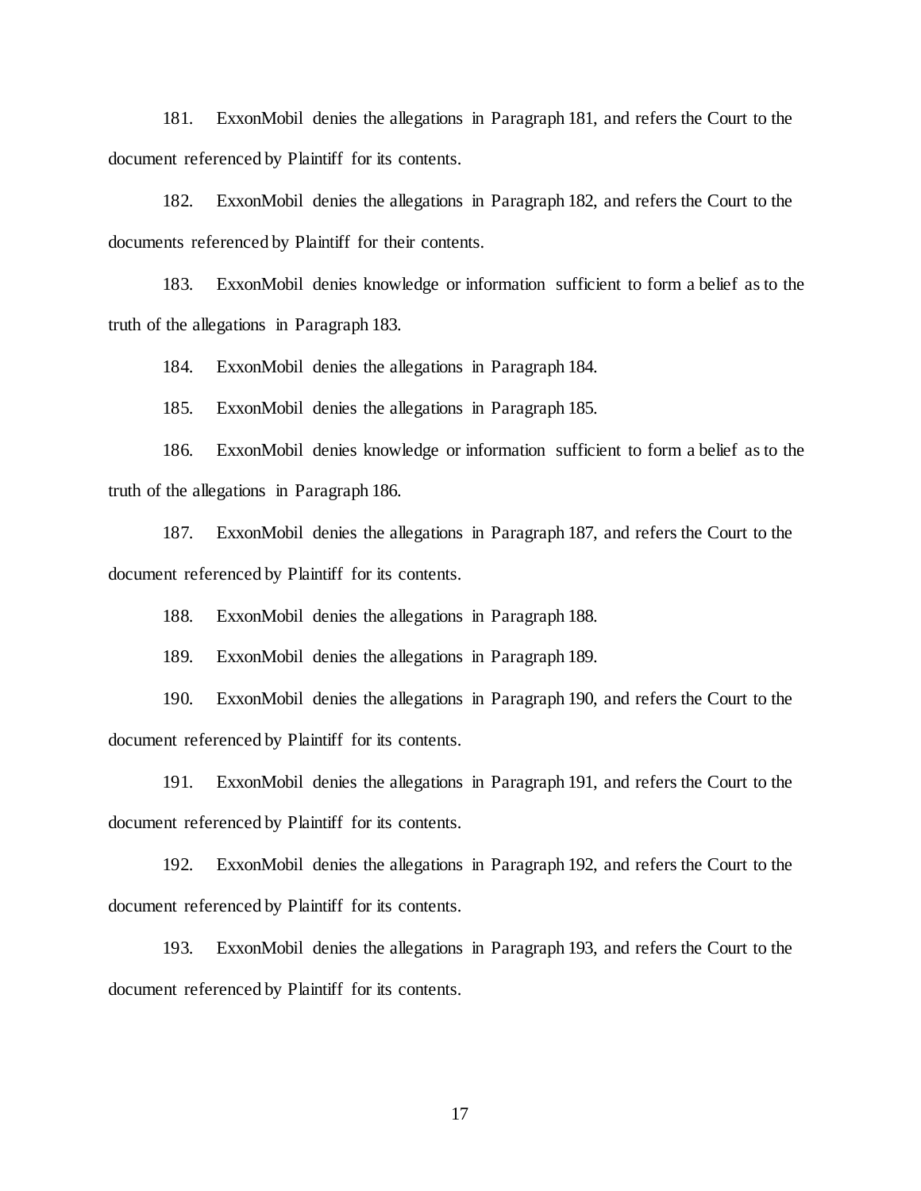181. ExxonMobil denies the allegations in Paragraph 181, and refers the Court to the document referenced by Plaintiff for its contents.

182. ExxonMobil denies the allegations in Paragraph 182, and refers the Court to the documents referenced by Plaintiff for their contents.

183. ExxonMobil denies knowledge or information sufficient to form a belief as to the truth of the allegations in Paragraph 183.

184. ExxonMobil denies the allegations in Paragraph 184.

185. ExxonMobil denies the allegations in Paragraph 185.

186. ExxonMobil denies knowledge or information sufficient to form a belief as to the truth of the allegations in Paragraph 186.

187. ExxonMobil denies the allegations in Paragraph 187, and refers the Court to the document referenced by Plaintiff for its contents.

188. ExxonMobil denies the allegations in Paragraph 188.

189. ExxonMobil denies the allegations in Paragraph 189.

190. ExxonMobil denies the allegations in Paragraph 190, and refers the Court to the document referenced by Plaintiff for its contents.

191. ExxonMobil denies the allegations in Paragraph 191, and refers the Court to the document referenced by Plaintiff for its contents.

192. ExxonMobil denies the allegations in Paragraph 192, and refers the Court to the document referenced by Plaintiff for its contents.

193. ExxonMobil denies the allegations in Paragraph 193, and refers the Court to the document referenced by Plaintiff for its contents.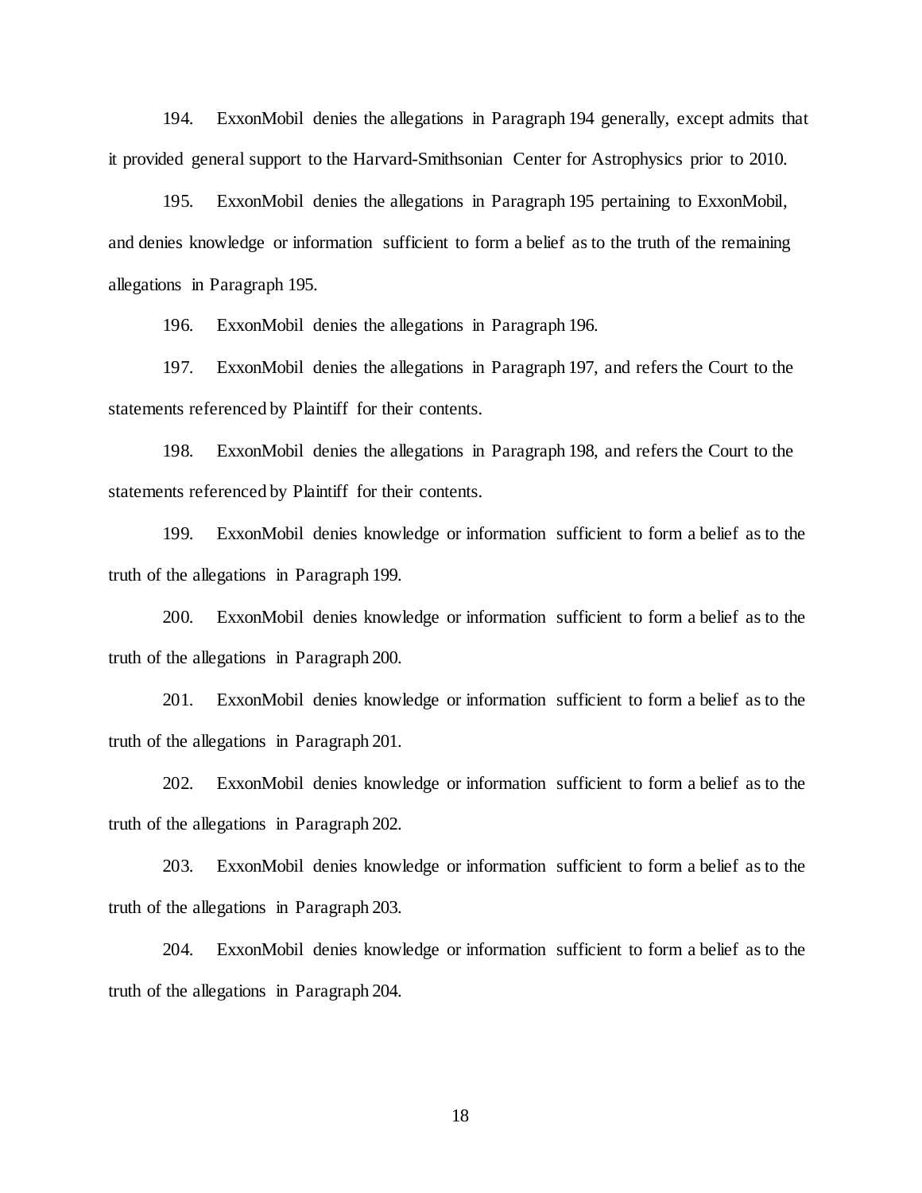194. ExxonMobil denies the allegations in Paragraph 194 generally, except admits that it provided general support to the Harvard-Smithsonian Center for Astrophysics prior to 2010.

195. ExxonMobil denies the allegations in Paragraph 195 pertaining to ExxonMobil, and denies knowledge or information sufficient to form a belief as to the truth of the remaining allegations in Paragraph 195.

196. ExxonMobil denies the allegations in Paragraph 196.

197. ExxonMobil denies the allegations in Paragraph 197, and refers the Court to the statements referenced by Plaintiff for their contents.

198. ExxonMobil denies the allegations in Paragraph 198, and refers the Court to the statements referenced by Plaintiff for their contents.

199. ExxonMobil denies knowledge or information sufficient to form a belief as to the truth of the allegations in Paragraph 199.

200. ExxonMobil denies knowledge or information sufficient to form a belief as to the truth of the allegations in Paragraph 200.

201. ExxonMobil denies knowledge or information sufficient to form a belief as to the truth of the allegations in Paragraph 201.

202. ExxonMobil denies knowledge or information sufficient to form a belief as to the truth of the allegations in Paragraph 202.

203. ExxonMobil denies knowledge or information sufficient to form a belief as to the truth of the allegations in Paragraph 203.

204. ExxonMobil denies knowledge or information sufficient to form a belief as to the truth of the allegations in Paragraph 204.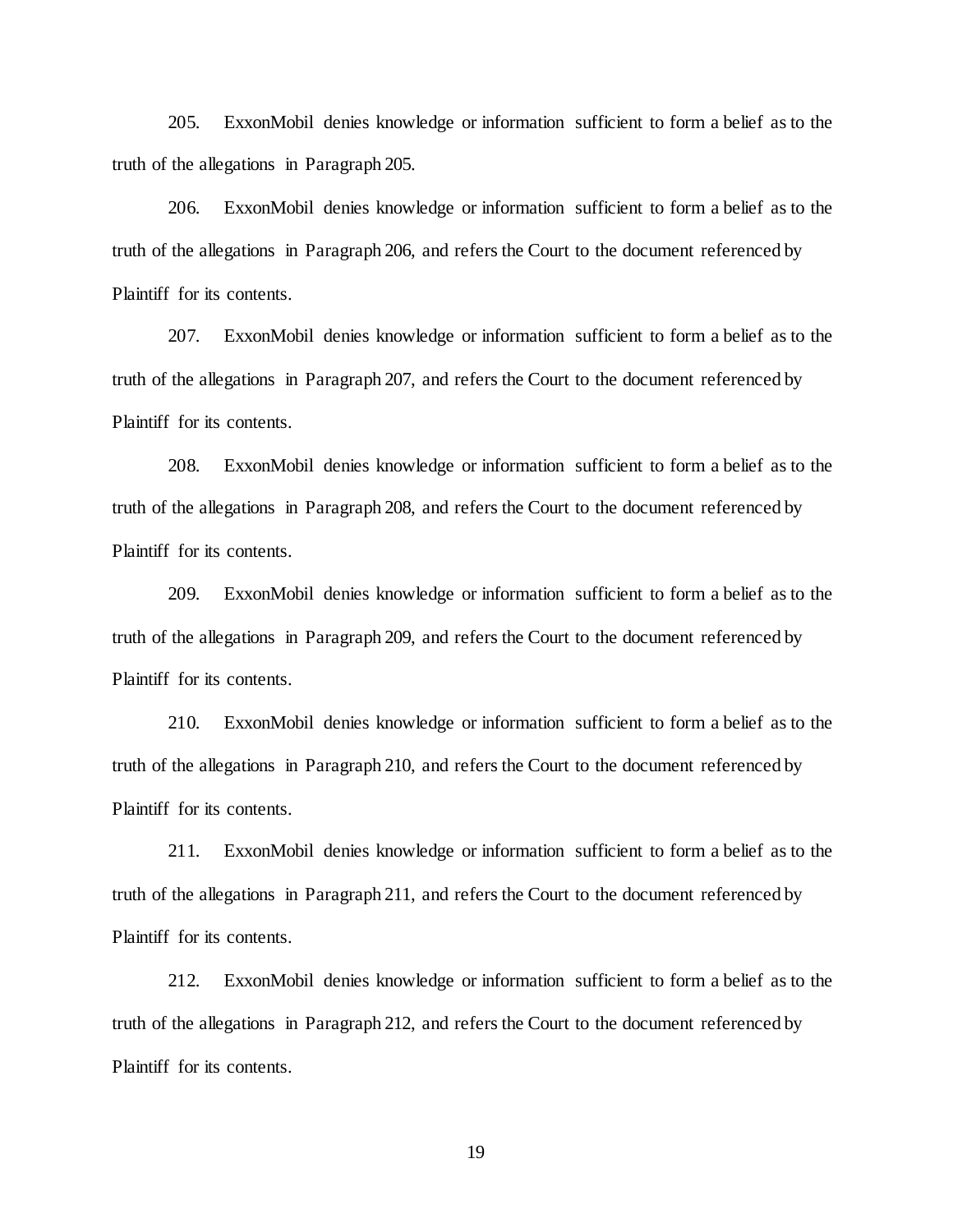205. ExxonMobil denies knowledge or information sufficient to form a belief as to the truth of the allegations in Paragraph 205.

206. ExxonMobil denies knowledge or information sufficient to form a belief as to the truth of the allegations in Paragraph 206, and refers the Court to the document referenced by Plaintiff for its contents.

207. ExxonMobil denies knowledge or information sufficient to form a belief as to the truth of the allegations in Paragraph 207, and refers the Court to the document referenced by Plaintiff for its contents.

208. ExxonMobil denies knowledge or information sufficient to form a belief as to the truth of the allegations in Paragraph 208, and refers the Court to the document referenced by Plaintiff for its contents.

209. ExxonMobil denies knowledge or information sufficient to form a belief as to the truth of the allegations in Paragraph 209, and refers the Court to the document referenced by Plaintiff for its contents.

210. ExxonMobil denies knowledge or information sufficient to form a belief as to the truth of the allegations in Paragraph 210, and refers the Court to the document referenced by Plaintiff for its contents.

211. ExxonMobil denies knowledge or information sufficient to form a belief as to the truth of the allegations in Paragraph 211, and refers the Court to the document referenced by Plaintiff for its contents.

212. ExxonMobil denies knowledge or information sufficient to form a belief as to the truth of the allegations in Paragraph 212, and refers the Court to the document referenced by Plaintiff for its contents.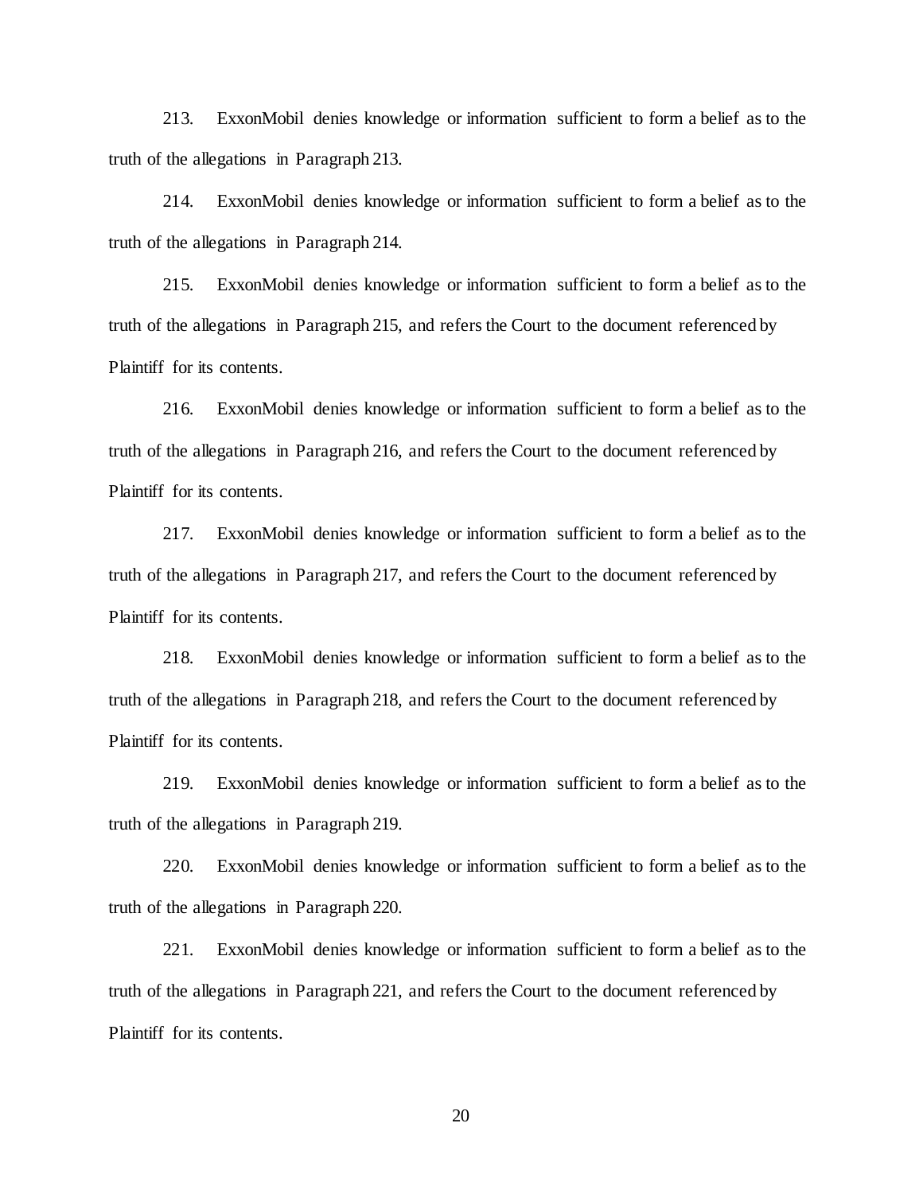213. ExxonMobil denies knowledge or information sufficient to form a belief as to the truth of the allegations in Paragraph 213.

214. ExxonMobil denies knowledge or information sufficient to form a belief as to the truth of the allegations in Paragraph 214.

215. ExxonMobil denies knowledge or information sufficient to form a belief as to the truth of the allegations in Paragraph 215, and refers the Court to the document referenced by Plaintiff for its contents.

216. ExxonMobil denies knowledge or information sufficient to form a belief as to the truth of the allegations in Paragraph 216, and refers the Court to the document referenced by Plaintiff for its contents.

217. ExxonMobil denies knowledge or information sufficient to form a belief as to the truth of the allegations in Paragraph 217, and refers the Court to the document referenced by Plaintiff for its contents.

218. ExxonMobil denies knowledge or information sufficient to form a belief as to the truth of the allegations in Paragraph 218, and refers the Court to the document referenced by Plaintiff for its contents.

219. ExxonMobil denies knowledge or information sufficient to form a belief as to the truth of the allegations in Paragraph 219.

220. ExxonMobil denies knowledge or information sufficient to form a belief as to the truth of the allegations in Paragraph 220.

221. ExxonMobil denies knowledge or information sufficient to form a belief as to the truth of the allegations in Paragraph 221, and refers the Court to the document referenced by Plaintiff for its contents.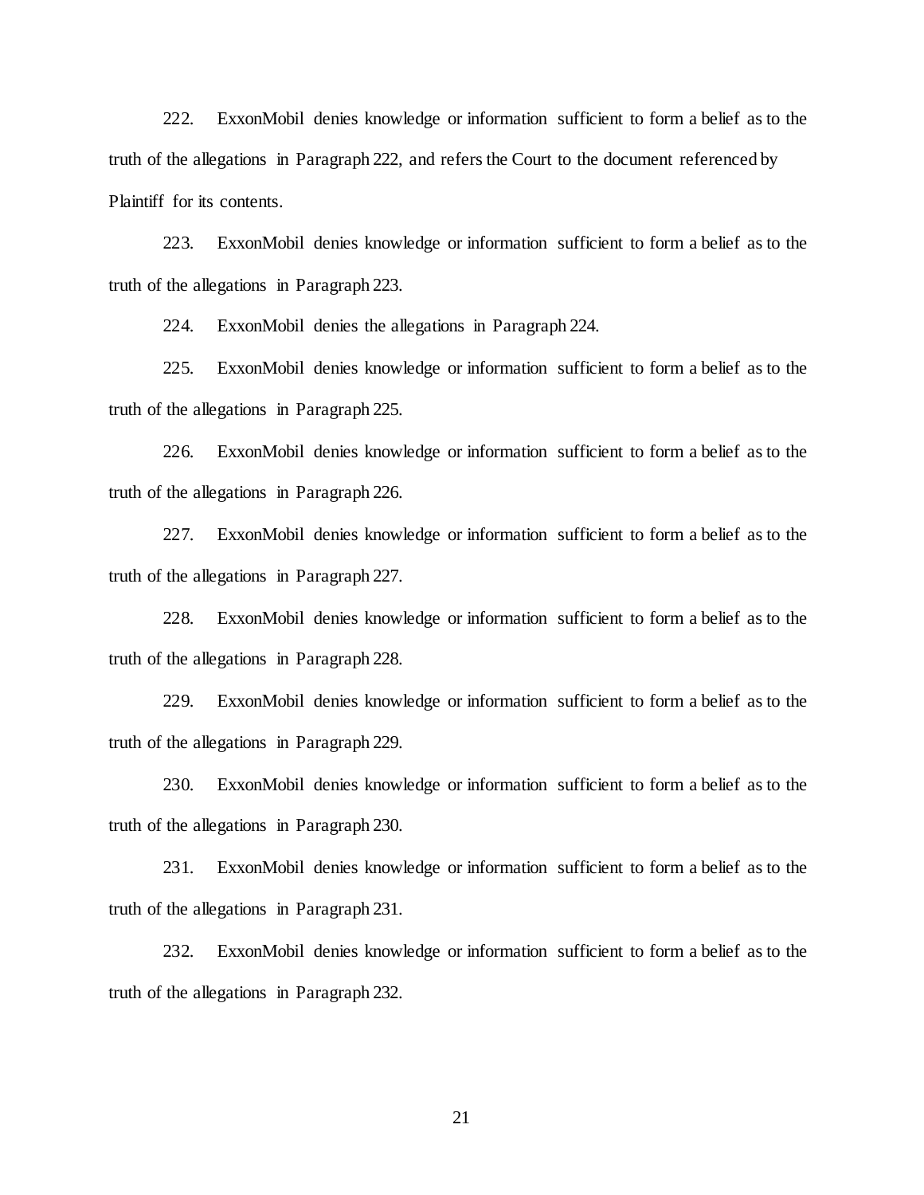222. ExxonMobil denies knowledge or information sufficient to form a belief as to the truth of the allegations in Paragraph 222, and refers the Court to the document referenced by Plaintiff for its contents.

223. ExxonMobil denies knowledge or information sufficient to form a belief as to the truth of the allegations in Paragraph 223.

224. ExxonMobil denies the allegations in Paragraph 224.

225. ExxonMobil denies knowledge or information sufficient to form a belief as to the truth of the allegations in Paragraph 225.

226. ExxonMobil denies knowledge or information sufficient to form a belief as to the truth of the allegations in Paragraph 226.

227. ExxonMobil denies knowledge or information sufficient to form a belief as to the truth of the allegations in Paragraph 227.

228. ExxonMobil denies knowledge or information sufficient to form a belief as to the truth of the allegations in Paragraph 228.

229. ExxonMobil denies knowledge or information sufficient to form a belief as to the truth of the allegations in Paragraph 229.

230. ExxonMobil denies knowledge or information sufficient to form a belief as to the truth of the allegations in Paragraph 230.

231. ExxonMobil denies knowledge or information sufficient to form a belief as to the truth of the allegations in Paragraph 231.

232. ExxonMobil denies knowledge or information sufficient to form a belief as to the truth of the allegations in Paragraph 232.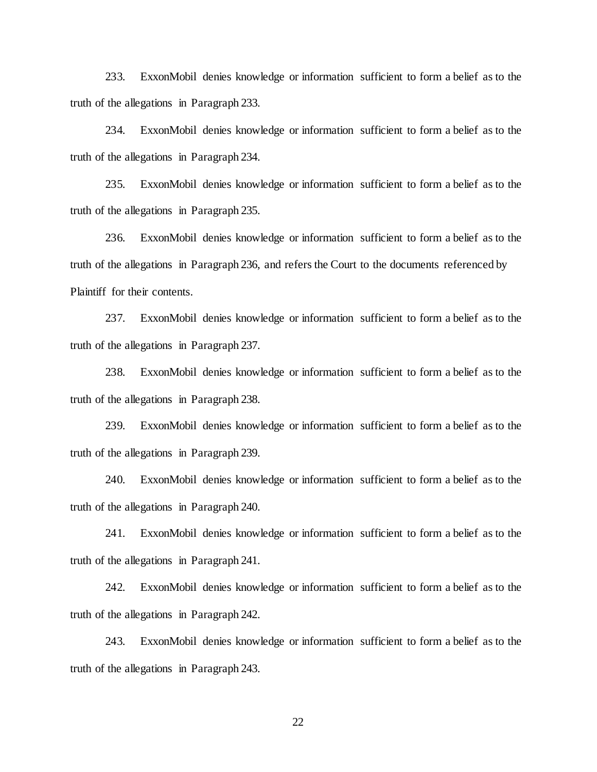233. ExxonMobil denies knowledge or information sufficient to form a belief as to the truth of the allegations in Paragraph 233.

234. ExxonMobil denies knowledge or information sufficient to form a belief as to the truth of the allegations in Paragraph 234.

235. ExxonMobil denies knowledge or information sufficient to form a belief as to the truth of the allegations in Paragraph 235.

236. ExxonMobil denies knowledge or information sufficient to form a belief as to the truth of the allegations in Paragraph 236, and refers the Court to the documents referenced by Plaintiff for their contents.

237. ExxonMobil denies knowledge or information sufficient to form a belief as to the truth of the allegations in Paragraph 237.

238. ExxonMobil denies knowledge or information sufficient to form a belief as to the truth of the allegations in Paragraph 238.

239. ExxonMobil denies knowledge or information sufficient to form a belief as to the truth of the allegations in Paragraph 239.

240. ExxonMobil denies knowledge or information sufficient to form a belief as to the truth of the allegations in Paragraph 240.

241. ExxonMobil denies knowledge or information sufficient to form a belief as to the truth of the allegations in Paragraph 241.

242. ExxonMobil denies knowledge or information sufficient to form a belief as to the truth of the allegations in Paragraph 242.

243. ExxonMobil denies knowledge or information sufficient to form a belief as to the truth of the allegations in Paragraph 243.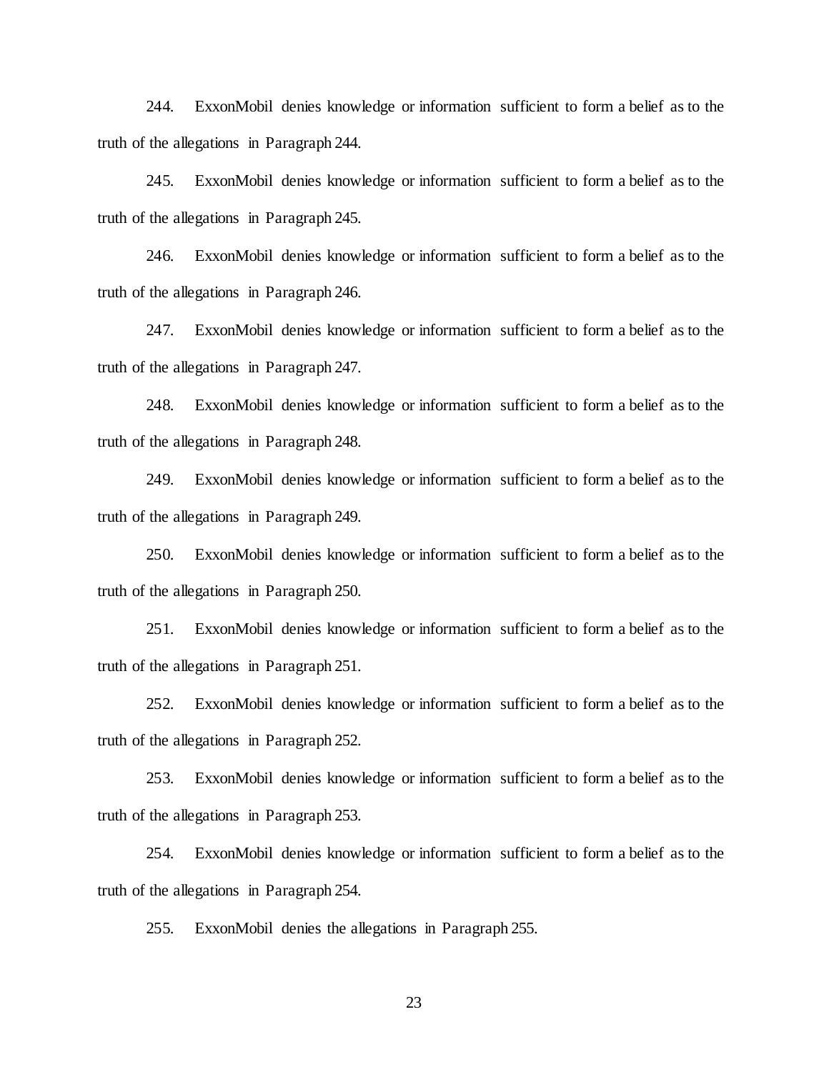244. ExxonMobil denies knowledge or information sufficient to form a belief as to the truth of the allegations in Paragraph 244.

245. ExxonMobil denies knowledge or information sufficient to form a belief as to the truth of the allegations in Paragraph 245.

246. ExxonMobil denies knowledge or information sufficient to form a belief as to the truth of the allegations in Paragraph 246.

247. ExxonMobil denies knowledge or information sufficient to form a belief as to the truth of the allegations in Paragraph 247.

248. ExxonMobil denies knowledge or information sufficient to form a belief as to the truth of the allegations in Paragraph 248.

249. ExxonMobil denies knowledge or information sufficient to form a belief as to the truth of the allegations in Paragraph 249.

250. ExxonMobil denies knowledge or information sufficient to form a belief as to the truth of the allegations in Paragraph 250.

251. ExxonMobil denies knowledge or information sufficient to form a belief as to the truth of the allegations in Paragraph 251.

252. ExxonMobil denies knowledge or information sufficient to form a belief as to the truth of the allegations in Paragraph 252.

253. ExxonMobil denies knowledge or information sufficient to form a belief as to the truth of the allegations in Paragraph 253.

254. ExxonMobil denies knowledge or information sufficient to form a belief as to the truth of the allegations in Paragraph 254.

255. ExxonMobil denies the allegations in Paragraph 255.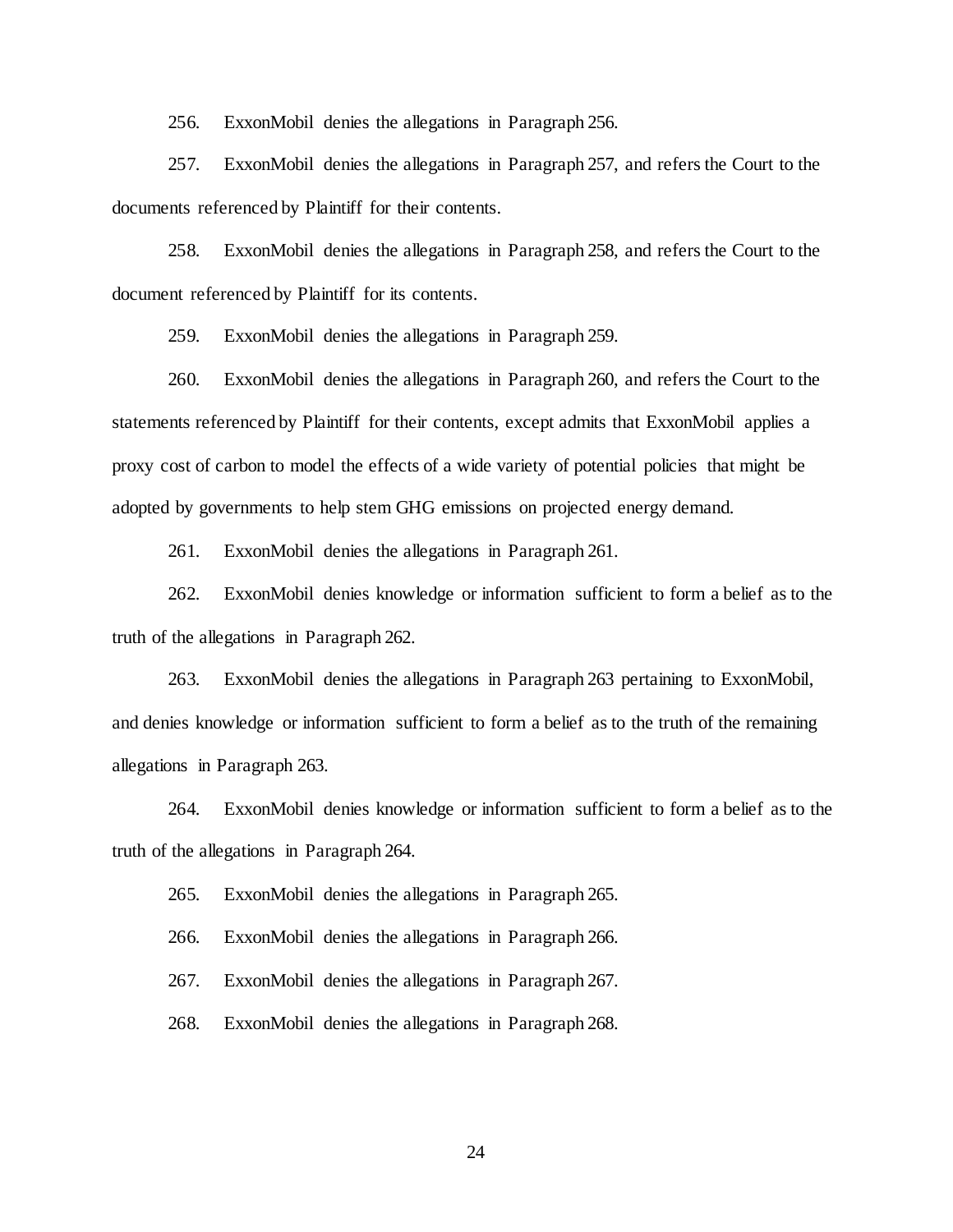256. ExxonMobil denies the allegations in Paragraph 256.

257. ExxonMobil denies the allegations in Paragraph 257, and refers the Court to the documents referenced by Plaintiff for their contents.

258. ExxonMobil denies the allegations in Paragraph 258, and refers the Court to the document referenced by Plaintiff for its contents.

259. ExxonMobil denies the allegations in Paragraph 259.

260. ExxonMobil denies the allegations in Paragraph 260, and refers the Court to the statements referenced by Plaintiff for their contents, except admits that ExxonMobil applies a proxy cost of carbon to model the effects of a wide variety of potential policies that might be adopted by governments to help stem GHG emissions on projected energy demand.

261. ExxonMobil denies the allegations in Paragraph 261.

262. ExxonMobil denies knowledge or information sufficient to form a belief as to the truth of the allegations in Paragraph 262.

263. ExxonMobil denies the allegations in Paragraph 263 pertaining to ExxonMobil, and denies knowledge or information sufficient to form a belief as to the truth of the remaining allegations in Paragraph 263.

264. ExxonMobil denies knowledge or information sufficient to form a belief as to the truth of the allegations in Paragraph 264.

265. ExxonMobil denies the allegations in Paragraph 265.

266. ExxonMobil denies the allegations in Paragraph 266.

267. ExxonMobil denies the allegations in Paragraph 267.

268. ExxonMobil denies the allegations in Paragraph 268.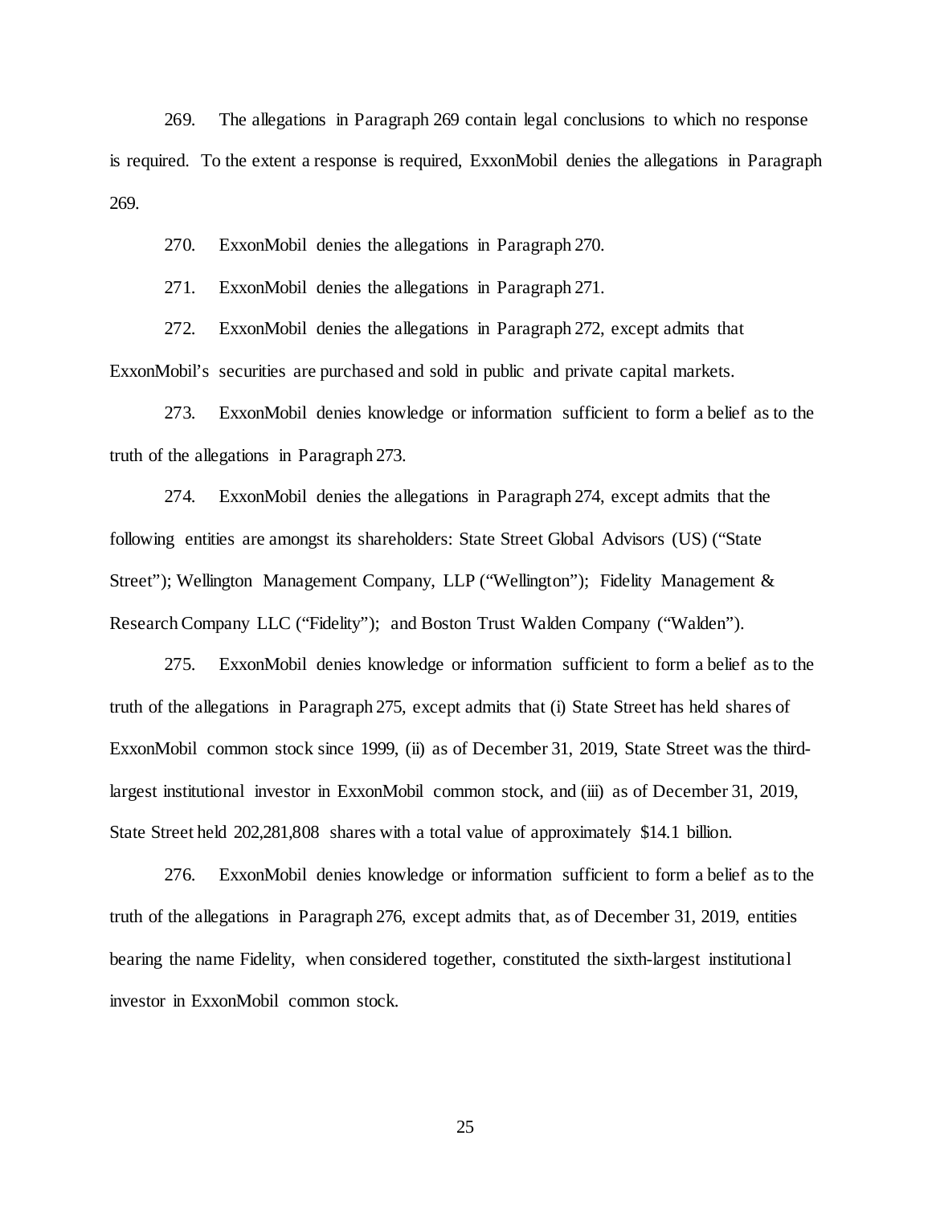269. The allegations in Paragraph 269 contain legal conclusions to which no response is required. To the extent a response is required, ExxonMobil denies the allegations in Paragraph 269.

270. ExxonMobil denies the allegations in Paragraph 270.

271. ExxonMobil denies the allegations in Paragraph 271.

272. ExxonMobil denies the allegations in Paragraph 272, except admits that ExxonMobil's securities are purchased and sold in public and private capital markets.

273. ExxonMobil denies knowledge or information sufficient to form a belief as to the truth of the allegations in Paragraph 273.

274. ExxonMobil denies the allegations in Paragraph 274, except admits that the following entities are amongst its shareholders: State Street Global Advisors (US) ("State Street"); Wellington Management Company, LLP ("Wellington"); Fidelity Management & Research Company LLC ("Fidelity"); and Boston Trust Walden Company ("Walden").

275. ExxonMobil denies knowledge or information sufficient to form a belief as to the truth of the allegations in Paragraph 275, except admits that (i) State Street has held shares of ExxonMobil common stock since 1999, (ii) as of December 31, 2019, State Street was the third-largest institutional investor in ExxonMobil common stock, and (iii) as of December 31, 2019, State Street held 202,281,808 shares with a total value of approximately $14.1 billion.

276. ExxonMobil denies knowledge or information sufficient to form a belief as to the truth of the allegations in Paragraph 276, except admits that, as of December 31, 2019, entities bearing the name Fidelity, when considered together, constituted the sixth-largest institutional investor in ExxonMobil common stock.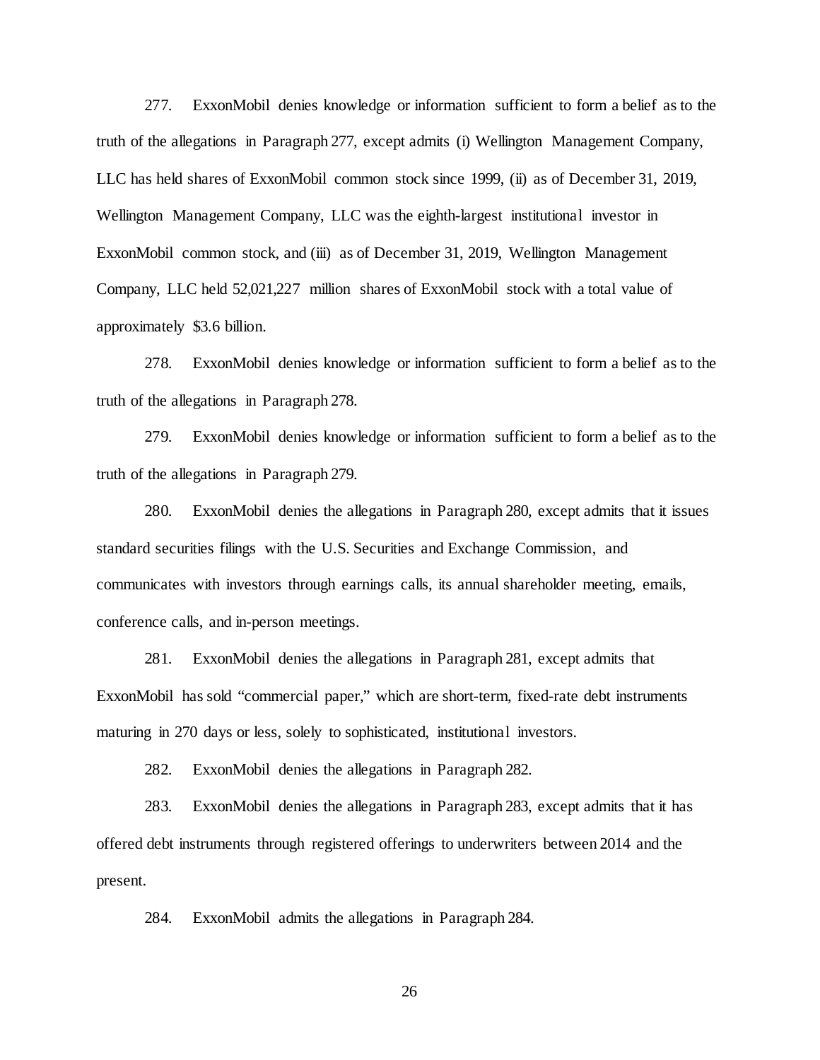277. ExxonMobil denies knowledge or information sufficient to form a belief as to the truth of the allegations in Paragraph 277, except admits (i) Wellington Management Company, LLC has held shares of ExxonMobil common stock since 1999, (ii) as of December 31, 2019, Wellington Management Company, LLC was the eighth-largest institutional investor in ExxonMobil common stock, and (iii) as of December 31, 2019, Wellington Management Company, LLC held 52,021,227 million shares of ExxonMobil stock with a total value of approximately $3.6 billion.

278. ExxonMobil denies knowledge or information sufficient to form a belief as to the truth of the allegations in Paragraph 278.

279. ExxonMobil denies knowledge or information sufficient to form a belief as to the truth of the allegations in Paragraph 279.

280. ExxonMobil denies the allegations in Paragraph 280, except admits that it issues standard securities filings with the U.S. Securities and Exchange Commission, and communicates with investors through earnings calls, its annual shareholder meeting, emails, conference calls, and in-person meetings.

281. ExxonMobil denies the allegations in Paragraph 281, except admits that ExxonMobil has sold "commercial paper," which are short-term, fixed-rate debt instruments maturing in 270 days or less, solely to sophisticated, institutional investors.

282. ExxonMobil denies the allegations in Paragraph 282.

283. ExxonMobil denies the allegations in Paragraph 283, except admits that it has offered debt instruments through registered offerings to underwriters between 2014 and the present.

284. ExxonMobil admits the allegations in Paragraph 284.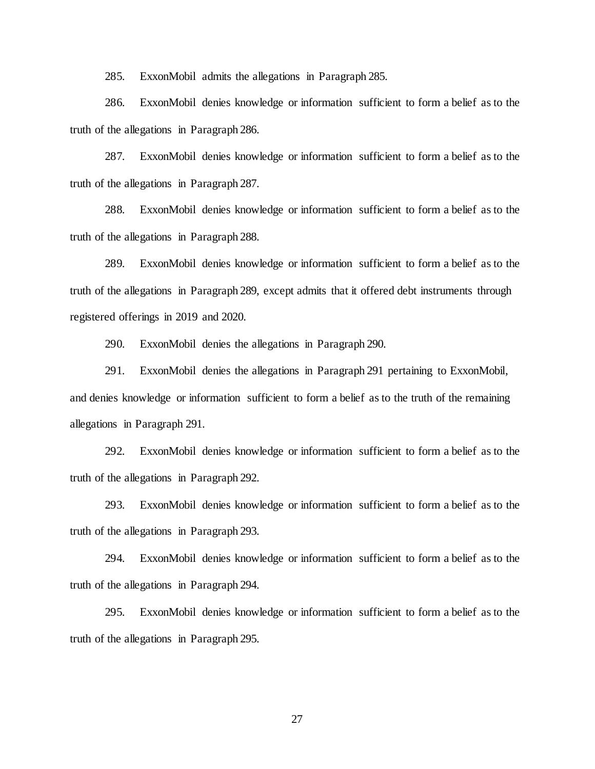285. ExxonMobil admits the allegations in Paragraph 285.

286. ExxonMobil denies knowledge or information sufficient to form a belief as to the truth of the allegations in Paragraph 286.

287. ExxonMobil denies knowledge or information sufficient to form a belief as to the truth of the allegations in Paragraph 287.

288. ExxonMobil denies knowledge or information sufficient to form a belief as to the truth of the allegations in Paragraph 288.

289. ExxonMobil denies knowledge or information sufficient to form a belief as to the truth of the allegations in Paragraph 289, except admits that it offered debt instruments through registered offerings in 2019 and 2020.

290. ExxonMobil denies the allegations in Paragraph 290.

291. ExxonMobil denies the allegations in Paragraph 291 pertaining to ExxonMobil, and denies knowledge or information sufficient to form a belief as to the truth of the remaining allegations in Paragraph 291.

292. ExxonMobil denies knowledge or information sufficient to form a belief as to the truth of the allegations in Paragraph 292.

293. ExxonMobil denies knowledge or information sufficient to form a belief as to the truth of the allegations in Paragraph 293.

294. ExxonMobil denies knowledge or information sufficient to form a belief as to the truth of the allegations in Paragraph 294.

295. ExxonMobil denies knowledge or information sufficient to form a belief as to the truth of the allegations in Paragraph 295.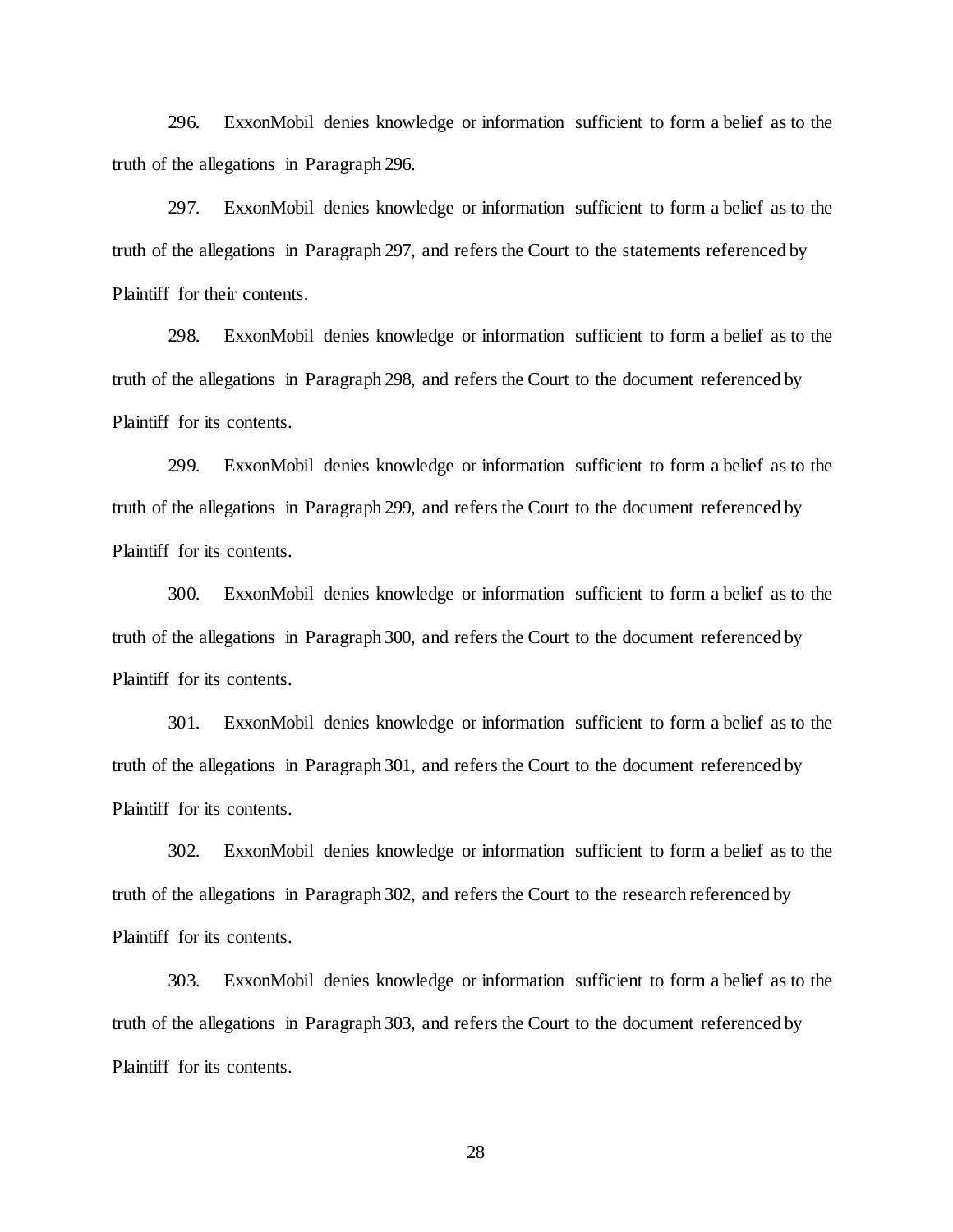296. ExxonMobil denies knowledge or information sufficient to form a belief as to the truth of the allegations in Paragraph 296.

297. ExxonMobil denies knowledge or information sufficient to form a belief as to the truth of the allegations in Paragraph 297, and refers the Court to the statements referenced by Plaintiff for their contents.

298. ExxonMobil denies knowledge or information sufficient to form a belief as to the truth of the allegations in Paragraph 298, and refers the Court to the document referenced by Plaintiff for its contents.

299. ExxonMobil denies knowledge or information sufficient to form a belief as to the truth of the allegations in Paragraph 299, and refers the Court to the document referenced by Plaintiff for its contents.

300. ExxonMobil denies knowledge or information sufficient to form a belief as to the truth of the allegations in Paragraph 300, and refers the Court to the document referenced by Plaintiff for its contents.

301. ExxonMobil denies knowledge or information sufficient to form a belief as to the truth of the allegations in Paragraph 301, and refers the Court to the document referenced by Plaintiff for its contents.

302. ExxonMobil denies knowledge or information sufficient to form a belief as to the truth of the allegations in Paragraph 302, and refers the Court to the research referenced by Plaintiff for its contents.

303. ExxonMobil denies knowledge or information sufficient to form a belief as to the truth of the allegations in Paragraph 303, and refers the Court to the document referenced by Plaintiff for its contents.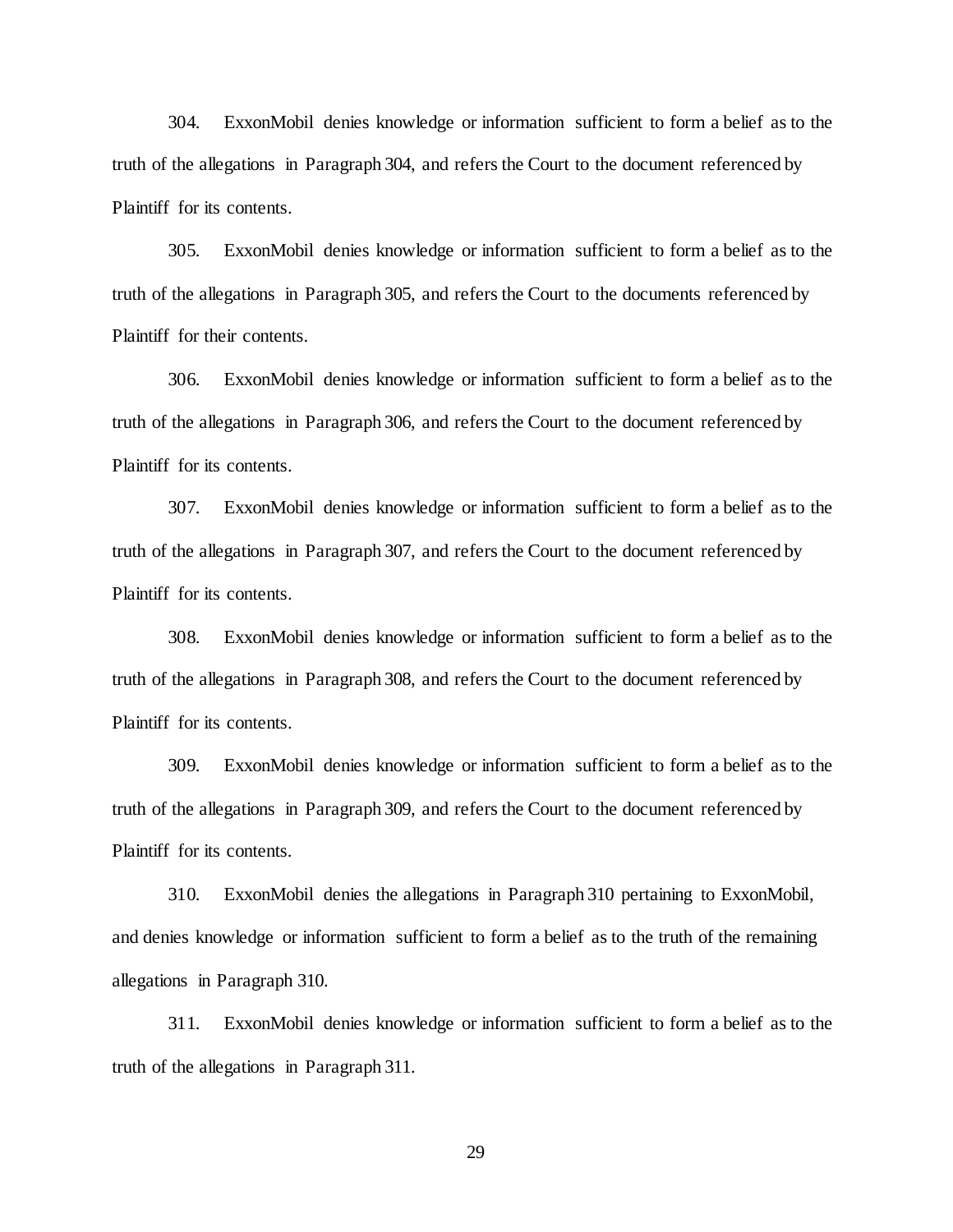304. ExxonMobil denies knowledge or information sufficient to form a belief as to the truth of the allegations in Paragraph 304, and refers the Court to the document referenced by Plaintiff for its contents.

305. ExxonMobil denies knowledge or information sufficient to form a belief as to the truth of the allegations in Paragraph 305, and refers the Court to the documents referenced by Plaintiff for their contents.

306. ExxonMobil denies knowledge or information sufficient to form a belief as to the truth of the allegations in Paragraph 306, and refers the Court to the document referenced by Plaintiff for its contents.

307. ExxonMobil denies knowledge or information sufficient to form a belief as to the truth of the allegations in Paragraph 307, and refers the Court to the document referenced by Plaintiff for its contents.

308. ExxonMobil denies knowledge or information sufficient to form a belief as to the truth of the allegations in Paragraph 308, and refers the Court to the document referenced by Plaintiff for its contents.

309. ExxonMobil denies knowledge or information sufficient to form a belief as to the truth of the allegations in Paragraph 309, and refers the Court to the document referenced by Plaintiff for its contents.

310. ExxonMobil denies the allegations in Paragraph 310 pertaining to ExxonMobil, and denies knowledge or information sufficient to form a belief as to the truth of the remaining allegations in Paragraph 310.

311. ExxonMobil denies knowledge or information sufficient to form a belief as to the truth of the allegations in Paragraph 311.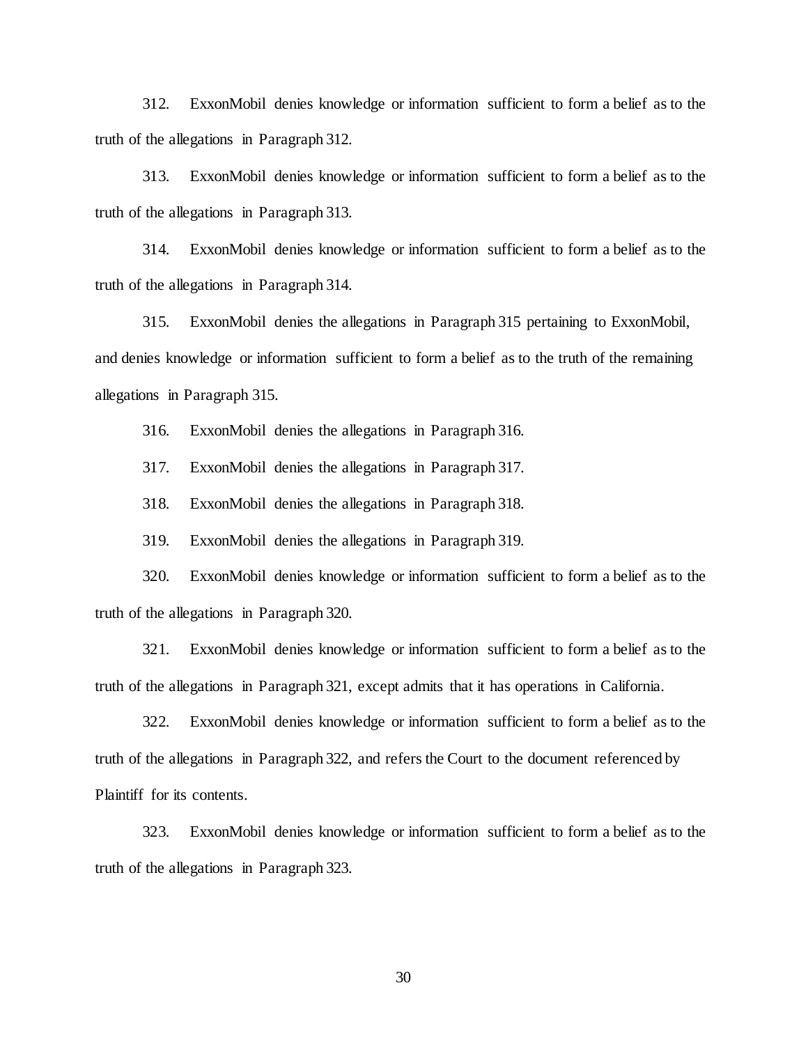312. ExxonMobil denies knowledge or information sufficient to form a belief as to the truth of the allegations in Paragraph 312.

313. ExxonMobil denies knowledge or information sufficient to form a belief as to the truth of the allegations in Paragraph 313.

314. ExxonMobil denies knowledge or information sufficient to form a belief as to the truth of the allegations in Paragraph 314.

315. ExxonMobil denies the allegations in Paragraph 315 pertaining to ExxonMobil, and denies knowledge or information sufficient to form a belief as to the truth of the remaining allegations in Paragraph 315.

316. ExxonMobil denies the allegations in Paragraph 316.

317. ExxonMobil denies the allegations in Paragraph 317.

318. ExxonMobil denies the allegations in Paragraph 318.

319. ExxonMobil denies the allegations in Paragraph 319.

320. ExxonMobil denies knowledge or information sufficient to form a belief as to the truth of the allegations in Paragraph 320.

321. ExxonMobil denies knowledge or information sufficient to form a belief as to the truth of the allegations in Paragraph 321, except admits that it has operations in California.

322. ExxonMobil denies knowledge or information sufficient to form a belief as to the truth of the allegations in Paragraph 322, and refers the Court to the document referenced by Plaintiff for its contents.

323. ExxonMobil denies knowledge or information sufficient to form a belief as to the truth of the allegations in Paragraph 323.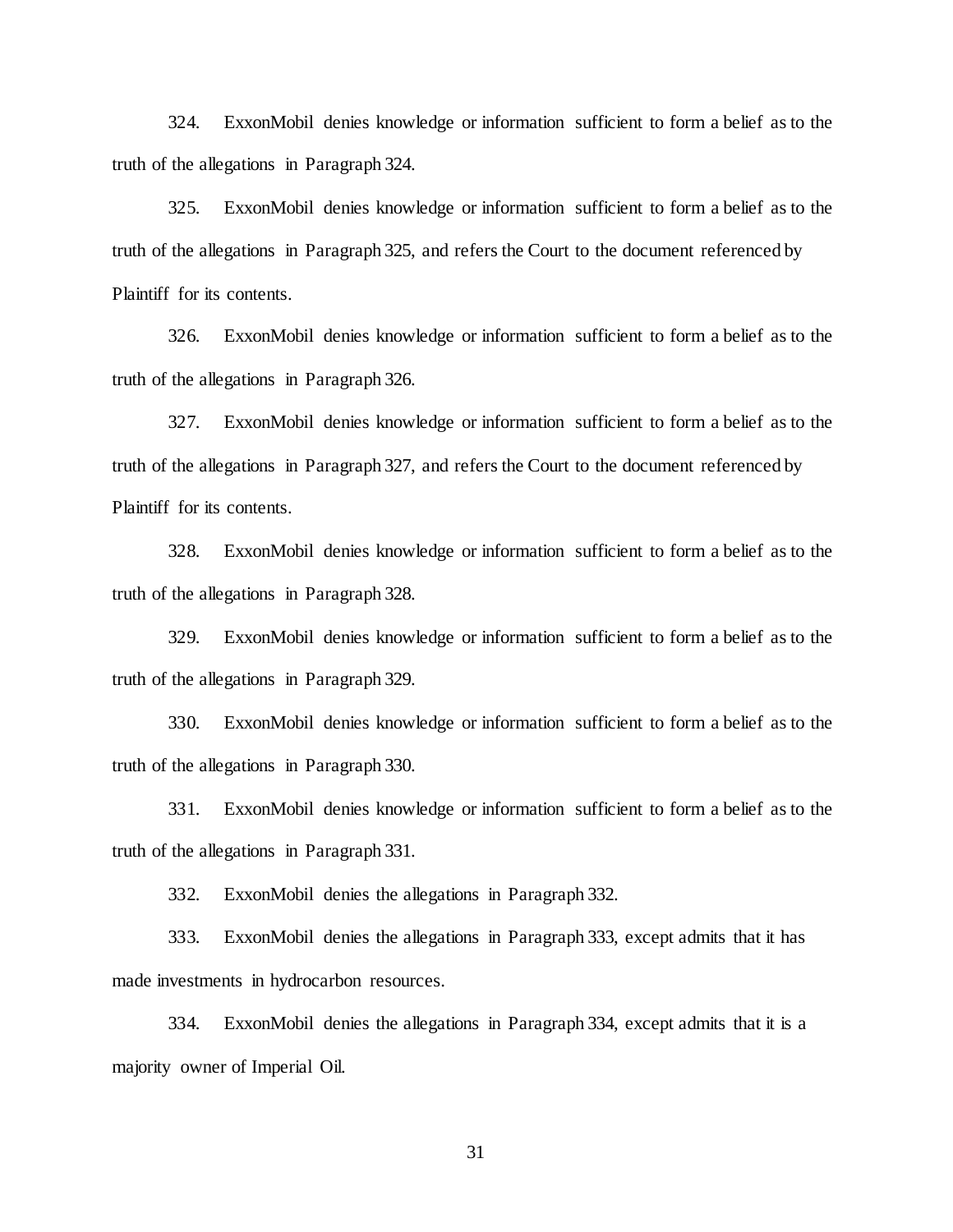324. ExxonMobil denies knowledge or information sufficient to form a belief as to the truth of the allegations in Paragraph 324.

325. ExxonMobil denies knowledge or information sufficient to form a belief as to the truth of the allegations in Paragraph 325, and refers the Court to the document referenced by Plaintiff for its contents.

326. ExxonMobil denies knowledge or information sufficient to form a belief as to the truth of the allegations in Paragraph 326.

327. ExxonMobil denies knowledge or information sufficient to form a belief as to the truth of the allegations in Paragraph 327, and refers the Court to the document referenced by Plaintiff for its contents.

328. ExxonMobil denies knowledge or information sufficient to form a belief as to the truth of the allegations in Paragraph 328.

329. ExxonMobil denies knowledge or information sufficient to form a belief as to the truth of the allegations in Paragraph 329.

330. ExxonMobil denies knowledge or information sufficient to form a belief as to the truth of the allegations in Paragraph 330.

331. ExxonMobil denies knowledge or information sufficient to form a belief as to the truth of the allegations in Paragraph 331.

332. ExxonMobil denies the allegations in Paragraph 332.

333. ExxonMobil denies the allegations in Paragraph 333, except admits that it has made investments in hydrocarbon resources.

334. ExxonMobil denies the allegations in Paragraph 334, except admits that it is a majority owner of Imperial Oil.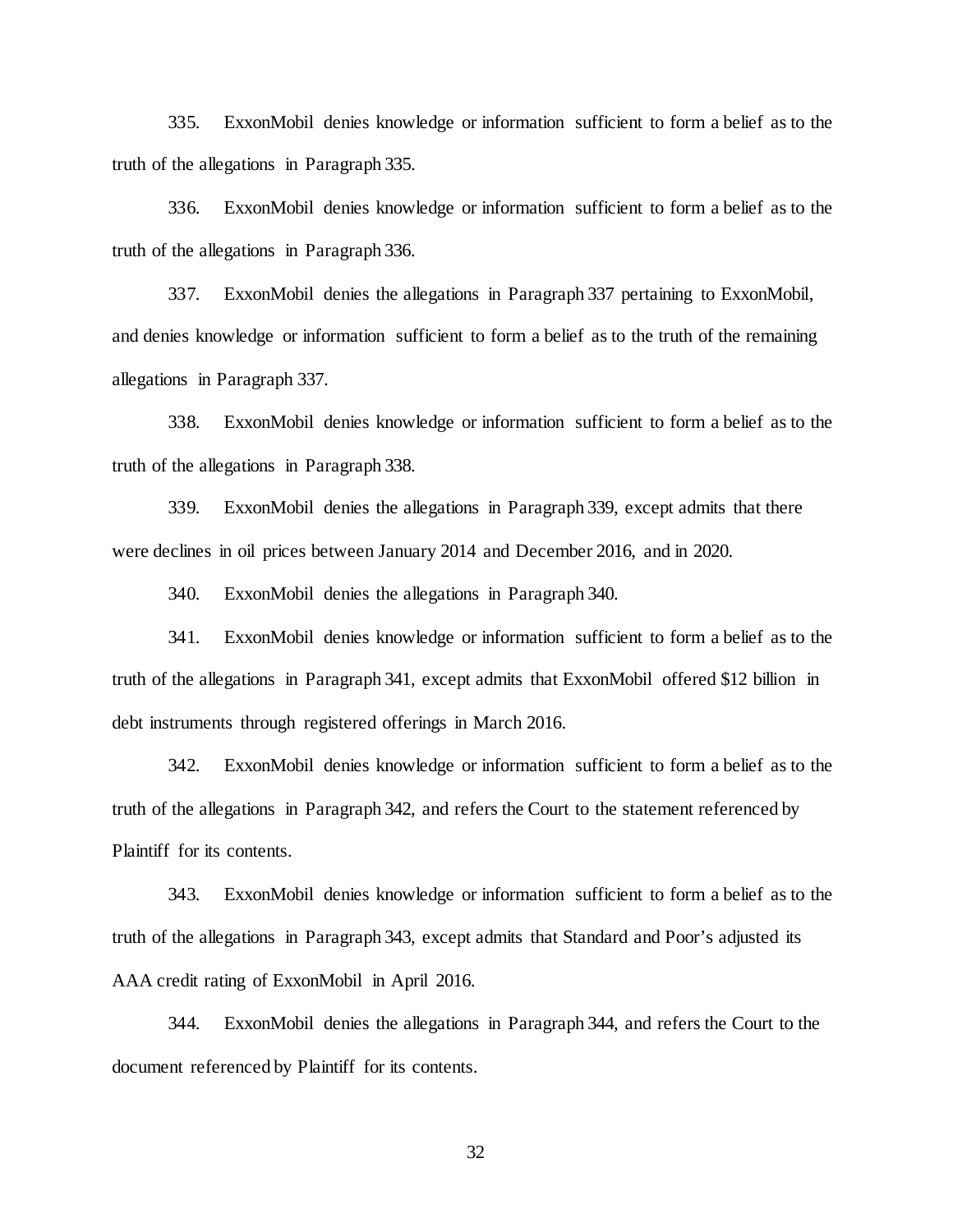335. ExxonMobil denies knowledge or information sufficient to form a belief as to the truth of the allegations in Paragraph 335.

336. ExxonMobil denies knowledge or information sufficient to form a belief as to the truth of the allegations in Paragraph 336.

337. ExxonMobil denies the allegations in Paragraph 337 pertaining to ExxonMobil, and denies knowledge or information sufficient to form a belief as to the truth of the remaining allegations in Paragraph 337.

338. ExxonMobil denies knowledge or information sufficient to form a belief as to the truth of the allegations in Paragraph 338.

339. ExxonMobil denies the allegations in Paragraph 339, except admits that there were declines in oil prices between January 2014 and December 2016, and in 2020.

340. ExxonMobil denies the allegations in Paragraph 340.

341. ExxonMobil denies knowledge or information sufficient to form a belief as to the truth of the allegations in Paragraph 341, except admits that ExxonMobil offered $12 billion in debt instruments through registered offerings in March 2016.

342. ExxonMobil denies knowledge or information sufficient to form a belief as to the truth of the allegations in Paragraph 342, and refers the Court to the statement referenced by Plaintiff for its contents.

343. ExxonMobil denies knowledge or information sufficient to form a belief as to the truth of the allegations in Paragraph 343, except admits that Standard and Poor's adjusted its AAA credit rating of ExxonMobil in April 2016.

344. ExxonMobil denies the allegations in Paragraph 344, and refers the Court to the document referenced by Plaintiff for its contents.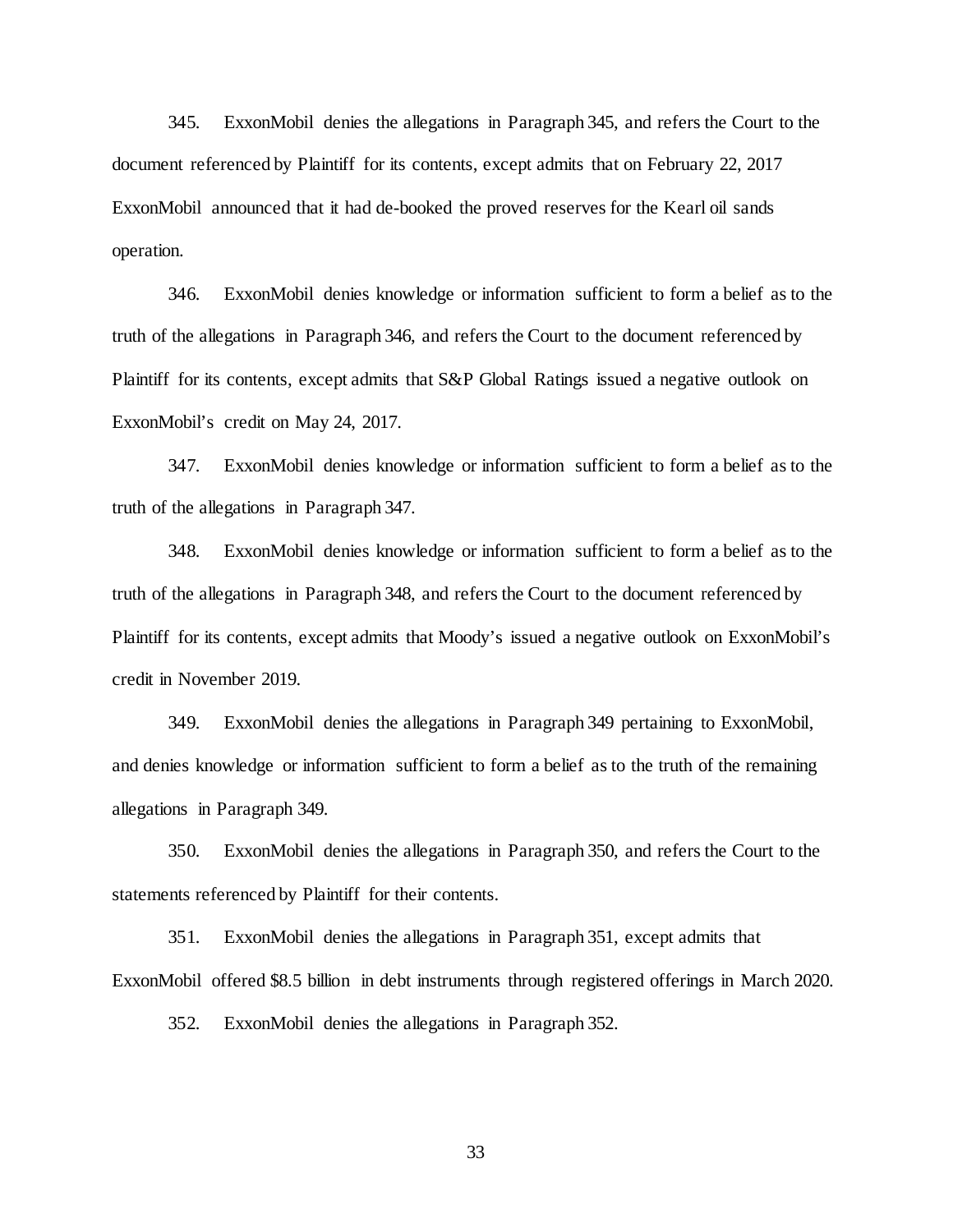345. ExxonMobil denies the allegations in Paragraph 345, and refers the Court to the document referenced by Plaintiff for its contents, except admits that on February 22, 2017 ExxonMobil announced that it had de-booked the proved reserves for the Kearl oil sands operation.

346. ExxonMobil denies knowledge or information sufficient to form a belief as to the truth of the allegations in Paragraph 346, and refers the Court to the document referenced by Plaintiff for its contents, except admits that S&P Global Ratings issued a negative outlook on ExxonMobil's credit on May 24, 2017.

347. ExxonMobil denies knowledge or information sufficient to form a belief as to the truth of the allegations in Paragraph 347.

348. ExxonMobil denies knowledge or information sufficient to form a belief as to the truth of the allegations in Paragraph 348, and refers the Court to the document referenced by Plaintiff for its contents, except admits that Moody's issued a negative outlook on ExxonMobil's credit in November 2019.

349. ExxonMobil denies the allegations in Paragraph 349 pertaining to ExxonMobil, and denies knowledge or information sufficient to form a belief as to the truth of the remaining allegations in Paragraph 349.

350. ExxonMobil denies the allegations in Paragraph 350, and refers the Court to the statements referenced by Plaintiff for their contents.

351. ExxonMobil denies the allegations in Paragraph 351, except admits that ExxonMobil offered $8.5 billion in debt instruments through registered offerings in March 2020.

352. ExxonMobil denies the allegations in Paragraph 352.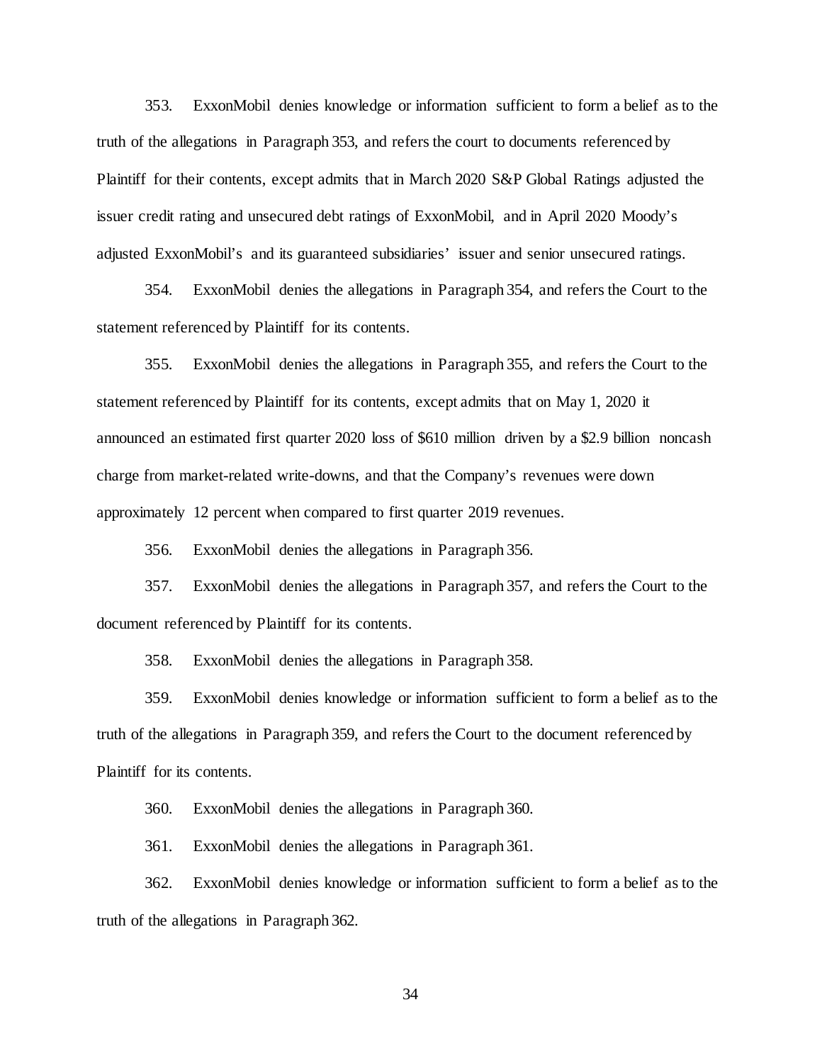353. ExxonMobil denies knowledge or information sufficient to form a belief as to the truth of the allegations in Paragraph 353, and refers the court to documents referenced by Plaintiff for their contents, except admits that in March 2020 S&P Global Ratings adjusted the issuer credit rating and unsecured debt ratings of ExxonMobil, and in April 2020 Moody's adjusted ExxonMobil's and its guaranteed subsidiaries' issuer and senior unsecured ratings.

354. ExxonMobil denies the allegations in Paragraph 354, and refers the Court to the statement referenced by Plaintiff for its contents.

355. ExxonMobil denies the allegations in Paragraph 355, and refers the Court to the statement referenced by Plaintiff for its contents, except admits that on May 1, 2020 it announced an estimated first quarter 2020 loss of $610 million driven by a $2.9 billion noncash charge from market-related write-downs, and that the Company's revenues were down approximately 12 percent when compared to first quarter 2019 revenues.

356. ExxonMobil denies the allegations in Paragraph 356.

357. ExxonMobil denies the allegations in Paragraph 357, and refers the Court to the document referenced by Plaintiff for its contents.

358. ExxonMobil denies the allegations in Paragraph 358.

359. ExxonMobil denies knowledge or information sufficient to form a belief as to the truth of the allegations in Paragraph 359, and refers the Court to the document referenced by Plaintiff for its contents.

360. ExxonMobil denies the allegations in Paragraph 360.

361. ExxonMobil denies the allegations in Paragraph 361.

362. ExxonMobil denies knowledge or information sufficient to form a belief as to the truth of the allegations in Paragraph 362.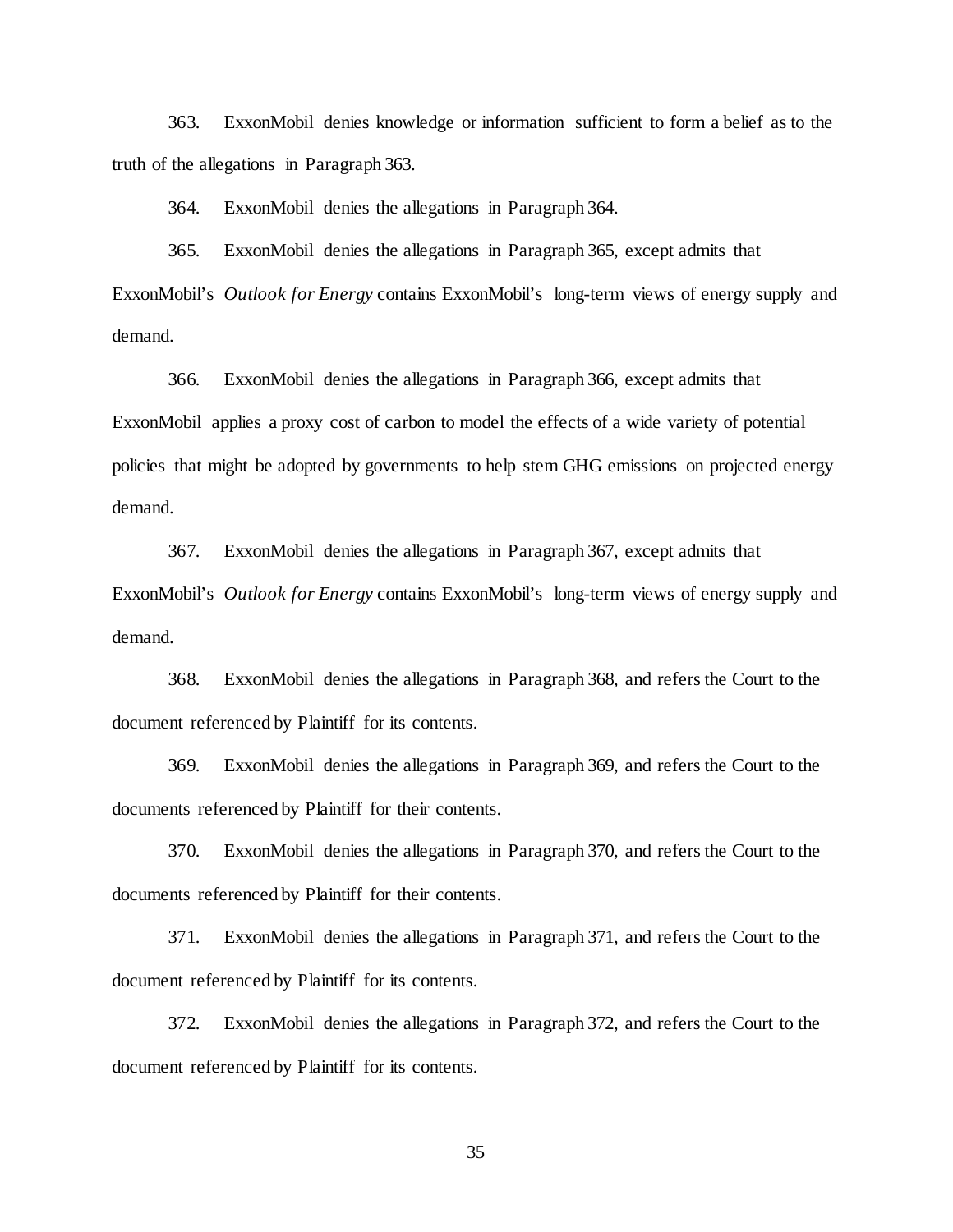363. ExxonMobil denies knowledge or information sufficient to form a belief as to the truth of the allegations in Paragraph 363.

364. ExxonMobil denies the allegations in Paragraph 364.

365. ExxonMobil denies the allegations in Paragraph 365, except admits that ExxonMobil's *Outlook for Energy* contains ExxonMobil's long-term views of energy supply and demand.

366. ExxonMobil denies the allegations in Paragraph 366, except admits that ExxonMobil applies a proxy cost of carbon to model the effects of a wide variety of potential policies that might be adopted by governments to help stem GHG emissions on projected energy demand.

367. ExxonMobil denies the allegations in Paragraph 367, except admits that ExxonMobil's *Outlook for Energy* contains ExxonMobil's long-term views of energy supply and demand.

368. ExxonMobil denies the allegations in Paragraph 368, and refers the Court to the document referenced by Plaintiff for its contents.

369. ExxonMobil denies the allegations in Paragraph 369, and refers the Court to the documents referenced by Plaintiff for their contents.

370. ExxonMobil denies the allegations in Paragraph 370, and refers the Court to the documents referenced by Plaintiff for their contents.

371. ExxonMobil denies the allegations in Paragraph 371, and refers the Court to the document referenced by Plaintiff for its contents.

372. ExxonMobil denies the allegations in Paragraph 372, and refers the Court to the document referenced by Plaintiff for its contents.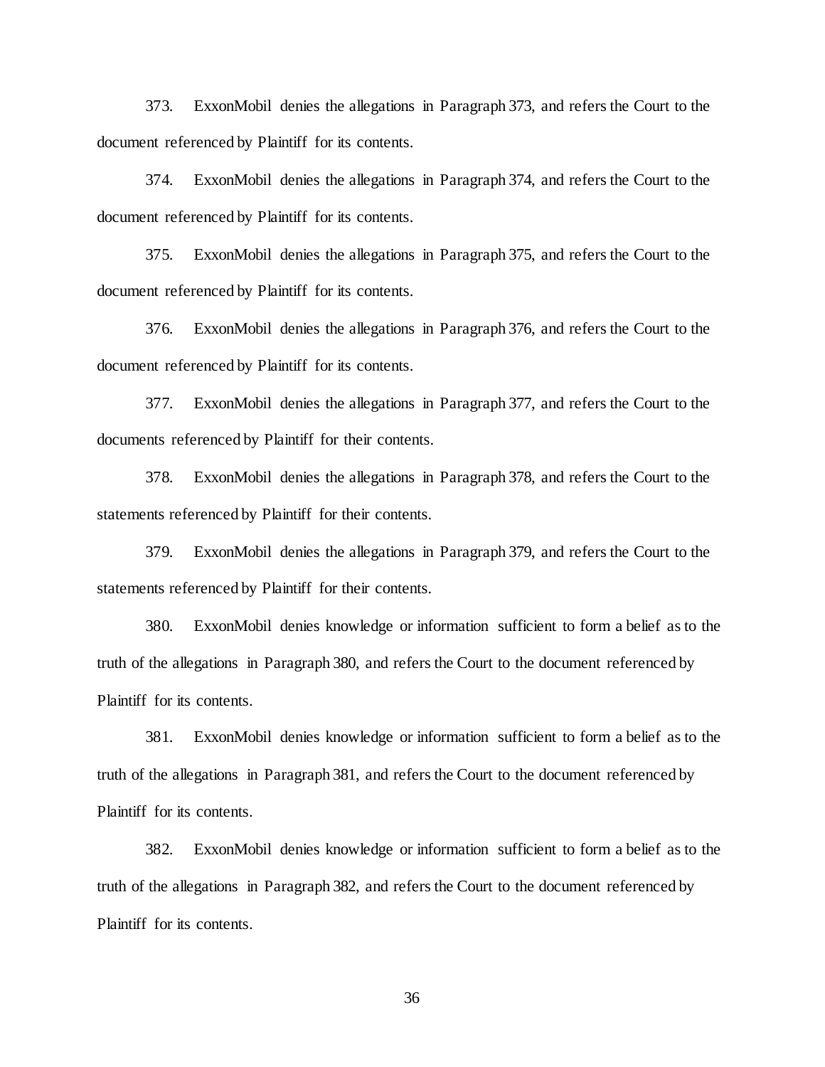373. ExxonMobil denies the allegations in Paragraph 373, and refers the Court to the document referenced by Plaintiff for its contents.

374. ExxonMobil denies the allegations in Paragraph 374, and refers the Court to the document referenced by Plaintiff for its contents.

375. ExxonMobil denies the allegations in Paragraph 375, and refers the Court to the document referenced by Plaintiff for its contents.

376. ExxonMobil denies the allegations in Paragraph 376, and refers the Court to the document referenced by Plaintiff for its contents.

377. ExxonMobil denies the allegations in Paragraph 377, and refers the Court to the documents referenced by Plaintiff for their contents.

378. ExxonMobil denies the allegations in Paragraph 378, and refers the Court to the statements referenced by Plaintiff for their contents.

379. ExxonMobil denies the allegations in Paragraph 379, and refers the Court to the statements referenced by Plaintiff for their contents.

380. ExxonMobil denies knowledge or information sufficient to form a belief as to the truth of the allegations in Paragraph 380, and refers the Court to the document referenced by Plaintiff for its contents.

381. ExxonMobil denies knowledge or information sufficient to form a belief as to the truth of the allegations in Paragraph 381, and refers the Court to the document referenced by Plaintiff for its contents.

382. ExxonMobil denies knowledge or information sufficient to form a belief as to the truth of the allegations in Paragraph 382, and refers the Court to the document referenced by Plaintiff for its contents.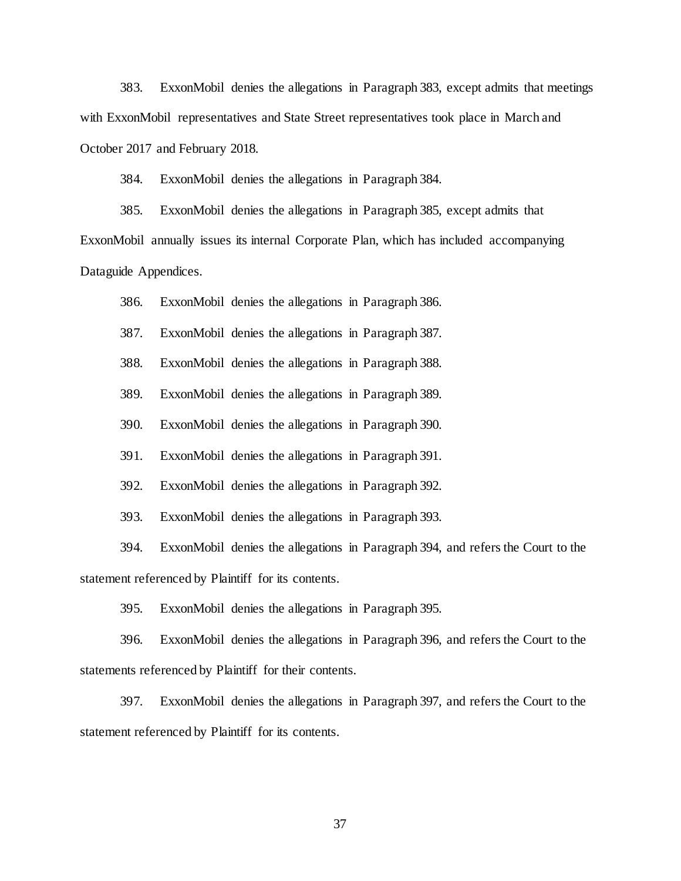383. ExxonMobil denies the allegations in Paragraph 383, except admits that meetings with ExxonMobil representatives and State Street representatives took place in March and October 2017 and February 2018.

384. ExxonMobil denies the allegations in Paragraph 384.

385. ExxonMobil denies the allegations in Paragraph 385, except admits that ExxonMobil annually issues its internal Corporate Plan, which has included accompanying Dataguide Appendices.

386. ExxonMobil denies the allegations in Paragraph 386.

387. ExxonMobil denies the allegations in Paragraph 387.

388. ExxonMobil denies the allegations in Paragraph 388.

389. ExxonMobil denies the allegations in Paragraph 389.

390. ExxonMobil denies the allegations in Paragraph 390.

391. ExxonMobil denies the allegations in Paragraph 391.

392. ExxonMobil denies the allegations in Paragraph 392.

393. ExxonMobil denies the allegations in Paragraph 393.

394. ExxonMobil denies the allegations in Paragraph 394, and refers the Court to the statement referenced by Plaintiff for its contents.

395. ExxonMobil denies the allegations in Paragraph 395.

396. ExxonMobil denies the allegations in Paragraph 396, and refers the Court to the statements referenced by Plaintiff for their contents.

397. ExxonMobil denies the allegations in Paragraph 397, and refers the Court to the statement referenced by Plaintiff for its contents.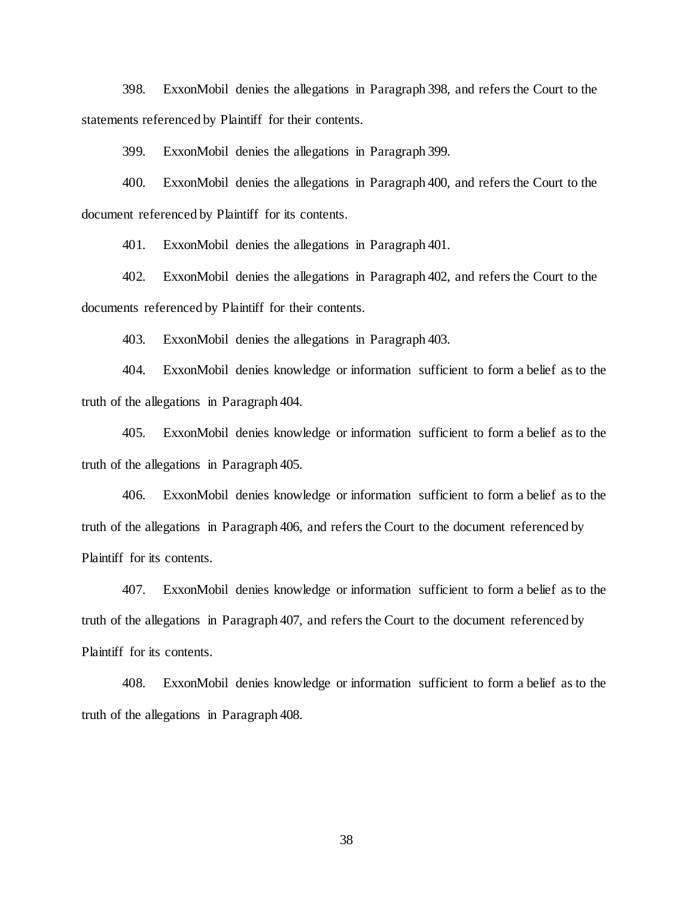398. ExxonMobil denies the allegations in Paragraph 398, and refers the Court to the statements referenced by Plaintiff for their contents.

399. ExxonMobil denies the allegations in Paragraph 399.

400. ExxonMobil denies the allegations in Paragraph 400, and refers the Court to the document referenced by Plaintiff for its contents.

401. ExxonMobil denies the allegations in Paragraph 401.

402. ExxonMobil denies the allegations in Paragraph 402, and refers the Court to the documents referenced by Plaintiff for their contents.

403. ExxonMobil denies the allegations in Paragraph 403.

404. ExxonMobil denies knowledge or information sufficient to form a belief as to the truth of the allegations in Paragraph 404.

405. ExxonMobil denies knowledge or information sufficient to form a belief as to the truth of the allegations in Paragraph 405.

406. ExxonMobil denies knowledge or information sufficient to form a belief as to the truth of the allegations in Paragraph 406, and refers the Court to the document referenced by Plaintiff for its contents.

407. ExxonMobil denies knowledge or information sufficient to form a belief as to the truth of the allegations in Paragraph 407, and refers the Court to the document referenced by Plaintiff for its contents.

408. ExxonMobil denies knowledge or information sufficient to form a belief as to the truth of the allegations in Paragraph 408.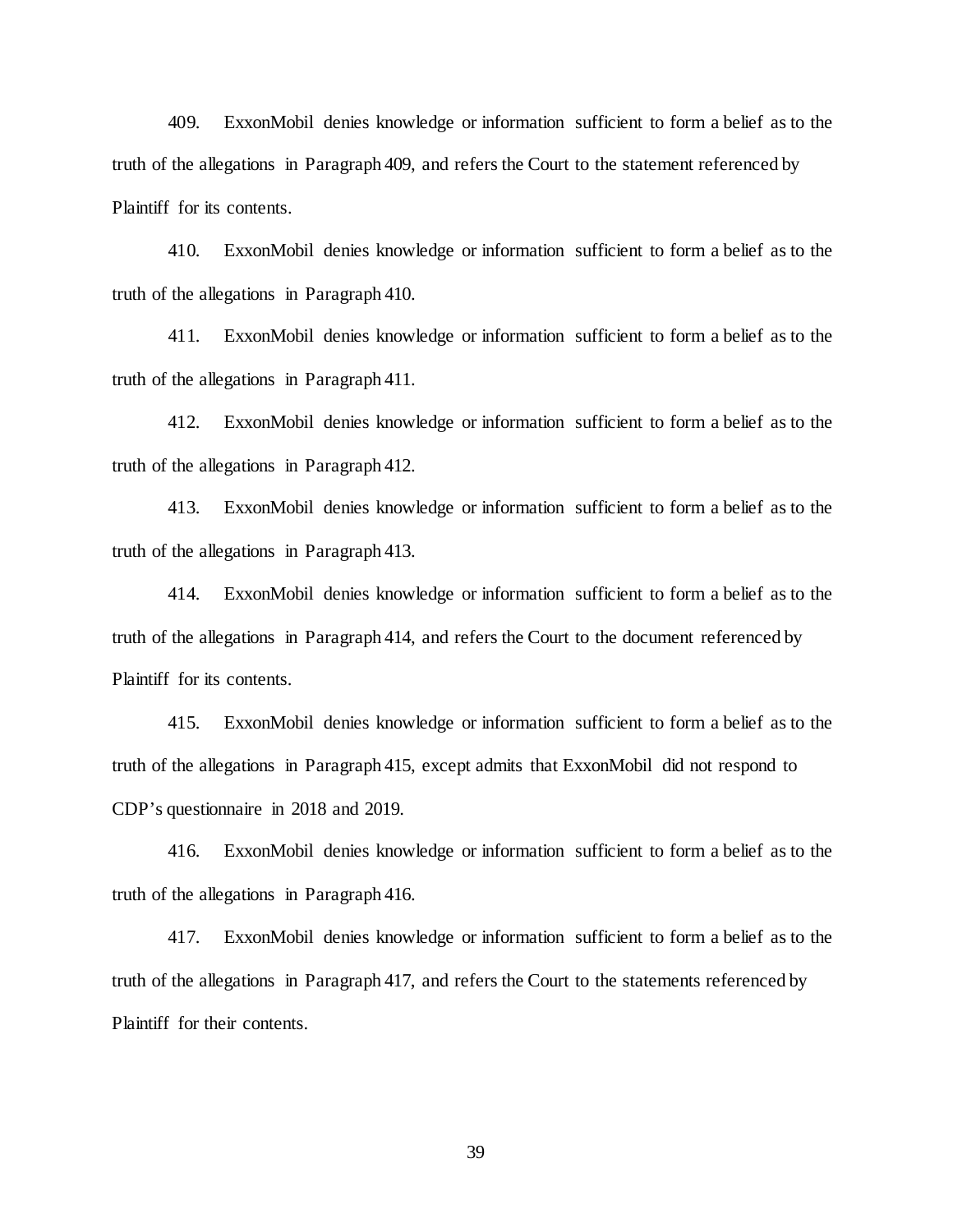409. ExxonMobil denies knowledge or information sufficient to form a belief as to the truth of the allegations in Paragraph 409, and refers the Court to the statement referenced by Plaintiff for its contents.

410. ExxonMobil denies knowledge or information sufficient to form a belief as to the truth of the allegations in Paragraph 410.

411. ExxonMobil denies knowledge or information sufficient to form a belief as to the truth of the allegations in Paragraph 411.

412. ExxonMobil denies knowledge or information sufficient to form a belief as to the truth of the allegations in Paragraph 412.

413. ExxonMobil denies knowledge or information sufficient to form a belief as to the truth of the allegations in Paragraph 413.

414. ExxonMobil denies knowledge or information sufficient to form a belief as to the truth of the allegations in Paragraph 414, and refers the Court to the document referenced by Plaintiff for its contents.

415. ExxonMobil denies knowledge or information sufficient to form a belief as to the truth of the allegations in Paragraph 415, except admits that ExxonMobil did not respond to CDP's questionnaire in 2018 and 2019.

416. ExxonMobil denies knowledge or information sufficient to form a belief as to the truth of the allegations in Paragraph 416.

417. ExxonMobil denies knowledge or information sufficient to form a belief as to the truth of the allegations in Paragraph 417, and refers the Court to the statements referenced by Plaintiff for their contents.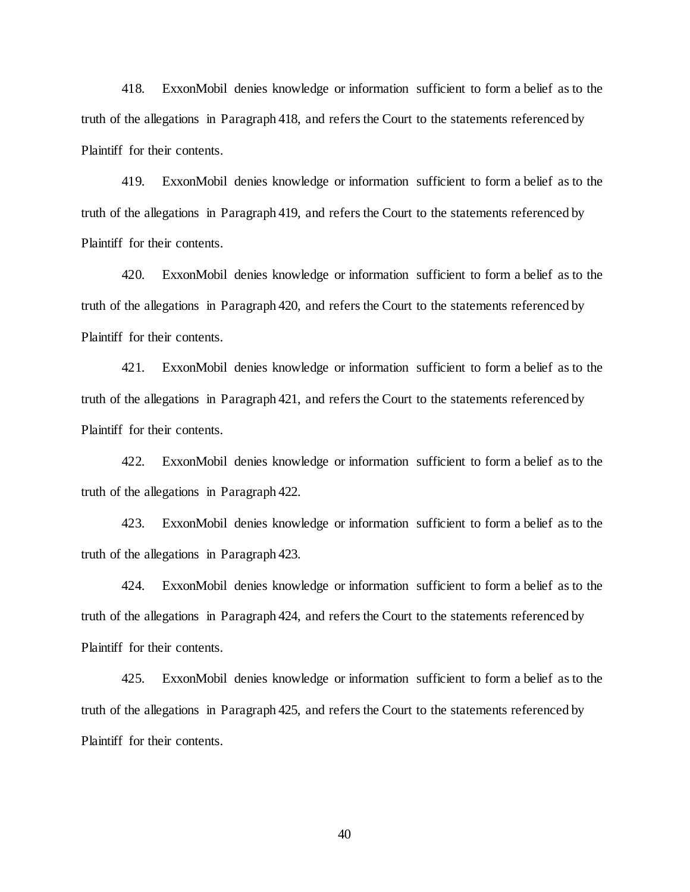418. ExxonMobil denies knowledge or information sufficient to form a belief as to the truth of the allegations in Paragraph 418, and refers the Court to the statements referenced by Plaintiff for their contents.

419. ExxonMobil denies knowledge or information sufficient to form a belief as to the truth of the allegations in Paragraph 419, and refers the Court to the statements referenced by Plaintiff for their contents.

420. ExxonMobil denies knowledge or information sufficient to form a belief as to the truth of the allegations in Paragraph 420, and refers the Court to the statements referenced by Plaintiff for their contents.

421. ExxonMobil denies knowledge or information sufficient to form a belief as to the truth of the allegations in Paragraph 421, and refers the Court to the statements referenced by Plaintiff for their contents.

422. ExxonMobil denies knowledge or information sufficient to form a belief as to the truth of the allegations in Paragraph 422.

423. ExxonMobil denies knowledge or information sufficient to form a belief as to the truth of the allegations in Paragraph 423.

424. ExxonMobil denies knowledge or information sufficient to form a belief as to the truth of the allegations in Paragraph 424, and refers the Court to the statements referenced by Plaintiff for their contents.

425. ExxonMobil denies knowledge or information sufficient to form a belief as to the truth of the allegations in Paragraph 425, and refers the Court to the statements referenced by Plaintiff for their contents.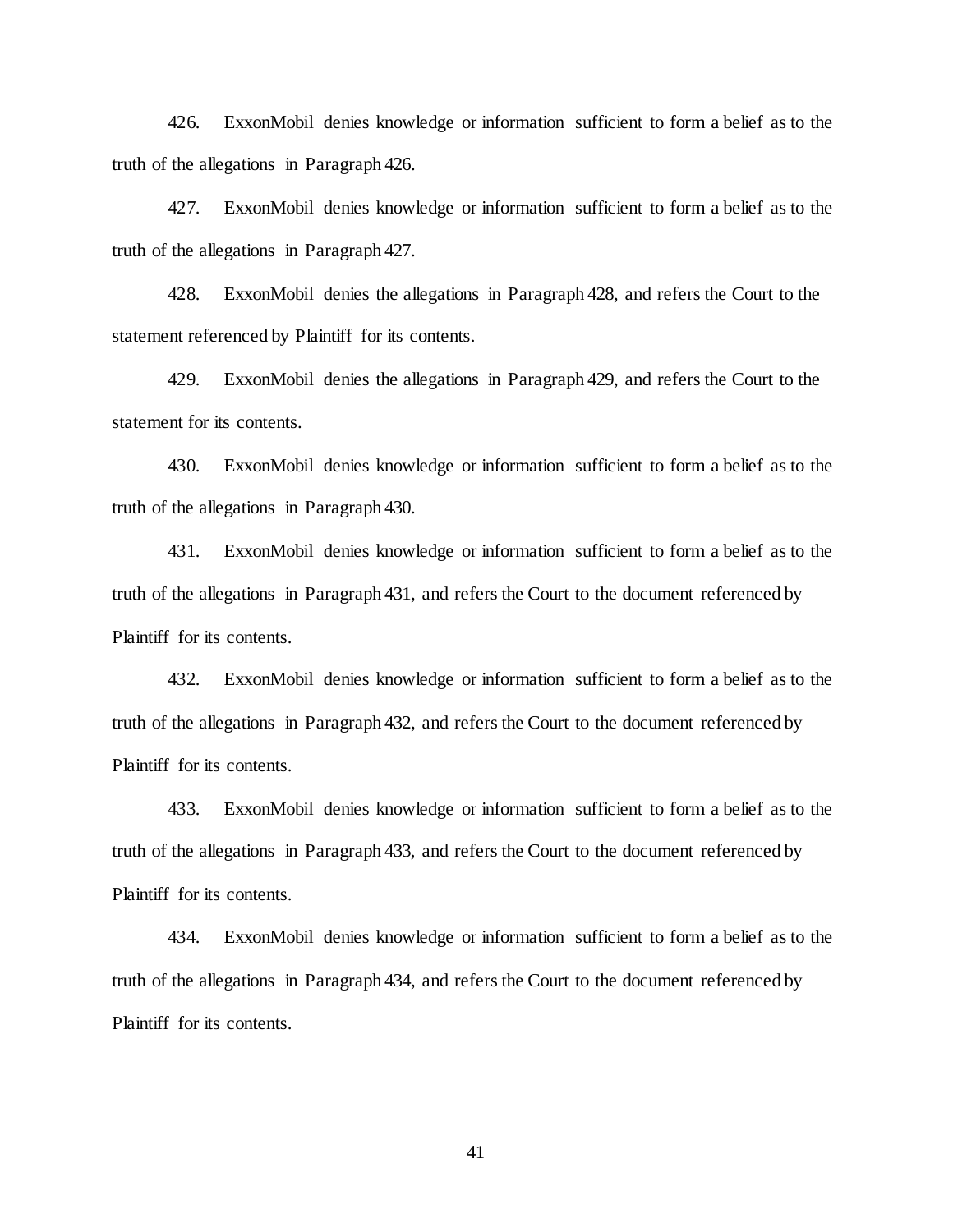426. ExxonMobil denies knowledge or information sufficient to form a belief as to the truth of the allegations in Paragraph 426.

427. ExxonMobil denies knowledge or information sufficient to form a belief as to the truth of the allegations in Paragraph 427.

428. ExxonMobil denies the allegations in Paragraph 428, and refers the Court to the statement referenced by Plaintiff for its contents.

429. ExxonMobil denies the allegations in Paragraph 429, and refers the Court to the statement for its contents.

430. ExxonMobil denies knowledge or information sufficient to form a belief as to the truth of the allegations in Paragraph 430.

431. ExxonMobil denies knowledge or information sufficient to form a belief as to the truth of the allegations in Paragraph 431, and refers the Court to the document referenced by Plaintiff for its contents.

432. ExxonMobil denies knowledge or information sufficient to form a belief as to the truth of the allegations in Paragraph 432, and refers the Court to the document referenced by Plaintiff for its contents.

433. ExxonMobil denies knowledge or information sufficient to form a belief as to the truth of the allegations in Paragraph 433, and refers the Court to the document referenced by Plaintiff for its contents.

434. ExxonMobil denies knowledge or information sufficient to form a belief as to the truth of the allegations in Paragraph 434, and refers the Court to the document referenced by Plaintiff for its contents.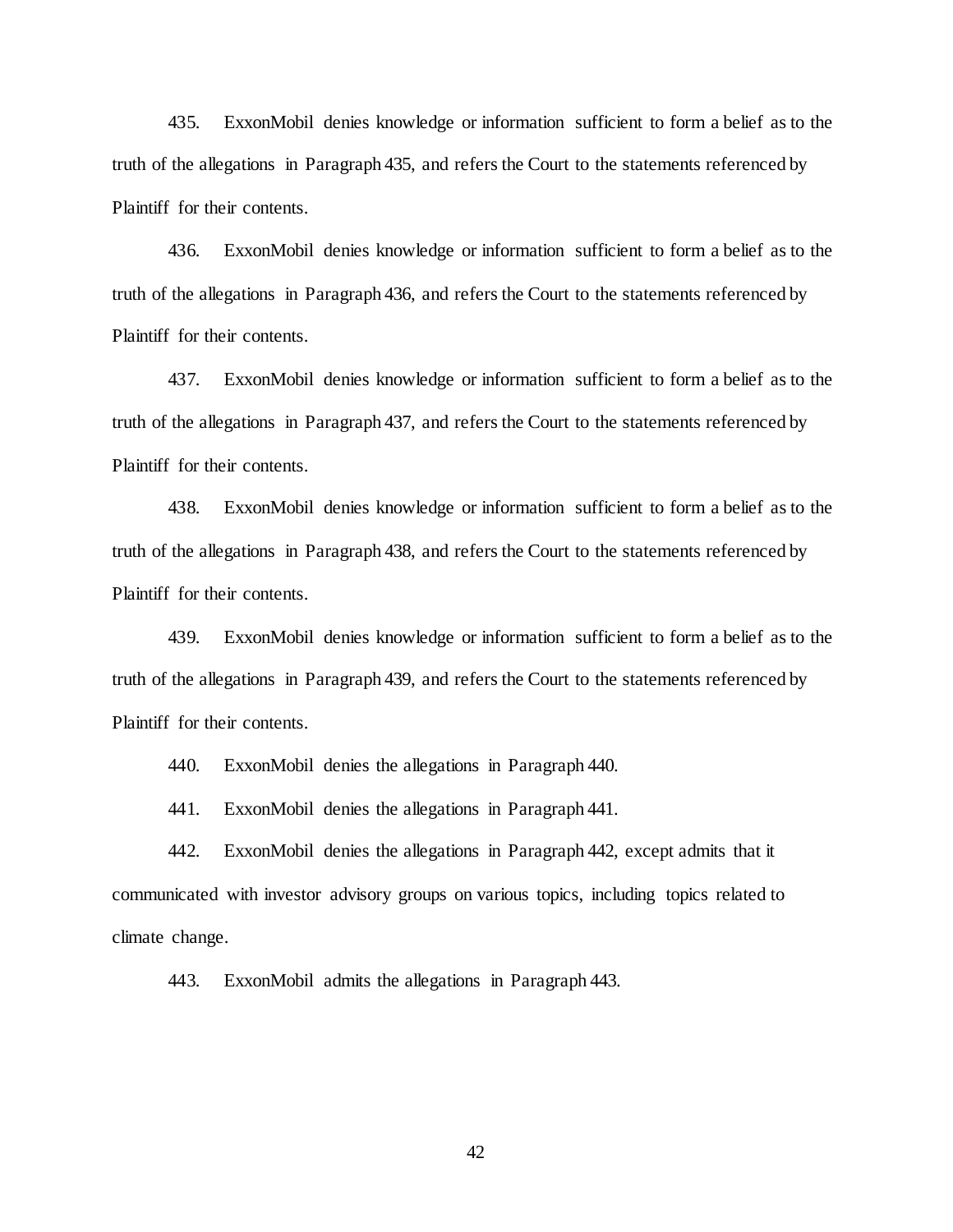435. ExxonMobil denies knowledge or information sufficient to form a belief as to the truth of the allegations in Paragraph 435, and refers the Court to the statements referenced by Plaintiff for their contents.

436. ExxonMobil denies knowledge or information sufficient to form a belief as to the truth of the allegations in Paragraph 436, and refers the Court to the statements referenced by Plaintiff for their contents.

437. ExxonMobil denies knowledge or information sufficient to form a belief as to the truth of the allegations in Paragraph 437, and refers the Court to the statements referenced by Plaintiff for their contents.

438. ExxonMobil denies knowledge or information sufficient to form a belief as to the truth of the allegations in Paragraph 438, and refers the Court to the statements referenced by Plaintiff for their contents.

439. ExxonMobil denies knowledge or information sufficient to form a belief as to the truth of the allegations in Paragraph 439, and refers the Court to the statements referenced by Plaintiff for their contents.

440. ExxonMobil denies the allegations in Paragraph 440.

441. ExxonMobil denies the allegations in Paragraph 441.

442. ExxonMobil denies the allegations in Paragraph 442, except admits that it communicated with investor advisory groups on various topics, including topics related to climate change.

443. ExxonMobil admits the allegations in Paragraph 443.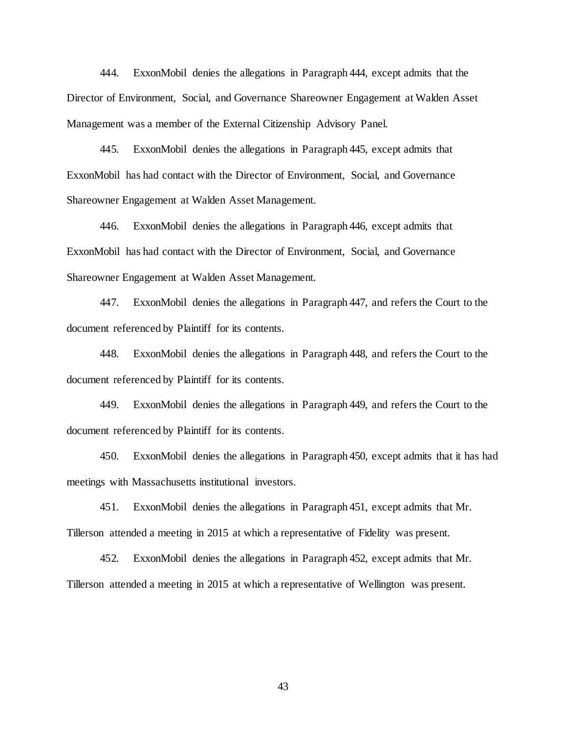444. ExxonMobil denies the allegations in Paragraph 444, except admits that the Director of Environment, Social, and Governance Shareowner Engagement at Walden Asset Management was a member of the External Citizenship Advisory Panel.

445. ExxonMobil denies the allegations in Paragraph 445, except admits that ExxonMobil has had contact with the Director of Environment, Social, and Governance Shareowner Engagement at Walden Asset Management.

446. ExxonMobil denies the allegations in Paragraph 446, except admits that ExxonMobil has had contact with the Director of Environment, Social, and Governance Shareowner Engagement at Walden Asset Management.

447. ExxonMobil denies the allegations in Paragraph 447, and refers the Court to the document referenced by Plaintiff for its contents.

448. ExxonMobil denies the allegations in Paragraph 448, and refers the Court to the document referenced by Plaintiff for its contents.

449. ExxonMobil denies the allegations in Paragraph 449, and refers the Court to the document referenced by Plaintiff for its contents.

450. ExxonMobil denies the allegations in Paragraph 450, except admits that it has had meetings with Massachusetts institutional investors.

451. ExxonMobil denies the allegations in Paragraph 451, except admits that Mr. Tillerson attended a meeting in 2015 at which a representative of Fidelity was present.

452. ExxonMobil denies the allegations in Paragraph 452, except admits that Mr. Tillerson attended a meeting in 2015 at which a representative of Wellington was present.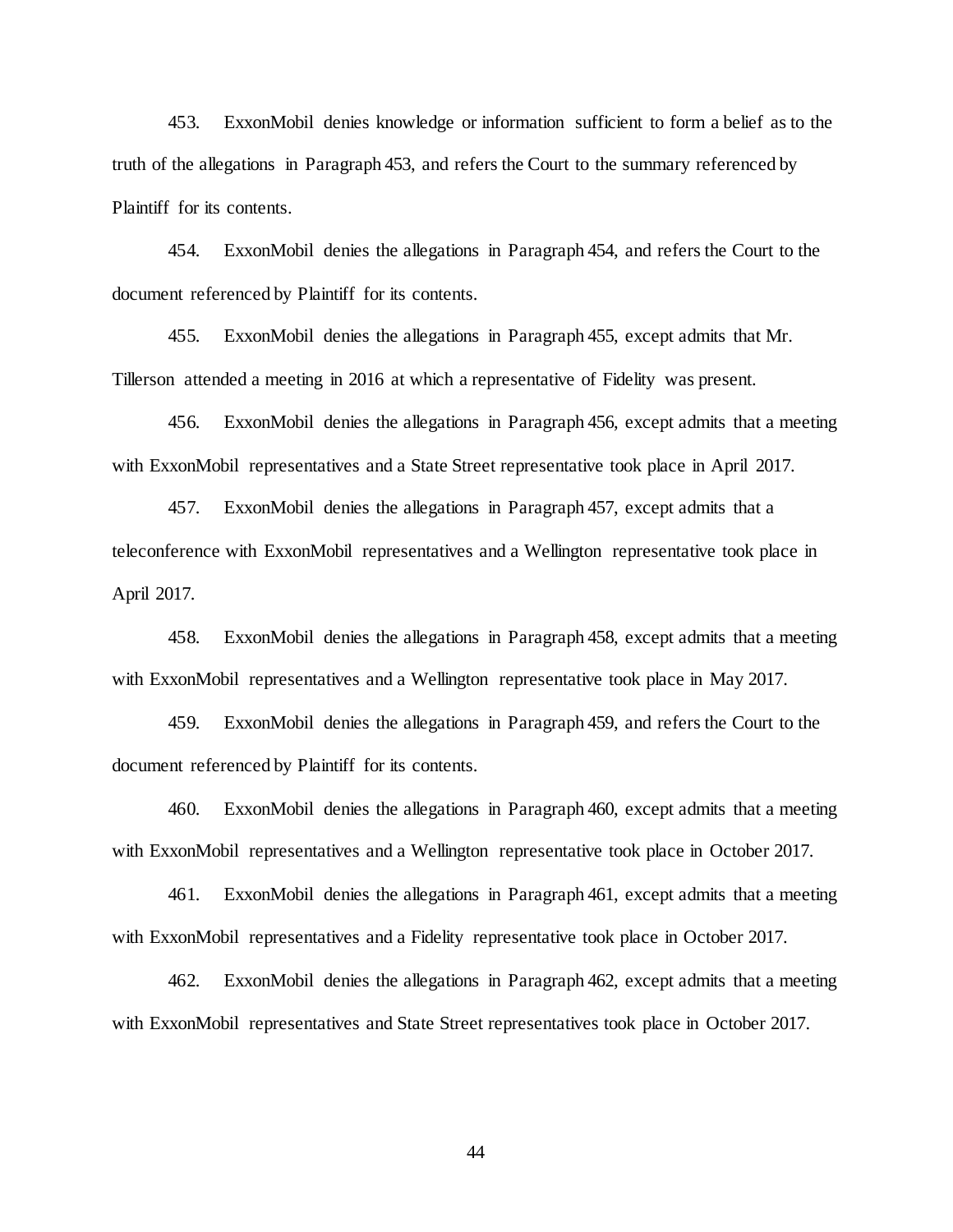453. ExxonMobil denies knowledge or information sufficient to form a belief as to the truth of the allegations in Paragraph 453, and refers the Court to the summary referenced by Plaintiff for its contents.

454. ExxonMobil denies the allegations in Paragraph 454, and refers the Court to the document referenced by Plaintiff for its contents.

455. ExxonMobil denies the allegations in Paragraph 455, except admits that Mr. Tillerson attended a meeting in 2016 at which a representative of Fidelity was present.

456. ExxonMobil denies the allegations in Paragraph 456, except admits that a meeting with ExxonMobil representatives and a State Street representative took place in April 2017.

457. ExxonMobil denies the allegations in Paragraph 457, except admits that a teleconference with ExxonMobil representatives and a Wellington representative took place in April 2017.

458. ExxonMobil denies the allegations in Paragraph 458, except admits that a meeting with ExxonMobil representatives and a Wellington representative took place in May 2017.

459. ExxonMobil denies the allegations in Paragraph 459, and refers the Court to the document referenced by Plaintiff for its contents.

460. ExxonMobil denies the allegations in Paragraph 460, except admits that a meeting with ExxonMobil representatives and a Wellington representative took place in October 2017.

461. ExxonMobil denies the allegations in Paragraph 461, except admits that a meeting with ExxonMobil representatives and a Fidelity representative took place in October 2017.

462. ExxonMobil denies the allegations in Paragraph 462, except admits that a meeting with ExxonMobil representatives and State Street representatives took place in October 2017.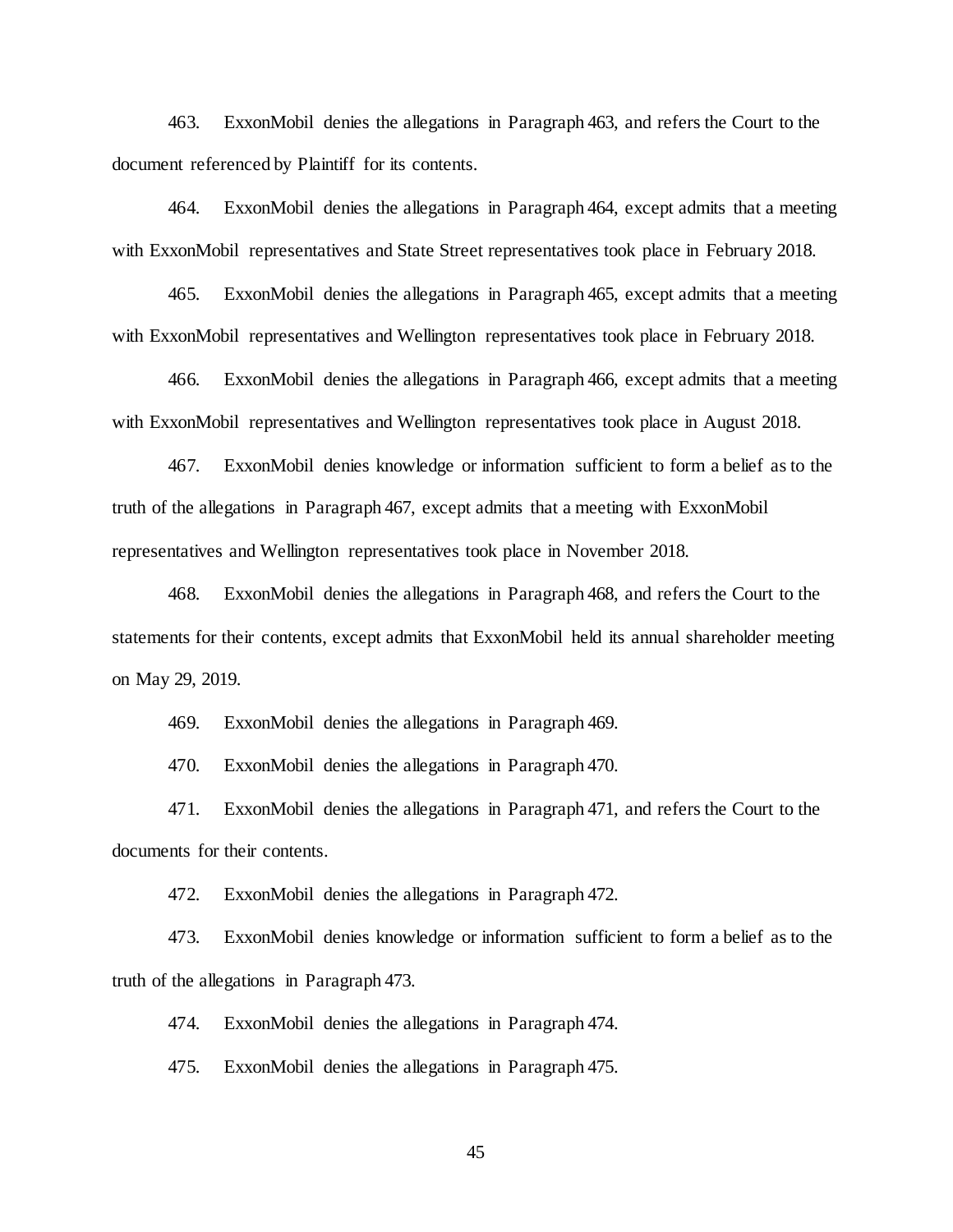463. ExxonMobil denies the allegations in Paragraph 463, and refers the Court to the document referenced by Plaintiff for its contents.

464. ExxonMobil denies the allegations in Paragraph 464, except admits that a meeting with ExxonMobil representatives and State Street representatives took place in February 2018.

465. ExxonMobil denies the allegations in Paragraph 465, except admits that a meeting with ExxonMobil representatives and Wellington representatives took place in February 2018.

466. ExxonMobil denies the allegations in Paragraph 466, except admits that a meeting with ExxonMobil representatives and Wellington representatives took place in August 2018.

467. ExxonMobil denies knowledge or information sufficient to form a belief as to the truth of the allegations in Paragraph 467, except admits that a meeting with ExxonMobil representatives and Wellington representatives took place in November 2018.

468. ExxonMobil denies the allegations in Paragraph 468, and refers the Court to the statements for their contents, except admits that ExxonMobil held its annual shareholder meeting on May 29, 2019.

469. ExxonMobil denies the allegations in Paragraph 469.

470. ExxonMobil denies the allegations in Paragraph 470.

471. ExxonMobil denies the allegations in Paragraph 471, and refers the Court to the documents for their contents.

472. ExxonMobil denies the allegations in Paragraph 472.

473. ExxonMobil denies knowledge or information sufficient to form a belief as to the truth of the allegations in Paragraph 473.

474. ExxonMobil denies the allegations in Paragraph 474.

475. ExxonMobil denies the allegations in Paragraph 475.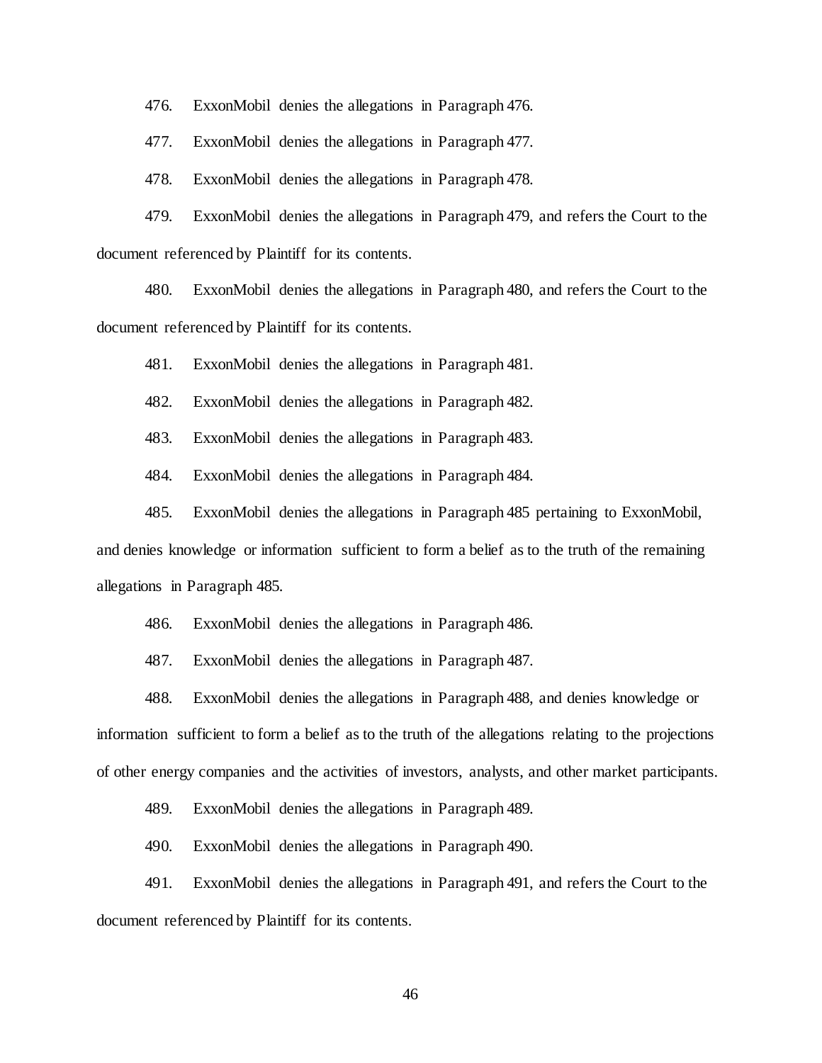476. ExxonMobil denies the allegations in Paragraph 476.

477. ExxonMobil denies the allegations in Paragraph 477.

478. ExxonMobil denies the allegations in Paragraph 478.

479. ExxonMobil denies the allegations in Paragraph 479, and refers the Court to the document referenced by Plaintiff for its contents.

480. ExxonMobil denies the allegations in Paragraph 480, and refers the Court to the document referenced by Plaintiff for its contents.

481. ExxonMobil denies the allegations in Paragraph 481.

482. ExxonMobil denies the allegations in Paragraph 482.

483. ExxonMobil denies the allegations in Paragraph 483.

484. ExxonMobil denies the allegations in Paragraph 484.

485. ExxonMobil denies the allegations in Paragraph 485 pertaining to ExxonMobil, and denies knowledge or information sufficient to form a belief as to the truth of the remaining allegations in Paragraph 485.

486. ExxonMobil denies the allegations in Paragraph 486.

487. ExxonMobil denies the allegations in Paragraph 487.

488. ExxonMobil denies the allegations in Paragraph 488, and denies knowledge or information sufficient to form a belief as to the truth of the allegations relating to the projections of other energy companies and the activities of investors, analysts, and other market participants.

489. ExxonMobil denies the allegations in Paragraph 489.

490. ExxonMobil denies the allegations in Paragraph 490.

491. ExxonMobil denies the allegations in Paragraph 491, and refers the Court to the document referenced by Plaintiff for its contents.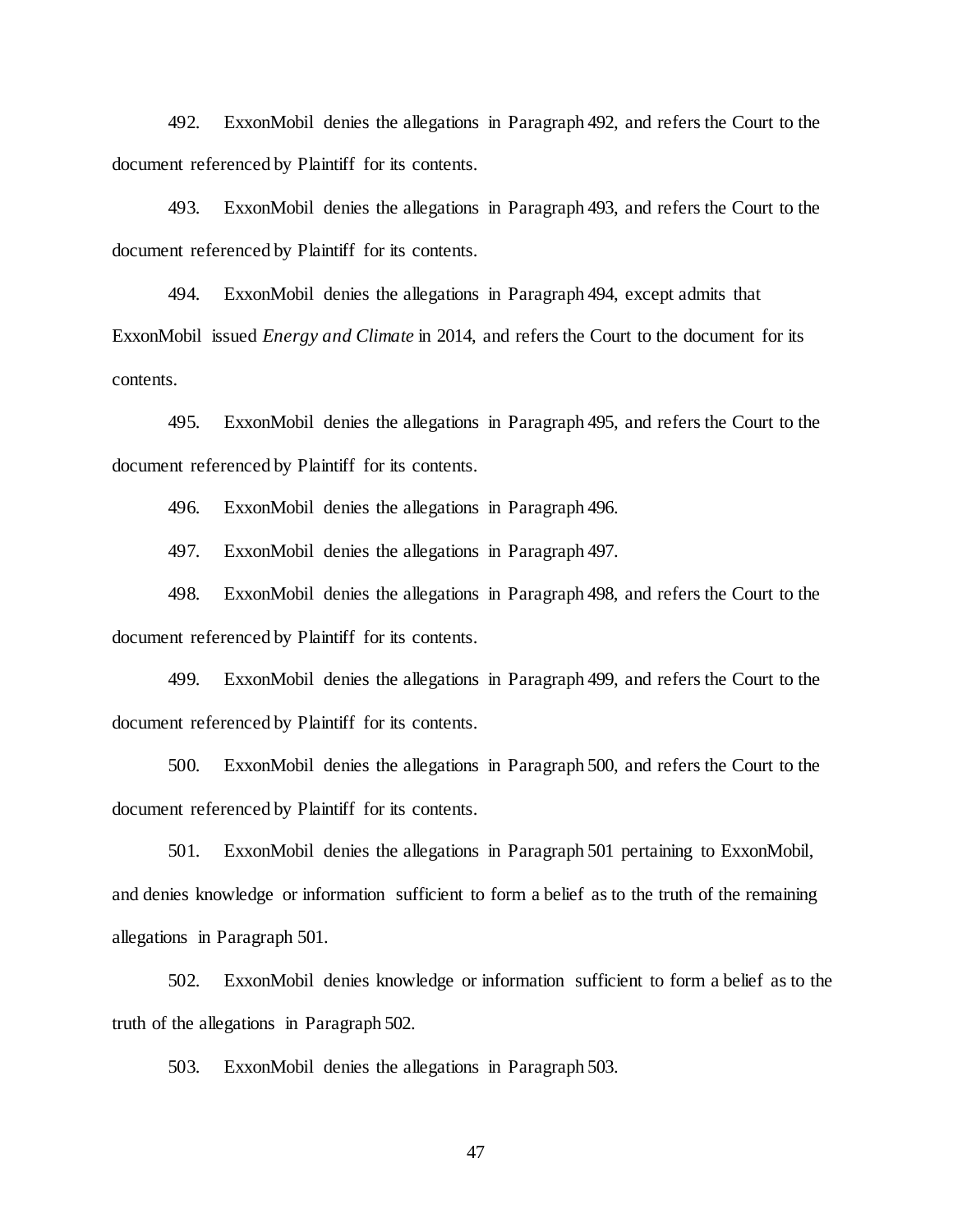492. ExxonMobil denies the allegations in Paragraph 492, and refers the Court to the document referenced by Plaintiff for its contents.

493. ExxonMobil denies the allegations in Paragraph 493, and refers the Court to the document referenced by Plaintiff for its contents.

494. ExxonMobil denies the allegations in Paragraph 494, except admits that ExxonMobil issued *Energy and Climate* in 2014, and refers the Court to the document for its contents.

495. ExxonMobil denies the allegations in Paragraph 495, and refers the Court to the document referenced by Plaintiff for its contents.

496. ExxonMobil denies the allegations in Paragraph 496.

497. ExxonMobil denies the allegations in Paragraph 497.

498. ExxonMobil denies the allegations in Paragraph 498, and refers the Court to the document referenced by Plaintiff for its contents.

499. ExxonMobil denies the allegations in Paragraph 499, and refers the Court to the document referenced by Plaintiff for its contents.

500. ExxonMobil denies the allegations in Paragraph 500, and refers the Court to the document referenced by Plaintiff for its contents.

501. ExxonMobil denies the allegations in Paragraph 501 pertaining to ExxonMobil, and denies knowledge or information sufficient to form a belief as to the truth of the remaining allegations in Paragraph 501.

502. ExxonMobil denies knowledge or information sufficient to form a belief as to the truth of the allegations in Paragraph 502.

503. ExxonMobil denies the allegations in Paragraph 503.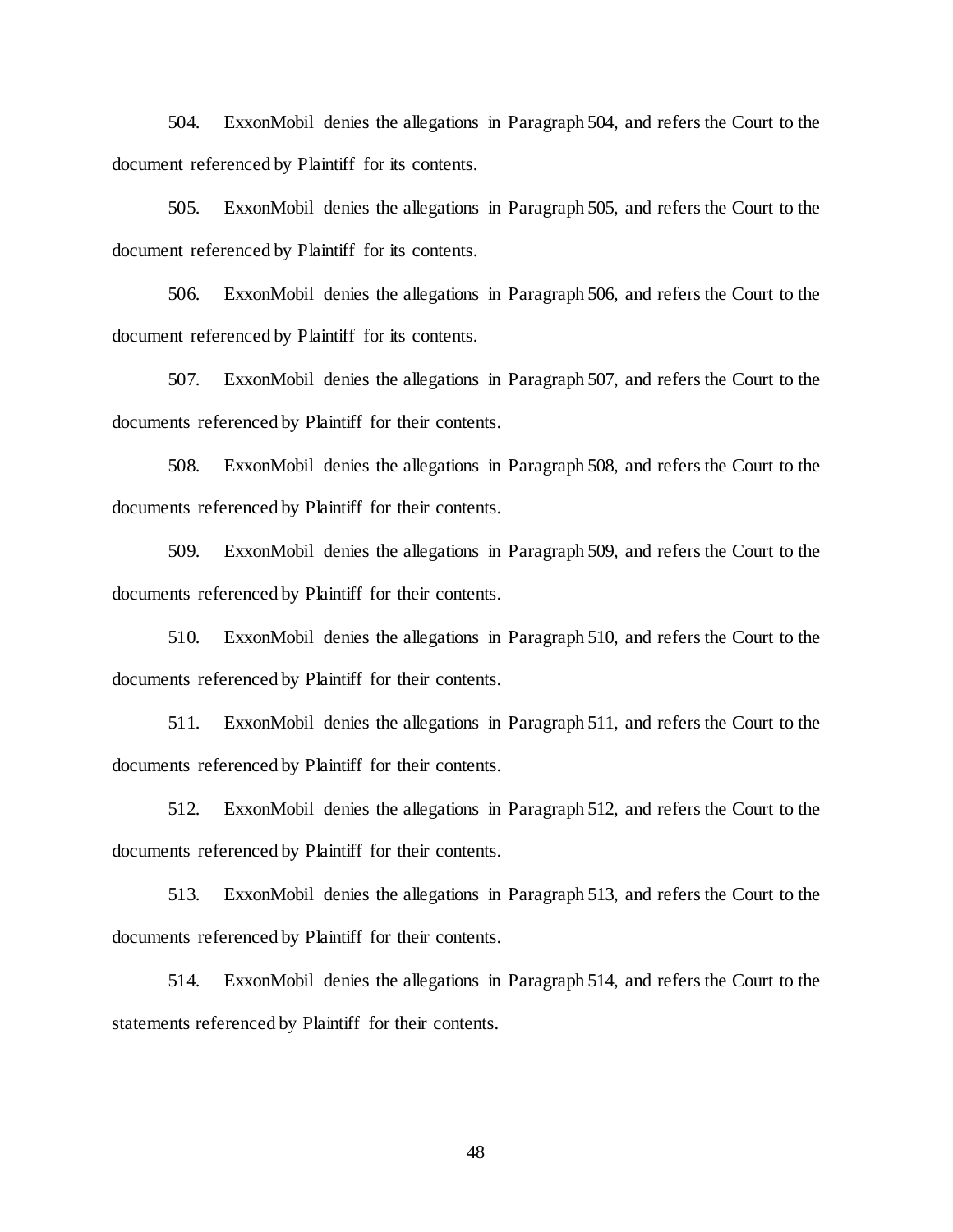504. ExxonMobil denies the allegations in Paragraph 504, and refers the Court to the document referenced by Plaintiff for its contents.

505. ExxonMobil denies the allegations in Paragraph 505, and refers the Court to the document referenced by Plaintiff for its contents.

506. ExxonMobil denies the allegations in Paragraph 506, and refers the Court to the document referenced by Plaintiff for its contents.

507. ExxonMobil denies the allegations in Paragraph 507, and refers the Court to the documents referenced by Plaintiff for their contents.

508. ExxonMobil denies the allegations in Paragraph 508, and refers the Court to the documents referenced by Plaintiff for their contents.

509. ExxonMobil denies the allegations in Paragraph 509, and refers the Court to the documents referenced by Plaintiff for their contents.

510. ExxonMobil denies the allegations in Paragraph 510, and refers the Court to the documents referenced by Plaintiff for their contents.

511. ExxonMobil denies the allegations in Paragraph 511, and refers the Court to the documents referenced by Plaintiff for their contents.

512. ExxonMobil denies the allegations in Paragraph 512, and refers the Court to the documents referenced by Plaintiff for their contents.

513. ExxonMobil denies the allegations in Paragraph 513, and refers the Court to the documents referenced by Plaintiff for their contents.

514. ExxonMobil denies the allegations in Paragraph 514, and refers the Court to the statements referenced by Plaintiff for their contents.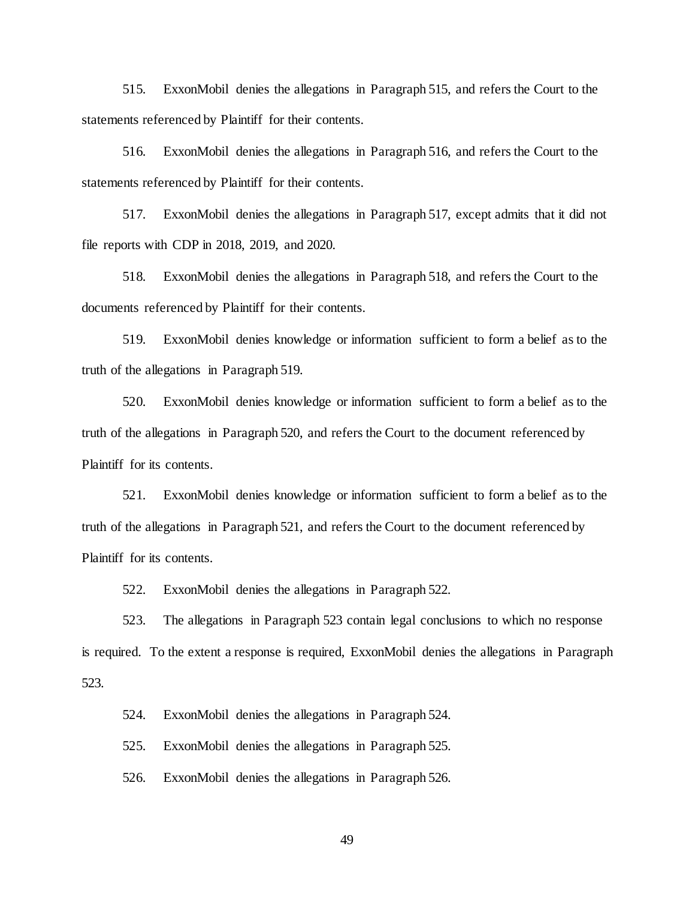515. ExxonMobil denies the allegations in Paragraph 515, and refers the Court to the statements referenced by Plaintiff for their contents.

516. ExxonMobil denies the allegations in Paragraph 516, and refers the Court to the statements referenced by Plaintiff for their contents.

517. ExxonMobil denies the allegations in Paragraph 517, except admits that it did not file reports with CDP in 2018, 2019, and 2020.

518. ExxonMobil denies the allegations in Paragraph 518, and refers the Court to the documents referenced by Plaintiff for their contents.

519. ExxonMobil denies knowledge or information sufficient to form a belief as to the truth of the allegations in Paragraph 519.

520. ExxonMobil denies knowledge or information sufficient to form a belief as to the truth of the allegations in Paragraph 520, and refers the Court to the document referenced by Plaintiff for its contents.

521. ExxonMobil denies knowledge or information sufficient to form a belief as to the truth of the allegations in Paragraph 521, and refers the Court to the document referenced by Plaintiff for its contents.

522. ExxonMobil denies the allegations in Paragraph 522.

523. The allegations in Paragraph 523 contain legal conclusions to which no response is required. To the extent a response is required, ExxonMobil denies the allegations in Paragraph 523.

524. ExxonMobil denies the allegations in Paragraph 524.

525. ExxonMobil denies the allegations in Paragraph 525.

526. ExxonMobil denies the allegations in Paragraph 526.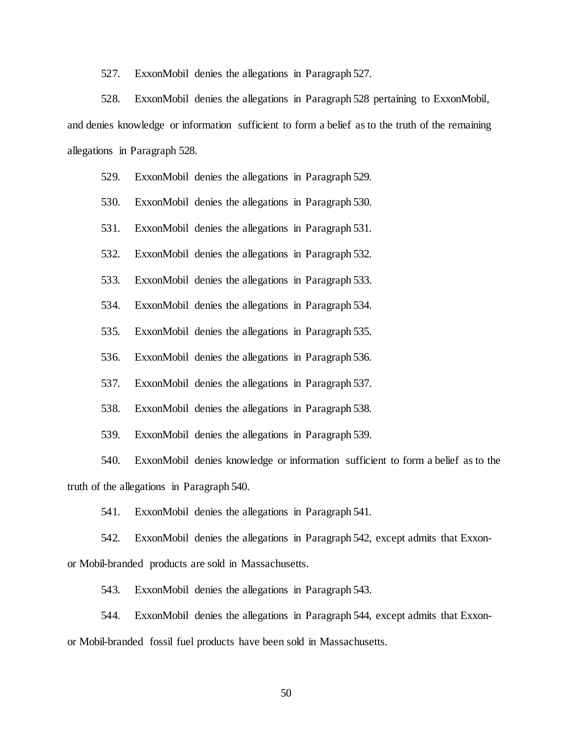527. ExxonMobil denies the allegations in Paragraph 527.

528. ExxonMobil denies the allegations in Paragraph 528 pertaining to ExxonMobil, and denies knowledge or information sufficient to form a belief as to the truth of the remaining allegations in Paragraph 528.

529. ExxonMobil denies the allegations in Paragraph 529.

530. ExxonMobil denies the allegations in Paragraph 530.

531. ExxonMobil denies the allegations in Paragraph 531.

532. ExxonMobil denies the allegations in Paragraph 532.

533. ExxonMobil denies the allegations in Paragraph 533.

534. ExxonMobil denies the allegations in Paragraph 534.

535. ExxonMobil denies the allegations in Paragraph 535.

536. ExxonMobil denies the allegations in Paragraph 536.

537. ExxonMobil denies the allegations in Paragraph 537.

538. ExxonMobil denies the allegations in Paragraph 538.

539. ExxonMobil denies the allegations in Paragraph 539.

540. ExxonMobil denies knowledge or information sufficient to form a belief as to the truth of the allegations in Paragraph 540.

541. ExxonMobil denies the allegations in Paragraph 541.

542. ExxonMobil denies the allegations in Paragraph 542, except admits that Exxon- or Mobil-branded products are sold in Massachusetts.

543. ExxonMobil denies the allegations in Paragraph 543.

544. ExxonMobil denies the allegations in Paragraph 544, except admits that Exxon- or Mobil-branded fossil fuel products have been sold in Massachusetts.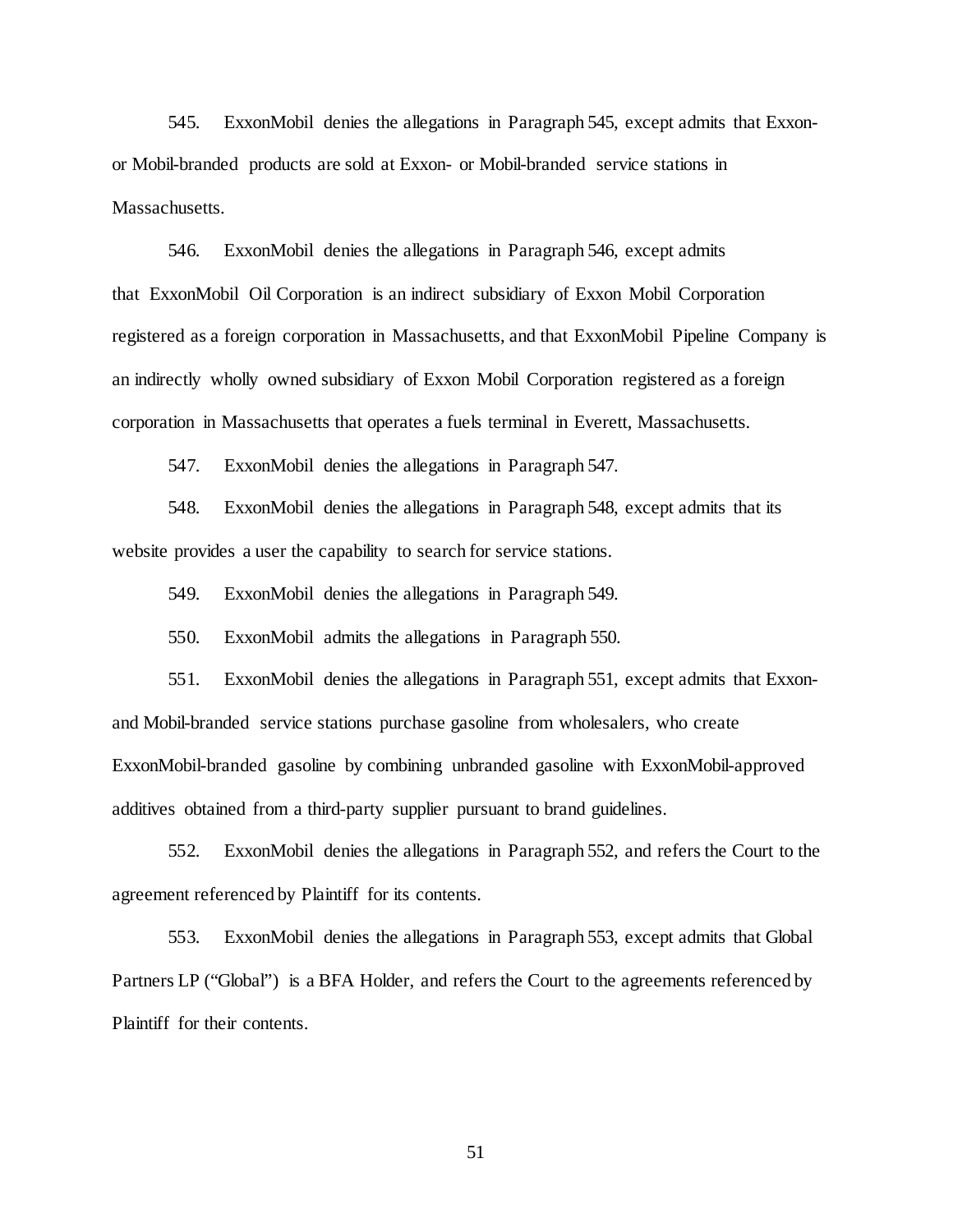545. ExxonMobil denies the allegations in Paragraph 545, except admits that Exxon- or Mobil-branded products are sold at Exxon- or Mobil-branded service stations in Massachusetts.

546. ExxonMobil denies the allegations in Paragraph 546, except admits that ExxonMobil Oil Corporation is an indirect subsidiary of Exxon Mobil Corporation registered as a foreign corporation in Massachusetts, and that ExxonMobil Pipeline Company is an indirectly wholly owned subsidiary of Exxon Mobil Corporation registered as a foreign corporation in Massachusetts that operates a fuels terminal in Everett, Massachusetts.

547. ExxonMobil denies the allegations in Paragraph 547.

548. ExxonMobil denies the allegations in Paragraph 548, except admits that its website provides a user the capability to search for service stations.

549. ExxonMobil denies the allegations in Paragraph 549.

550. ExxonMobil admits the allegations in Paragraph 550.

551. ExxonMobil denies the allegations in Paragraph 551, except admits that Exxon- and Mobil-branded service stations purchase gasoline from wholesalers, who create ExxonMobil-branded gasoline by combining unbranded gasoline with ExxonMobil-approved additives obtained from a third-party supplier pursuant to brand guidelines.

552. ExxonMobil denies the allegations in Paragraph 552, and refers the Court to the agreement referenced by Plaintiff for its contents.

553. ExxonMobil denies the allegations in Paragraph 553, except admits that Global Partners LP ("Global") is a BFA Holder, and refers the Court to the agreements referenced by Plaintiff for their contents.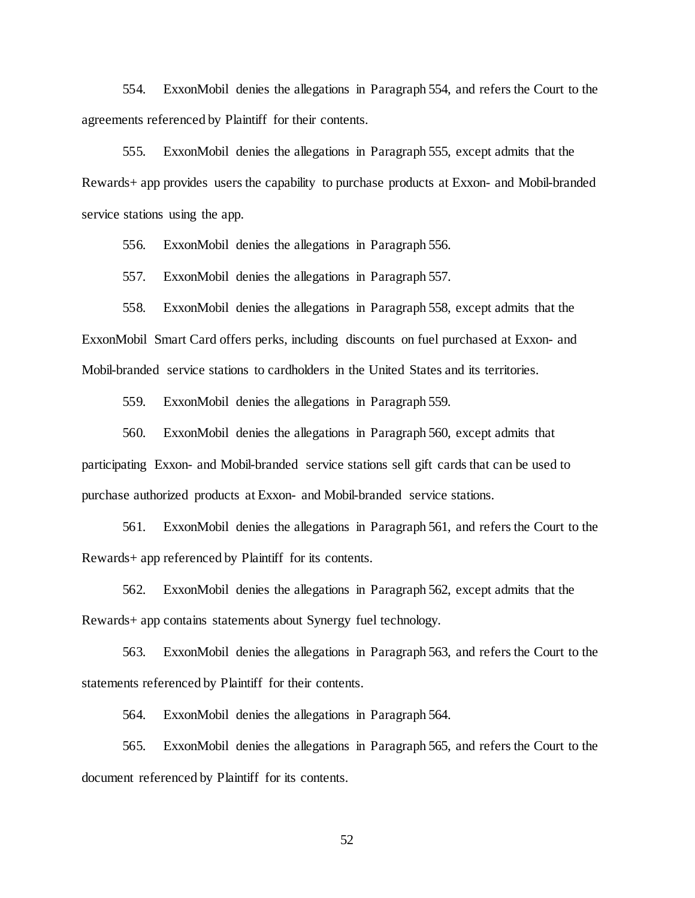554. ExxonMobil denies the allegations in Paragraph 554, and refers the Court to the agreements referenced by Plaintiff for their contents.

555. ExxonMobil denies the allegations in Paragraph 555, except admits that the Rewards+ app provides users the capability to purchase products at Exxon- and Mobil-branded service stations using the app.

556. ExxonMobil denies the allegations in Paragraph 556.

557. ExxonMobil denies the allegations in Paragraph 557.

558. ExxonMobil denies the allegations in Paragraph 558, except admits that the ExxonMobil Smart Card offers perks, including discounts on fuel purchased at Exxon- and Mobil-branded service stations to cardholders in the United States and its territories.

559. ExxonMobil denies the allegations in Paragraph 559.

560. ExxonMobil denies the allegations in Paragraph 560, except admits that participating Exxon- and Mobil-branded service stations sell gift cards that can be used to purchase authorized products at Exxon- and Mobil-branded service stations.

561. ExxonMobil denies the allegations in Paragraph 561, and refers the Court to the Rewards+ app referenced by Plaintiff for its contents.

562. ExxonMobil denies the allegations in Paragraph 562, except admits that the Rewards+ app contains statements about Synergy fuel technology.

563. ExxonMobil denies the allegations in Paragraph 563, and refers the Court to the statements referenced by Plaintiff for their contents.

564. ExxonMobil denies the allegations in Paragraph 564.

565. ExxonMobil denies the allegations in Paragraph 565, and refers the Court to the document referenced by Plaintiff for its contents.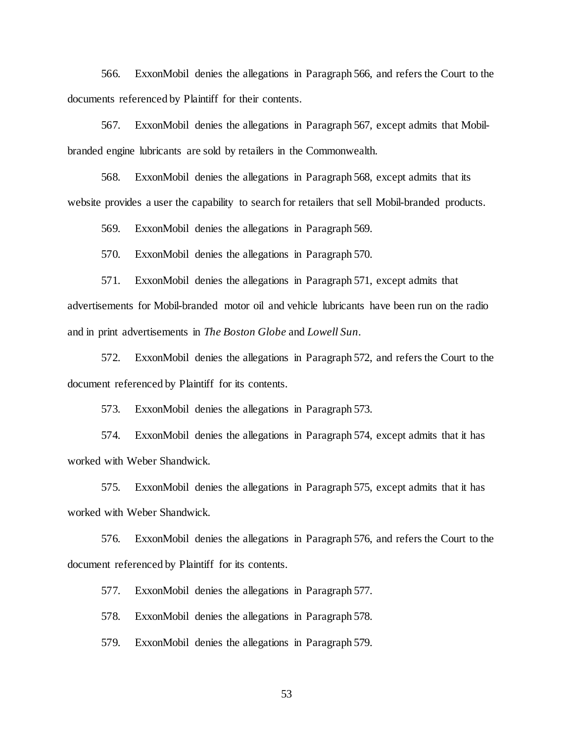566. ExxonMobil denies the allegations in Paragraph 566, and refers the Court to the documents referenced by Plaintiff for their contents.

567. ExxonMobil denies the allegations in Paragraph 567, except admits that Mobil-branded engine lubricants are sold by retailers in the Commonwealth.

568. ExxonMobil denies the allegations in Paragraph 568, except admits that its website provides a user the capability to search for retailers that sell Mobil-branded products.

569. ExxonMobil denies the allegations in Paragraph 569.

570. ExxonMobil denies the allegations in Paragraph 570.

571. ExxonMobil denies the allegations in Paragraph 571, except admits that advertisements for Mobil-branded motor oil and vehicle lubricants have been run on the radio and in print advertisements in *The Boston Globe* and *Lowell Sun*.

572. ExxonMobil denies the allegations in Paragraph 572, and refers the Court to the document referenced by Plaintiff for its contents.

573. ExxonMobil denies the allegations in Paragraph 573.

574. ExxonMobil denies the allegations in Paragraph 574, except admits that it has worked with Weber Shandwick.

575. ExxonMobil denies the allegations in Paragraph 575, except admits that it has worked with Weber Shandwick.

576. ExxonMobil denies the allegations in Paragraph 576, and refers the Court to the document referenced by Plaintiff for its contents.

577. ExxonMobil denies the allegations in Paragraph 577.

578. ExxonMobil denies the allegations in Paragraph 578.

579. ExxonMobil denies the allegations in Paragraph 579.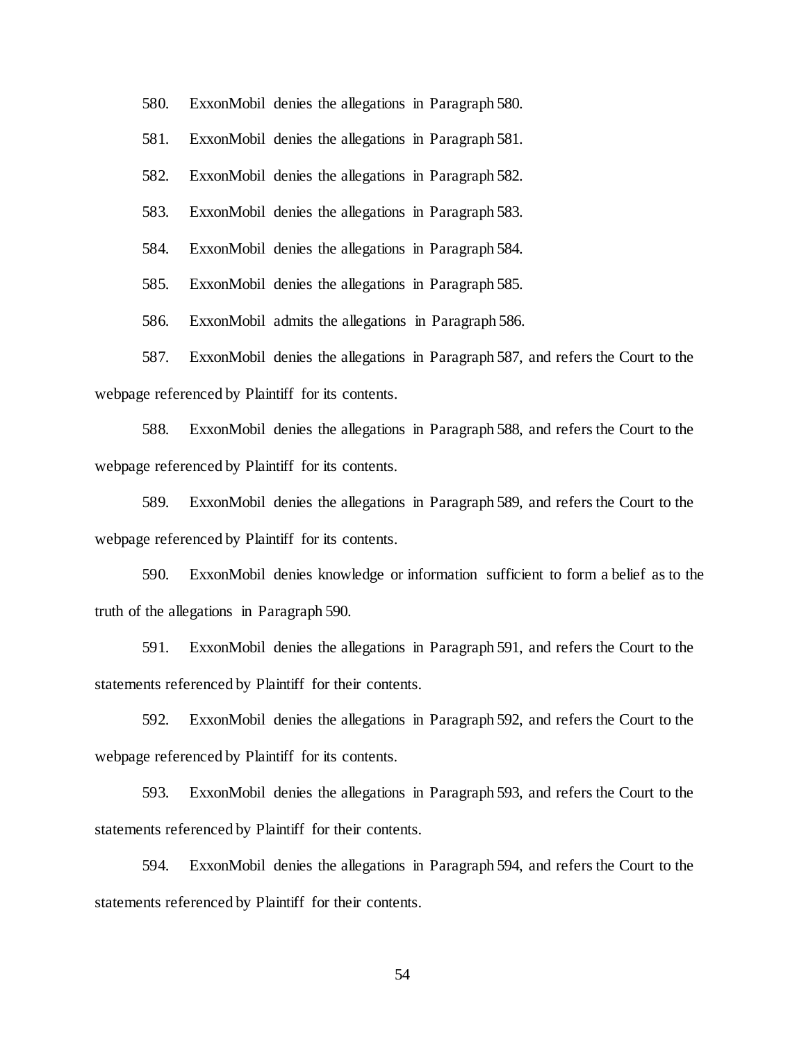580. ExxonMobil denies the allegations in Paragraph 580.

581. ExxonMobil denies the allegations in Paragraph 581.

582. ExxonMobil denies the allegations in Paragraph 582.

583. ExxonMobil denies the allegations in Paragraph 583.

584. ExxonMobil denies the allegations in Paragraph 584.

585. ExxonMobil denies the allegations in Paragraph 585.

586. ExxonMobil admits the allegations in Paragraph 586.

587. ExxonMobil denies the allegations in Paragraph 587, and refers the Court to the webpage referenced by Plaintiff for its contents.

588. ExxonMobil denies the allegations in Paragraph 588, and refers the Court to the webpage referenced by Plaintiff for its contents.

589. ExxonMobil denies the allegations in Paragraph 589, and refers the Court to the webpage referenced by Plaintiff for its contents.

590. ExxonMobil denies knowledge or information sufficient to form a belief as to the truth of the allegations in Paragraph 590.

591. ExxonMobil denies the allegations in Paragraph 591, and refers the Court to the statements referenced by Plaintiff for their contents.

592. ExxonMobil denies the allegations in Paragraph 592, and refers the Court to the webpage referenced by Plaintiff for its contents.

593. ExxonMobil denies the allegations in Paragraph 593, and refers the Court to the statements referenced by Plaintiff for their contents.

594. ExxonMobil denies the allegations in Paragraph 594, and refers the Court to the statements referenced by Plaintiff for their contents.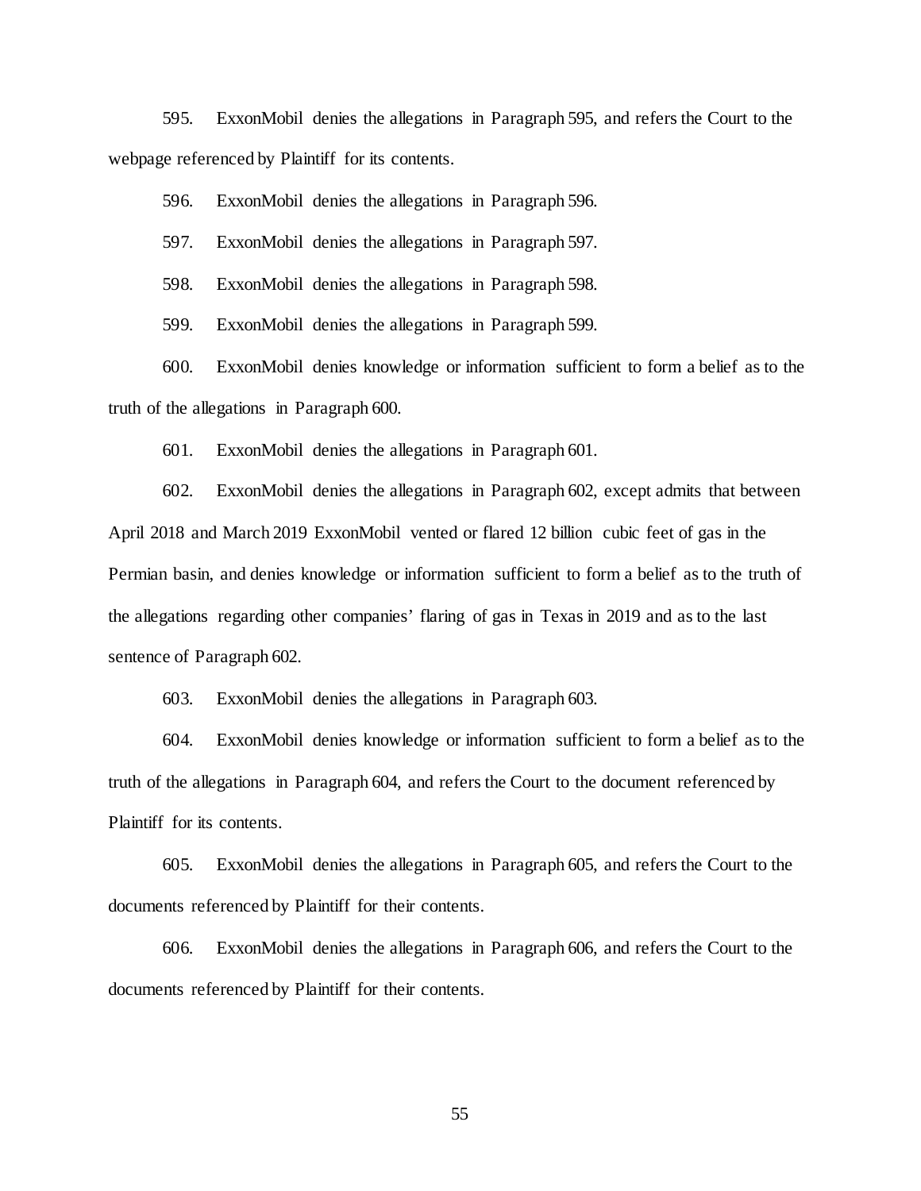595. ExxonMobil denies the allegations in Paragraph 595, and refers the Court to the webpage referenced by Plaintiff for its contents.

596. ExxonMobil denies the allegations in Paragraph 596.

597. ExxonMobil denies the allegations in Paragraph 597.

598. ExxonMobil denies the allegations in Paragraph 598.

599. ExxonMobil denies the allegations in Paragraph 599.

600. ExxonMobil denies knowledge or information sufficient to form a belief as to the truth of the allegations in Paragraph 600.

601. ExxonMobil denies the allegations in Paragraph 601.

602. ExxonMobil denies the allegations in Paragraph 602, except admits that between April 2018 and March 2019 ExxonMobil vented or flared 12 billion cubic feet of gas in the Permian basin, and denies knowledge or information sufficient to form a belief as to the truth of the allegations regarding other companies' flaring of gas in Texas in 2019 and as to the last sentence of Paragraph 602.

603. ExxonMobil denies the allegations in Paragraph 603.

604. ExxonMobil denies knowledge or information sufficient to form a belief as to the truth of the allegations in Paragraph 604, and refers the Court to the document referenced by Plaintiff for its contents.

605. ExxonMobil denies the allegations in Paragraph 605, and refers the Court to the documents referenced by Plaintiff for their contents.

606. ExxonMobil denies the allegations in Paragraph 606, and refers the Court to the documents referenced by Plaintiff for their contents.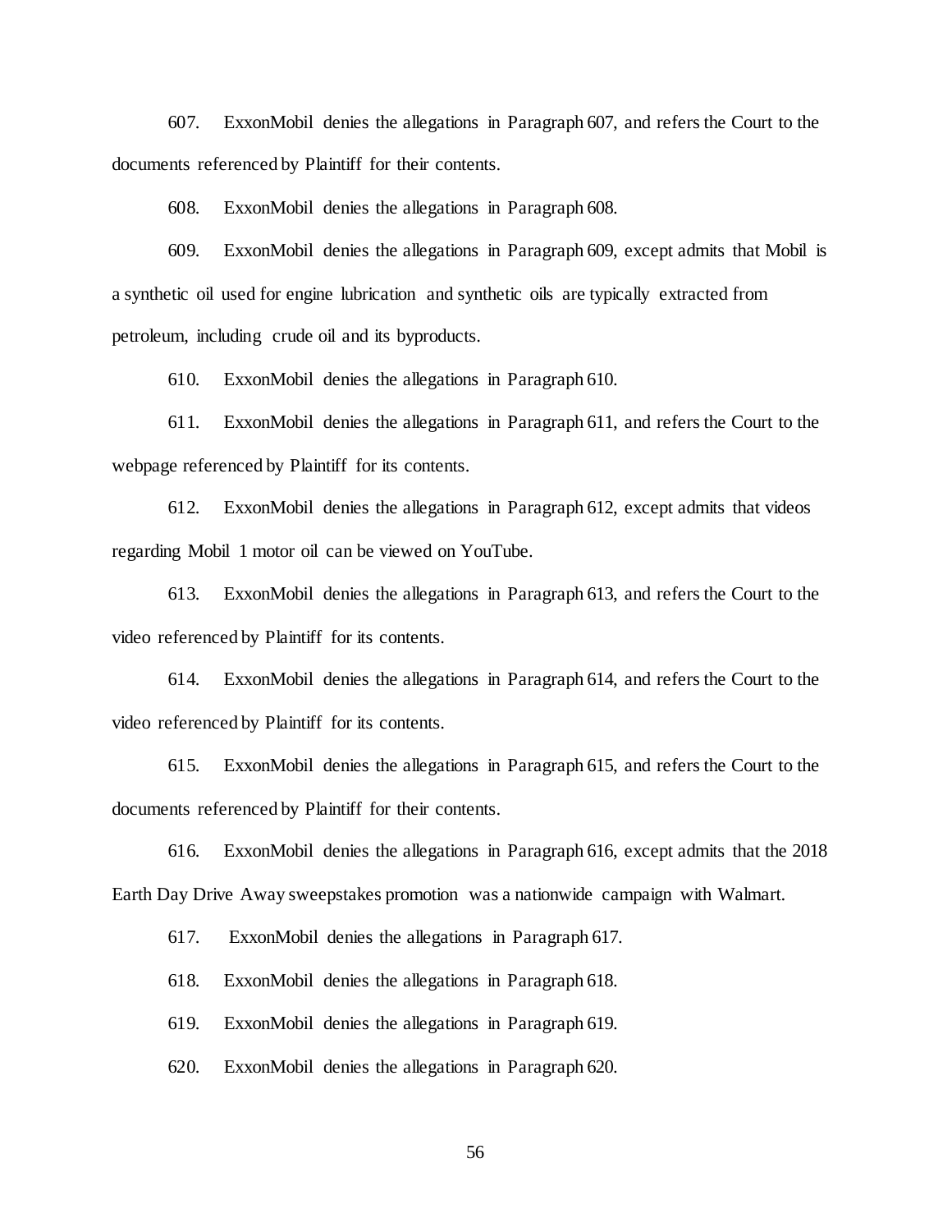607. ExxonMobil denies the allegations in Paragraph 607, and refers the Court to the documents referenced by Plaintiff for their contents.

608. ExxonMobil denies the allegations in Paragraph 608.

609. ExxonMobil denies the allegations in Paragraph 609, except admits that Mobil is a synthetic oil used for engine lubrication and synthetic oils are typically extracted from petroleum, including crude oil and its byproducts.

610. ExxonMobil denies the allegations in Paragraph 610.

611. ExxonMobil denies the allegations in Paragraph 611, and refers the Court to the webpage referenced by Plaintiff for its contents.

612. ExxonMobil denies the allegations in Paragraph 612, except admits that videos regarding Mobil 1 motor oil can be viewed on YouTube.

613. ExxonMobil denies the allegations in Paragraph 613, and refers the Court to the video referenced by Plaintiff for its contents.

614. ExxonMobil denies the allegations in Paragraph 614, and refers the Court to the video referenced by Plaintiff for its contents.

615. ExxonMobil denies the allegations in Paragraph 615, and refers the Court to the documents referenced by Plaintiff for their contents.

616. ExxonMobil denies the allegations in Paragraph 616, except admits that the 2018 Earth Day Drive Away sweepstakes promotion was a nationwide campaign with Walmart.

617. ExxonMobil denies the allegations in Paragraph 617.

618. ExxonMobil denies the allegations in Paragraph 618.

619. ExxonMobil denies the allegations in Paragraph 619.

620. ExxonMobil denies the allegations in Paragraph 620.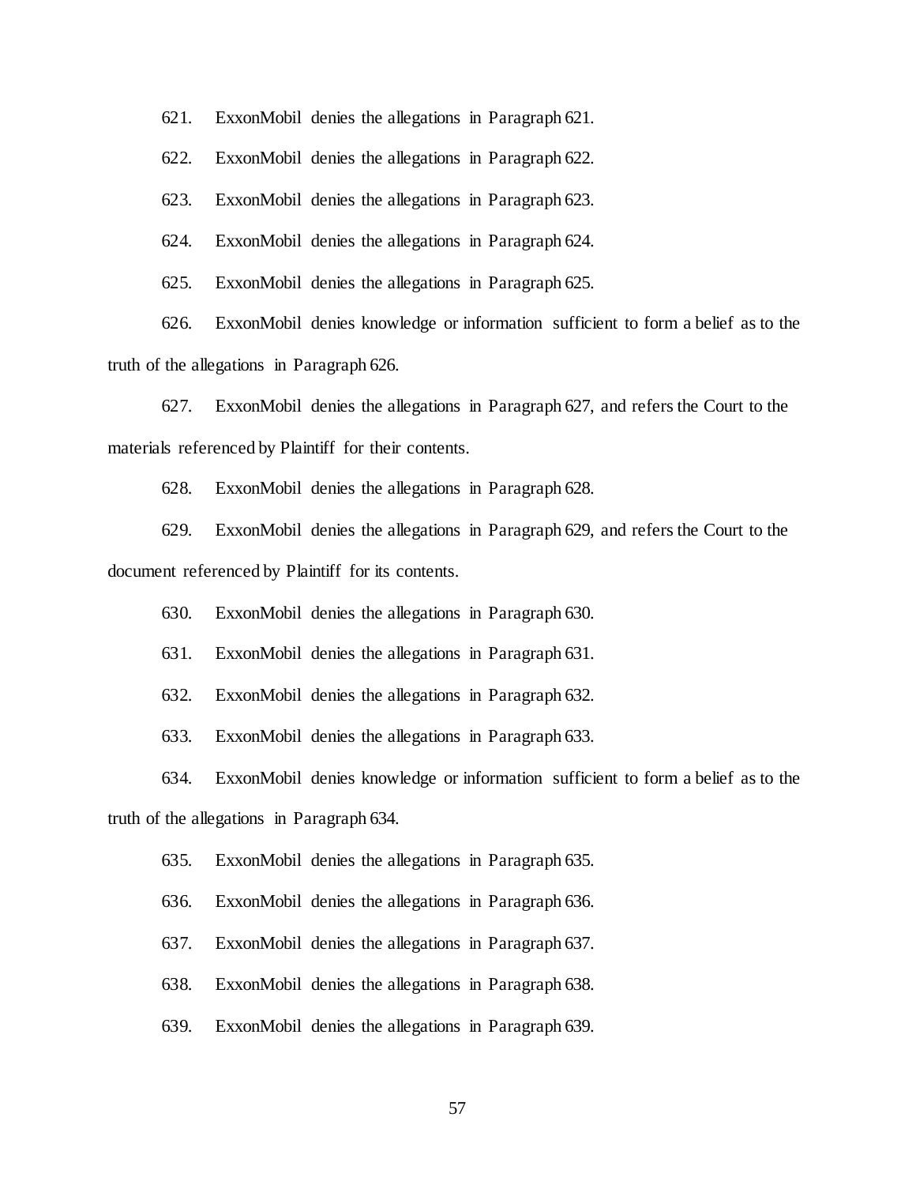621. ExxonMobil denies the allegations in Paragraph 621.

622. ExxonMobil denies the allegations in Paragraph 622.

623. ExxonMobil denies the allegations in Paragraph 623.

624. ExxonMobil denies the allegations in Paragraph 624.

625. ExxonMobil denies the allegations in Paragraph 625.

626. ExxonMobil denies knowledge or information sufficient to form a belief as to the truth of the allegations in Paragraph 626.

627. ExxonMobil denies the allegations in Paragraph 627, and refers the Court to the materials referenced by Plaintiff for their contents.

628. ExxonMobil denies the allegations in Paragraph 628.

629. ExxonMobil denies the allegations in Paragraph 629, and refers the Court to the document referenced by Plaintiff for its contents.

630. ExxonMobil denies the allegations in Paragraph 630.

631. ExxonMobil denies the allegations in Paragraph 631.

632. ExxonMobil denies the allegations in Paragraph 632.

633. ExxonMobil denies the allegations in Paragraph 633.

634. ExxonMobil denies knowledge or information sufficient to form a belief as to the truth of the allegations in Paragraph 634.

635. ExxonMobil denies the allegations in Paragraph 635.

636. ExxonMobil denies the allegations in Paragraph 636.

637. ExxonMobil denies the allegations in Paragraph 637.

638. ExxonMobil denies the allegations in Paragraph 638.

639. ExxonMobil denies the allegations in Paragraph 639.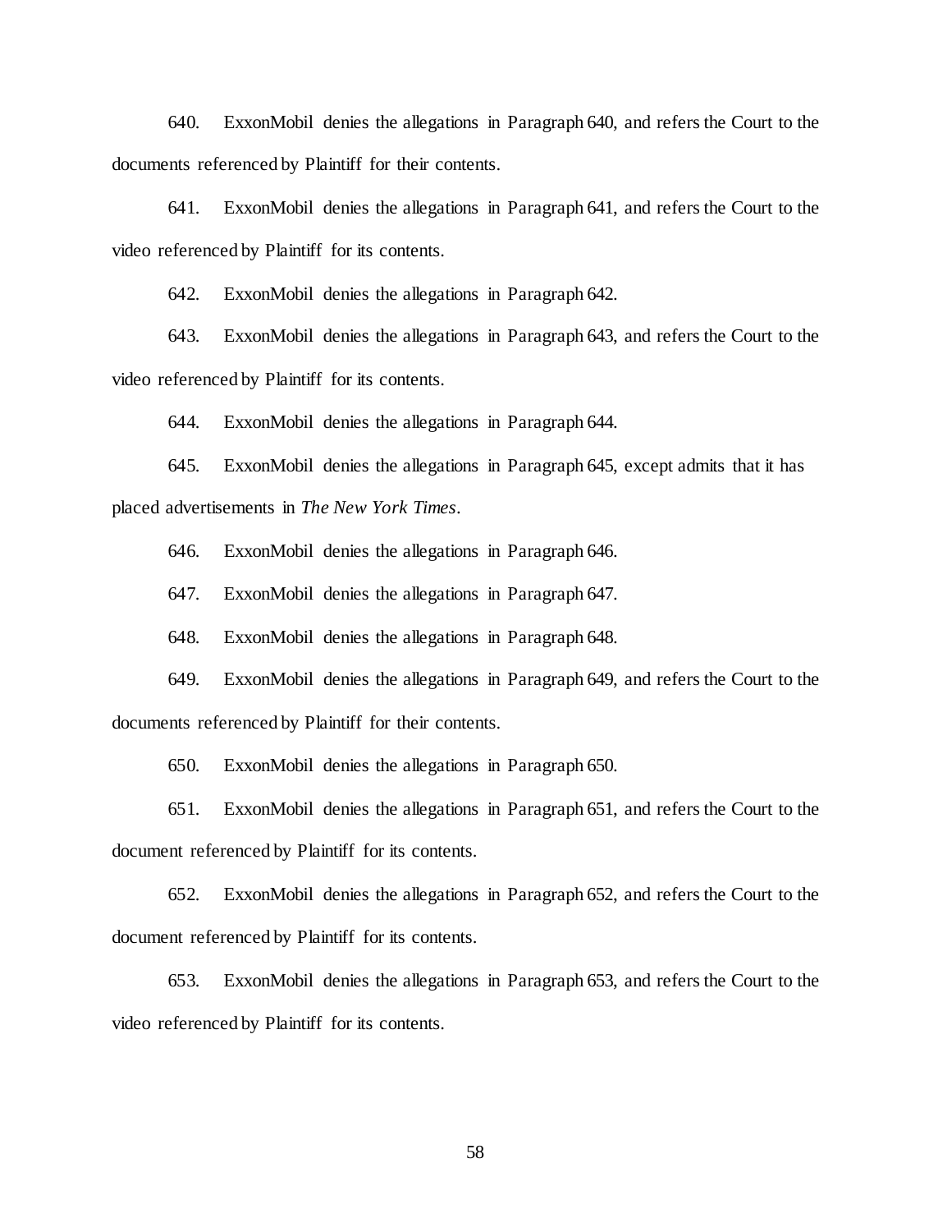640. ExxonMobil denies the allegations in Paragraph 640, and refers the Court to the documents referenced by Plaintiff for their contents.

641. ExxonMobil denies the allegations in Paragraph 641, and refers the Court to the video referenced by Plaintiff for its contents.

642. ExxonMobil denies the allegations in Paragraph 642.

643. ExxonMobil denies the allegations in Paragraph 643, and refers the Court to the video referenced by Plaintiff for its contents.

644. ExxonMobil denies the allegations in Paragraph 644.

645. ExxonMobil denies the allegations in Paragraph 645, except admits that it has placed advertisements in *The New York Times*.

646. ExxonMobil denies the allegations in Paragraph 646.

647. ExxonMobil denies the allegations in Paragraph 647.

648. ExxonMobil denies the allegations in Paragraph 648.

649. ExxonMobil denies the allegations in Paragraph 649, and refers the Court to the documents referenced by Plaintiff for their contents.

650. ExxonMobil denies the allegations in Paragraph 650.

651. ExxonMobil denies the allegations in Paragraph 651, and refers the Court to the document referenced by Plaintiff for its contents.

652. ExxonMobil denies the allegations in Paragraph 652, and refers the Court to the document referenced by Plaintiff for its contents.

653. ExxonMobil denies the allegations in Paragraph 653, and refers the Court to the video referenced by Plaintiff for its contents.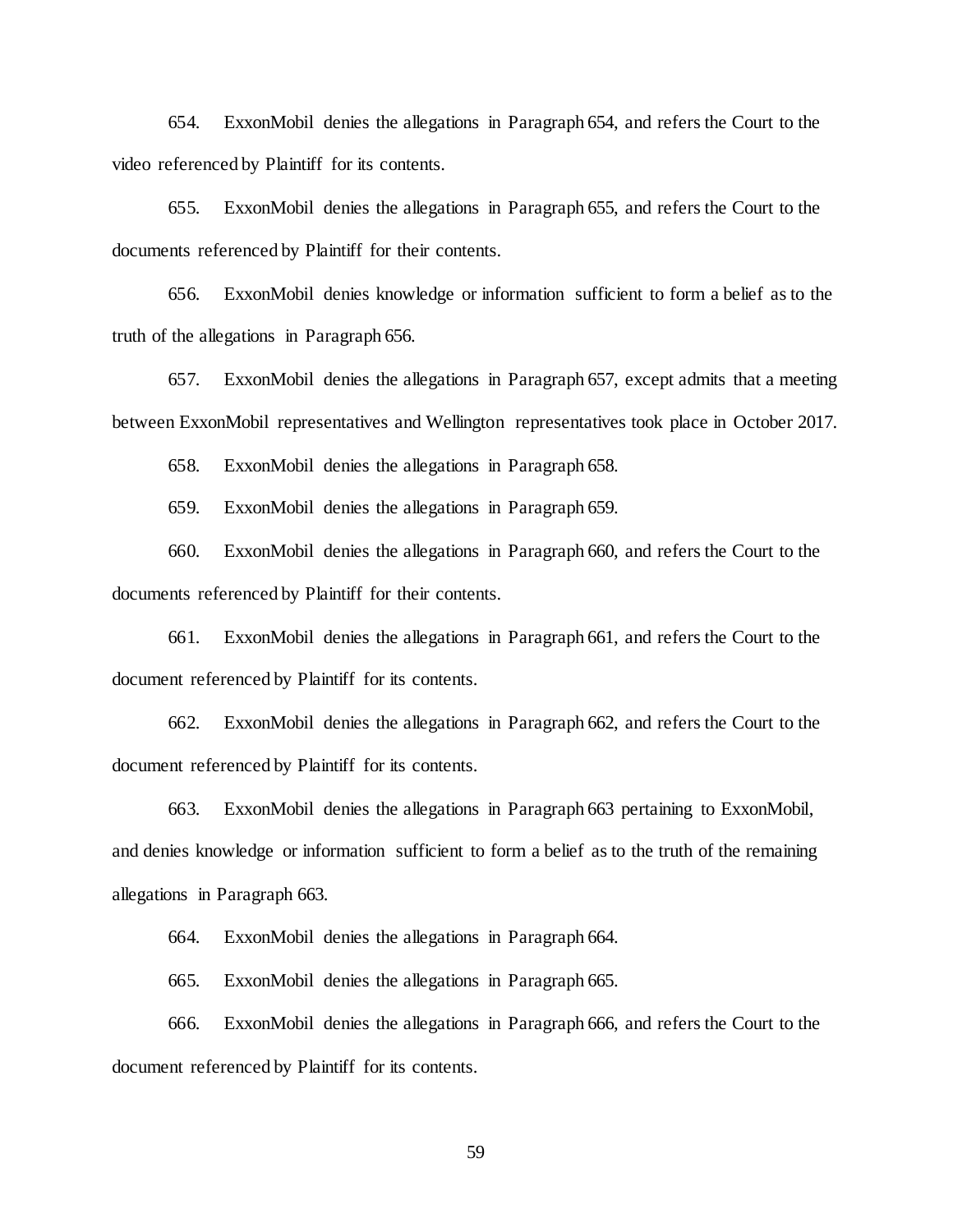654. ExxonMobil denies the allegations in Paragraph 654, and refers the Court to the video referenced by Plaintiff for its contents.

655. ExxonMobil denies the allegations in Paragraph 655, and refers the Court to the documents referenced by Plaintiff for their contents.

656. ExxonMobil denies knowledge or information sufficient to form a belief as to the truth of the allegations in Paragraph 656.

657. ExxonMobil denies the allegations in Paragraph 657, except admits that a meeting between ExxonMobil representatives and Wellington representatives took place in October 2017.

658. ExxonMobil denies the allegations in Paragraph 658.

659. ExxonMobil denies the allegations in Paragraph 659.

660. ExxonMobil denies the allegations in Paragraph 660, and refers the Court to the documents referenced by Plaintiff for their contents.

661. ExxonMobil denies the allegations in Paragraph 661, and refers the Court to the document referenced by Plaintiff for its contents.

662. ExxonMobil denies the allegations in Paragraph 662, and refers the Court to the document referenced by Plaintiff for its contents.

663. ExxonMobil denies the allegations in Paragraph 663 pertaining to ExxonMobil, and denies knowledge or information sufficient to form a belief as to the truth of the remaining allegations in Paragraph 663.

664. ExxonMobil denies the allegations in Paragraph 664.

665. ExxonMobil denies the allegations in Paragraph 665.

666. ExxonMobil denies the allegations in Paragraph 666, and refers the Court to the document referenced by Plaintiff for its contents.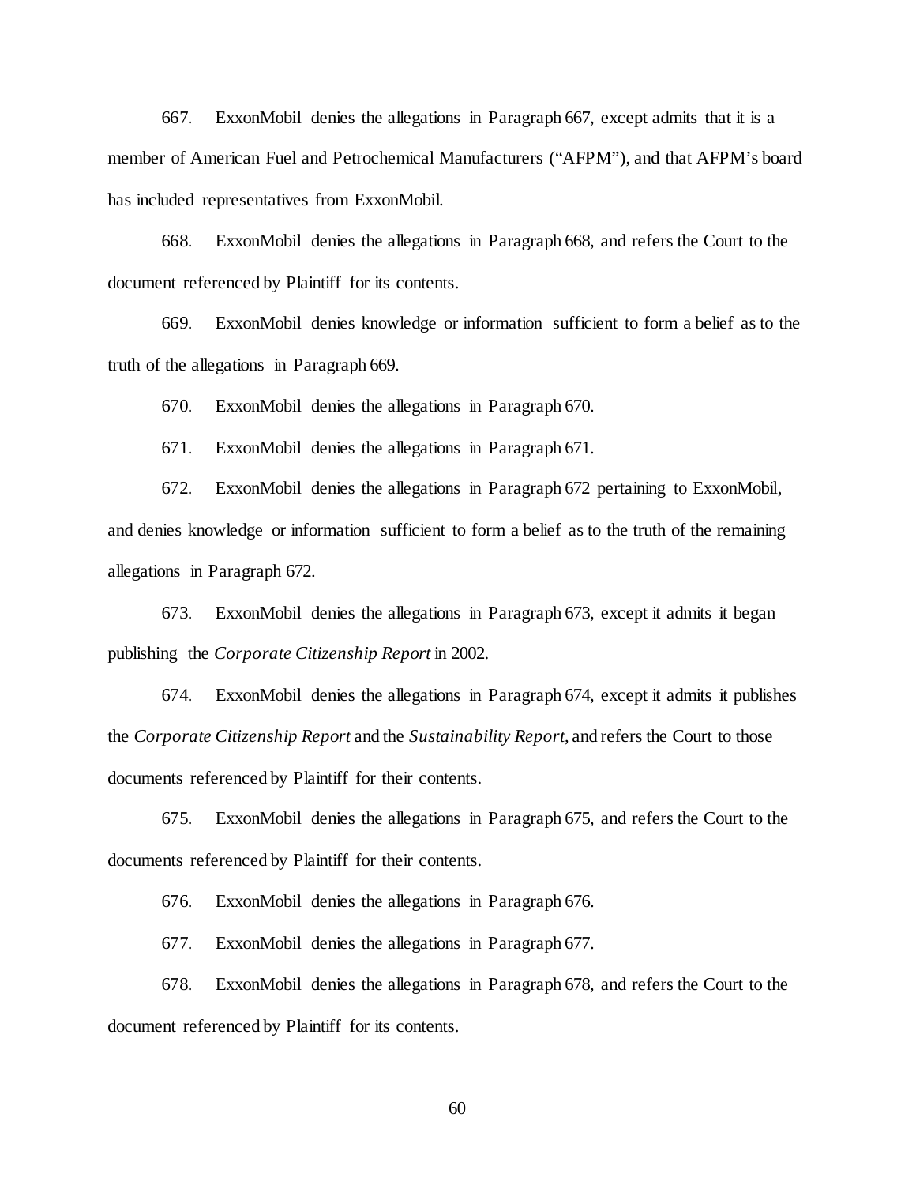667. ExxonMobil denies the allegations in Paragraph 667, except admits that it is a member of American Fuel and Petrochemical Manufacturers ("AFPM"), and that AFPM's board has included representatives from ExxonMobil.

668. ExxonMobil denies the allegations in Paragraph 668, and refers the Court to the document referenced by Plaintiff for its contents.

669. ExxonMobil denies knowledge or information sufficient to form a belief as to the truth of the allegations in Paragraph 669.

670. ExxonMobil denies the allegations in Paragraph 670.

671. ExxonMobil denies the allegations in Paragraph 671.

672. ExxonMobil denies the allegations in Paragraph 672 pertaining to ExxonMobil, and denies knowledge or information sufficient to form a belief as to the truth of the remaining allegations in Paragraph 672.

673. ExxonMobil denies the allegations in Paragraph 673, except it admits it began publishing the *Corporate Citizenship Report* in 2002.

674. ExxonMobil denies the allegations in Paragraph 674, except it admits it publishes the *Corporate Citizenship Report* and the *Sustainability Report*, and refers the Court to those documents referenced by Plaintiff for their contents.

675. ExxonMobil denies the allegations in Paragraph 675, and refers the Court to the documents referenced by Plaintiff for their contents.

676. ExxonMobil denies the allegations in Paragraph 676.

677. ExxonMobil denies the allegations in Paragraph 677.

678. ExxonMobil denies the allegations in Paragraph 678, and refers the Court to the document referenced by Plaintiff for its contents.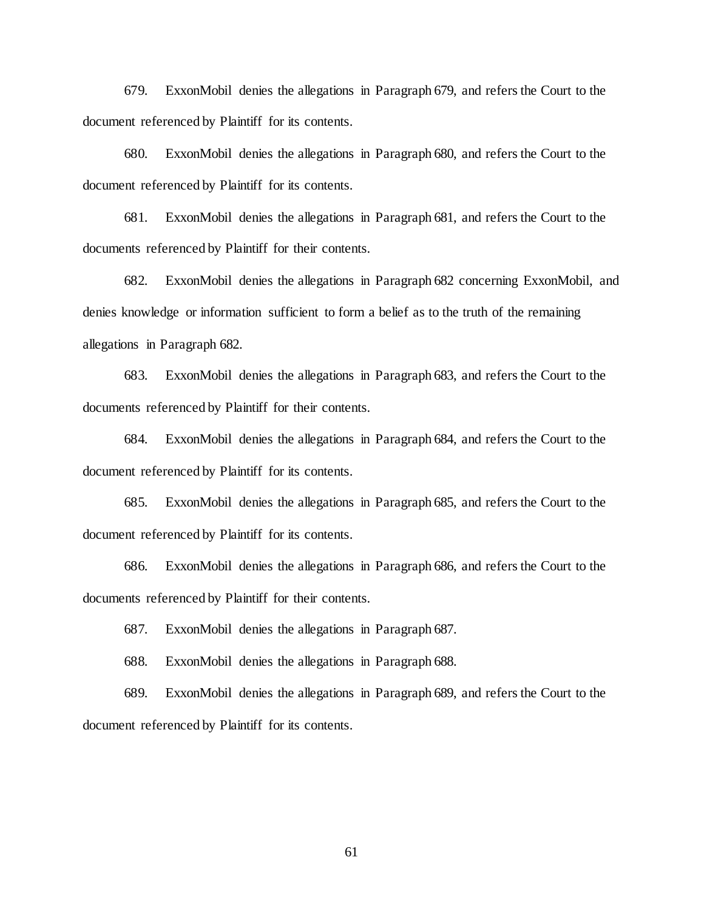679. ExxonMobil denies the allegations in Paragraph 679, and refers the Court to the document referenced by Plaintiff for its contents.

680. ExxonMobil denies the allegations in Paragraph 680, and refers the Court to the document referenced by Plaintiff for its contents.

681. ExxonMobil denies the allegations in Paragraph 681, and refers the Court to the documents referenced by Plaintiff for their contents.

682. ExxonMobil denies the allegations in Paragraph 682 concerning ExxonMobil, and denies knowledge or information sufficient to form a belief as to the truth of the remaining allegations in Paragraph 682.

683. ExxonMobil denies the allegations in Paragraph 683, and refers the Court to the documents referenced by Plaintiff for their contents.

684. ExxonMobil denies the allegations in Paragraph 684, and refers the Court to the document referenced by Plaintiff for its contents.

685. ExxonMobil denies the allegations in Paragraph 685, and refers the Court to the document referenced by Plaintiff for its contents.

686. ExxonMobil denies the allegations in Paragraph 686, and refers the Court to the documents referenced by Plaintiff for their contents.

687. ExxonMobil denies the allegations in Paragraph 687.

688. ExxonMobil denies the allegations in Paragraph 688.

689. ExxonMobil denies the allegations in Paragraph 689, and refers the Court to the document referenced by Plaintiff for its contents.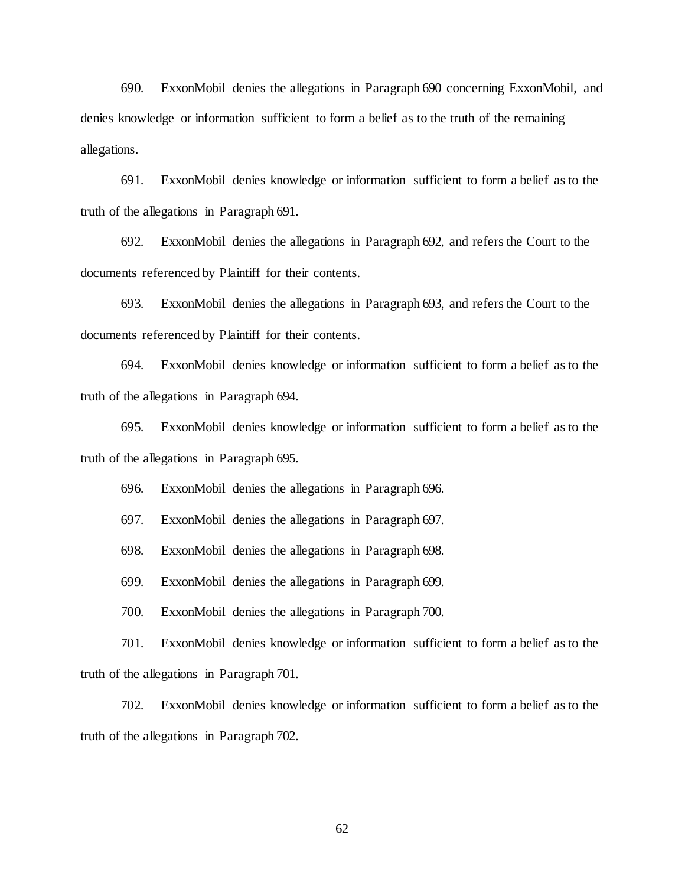690. ExxonMobil denies the allegations in Paragraph 690 concerning ExxonMobil, and denies knowledge or information sufficient to form a belief as to the truth of the remaining allegations.

691. ExxonMobil denies knowledge or information sufficient to form a belief as to the truth of the allegations in Paragraph 691.

692. ExxonMobil denies the allegations in Paragraph 692, and refers the Court to the documents referenced by Plaintiff for their contents.

693. ExxonMobil denies the allegations in Paragraph 693, and refers the Court to the documents referenced by Plaintiff for their contents.

694. ExxonMobil denies knowledge or information sufficient to form a belief as to the truth of the allegations in Paragraph 694.

695. ExxonMobil denies knowledge or information sufficient to form a belief as to the truth of the allegations in Paragraph 695.

696. ExxonMobil denies the allegations in Paragraph 696.

697. ExxonMobil denies the allegations in Paragraph 697.

698. ExxonMobil denies the allegations in Paragraph 698.

699. ExxonMobil denies the allegations in Paragraph 699.

700. ExxonMobil denies the allegations in Paragraph 700.

701. ExxonMobil denies knowledge or information sufficient to form a belief as to the truth of the allegations in Paragraph 701.

702. ExxonMobil denies knowledge or information sufficient to form a belief as to the truth of the allegations in Paragraph 702.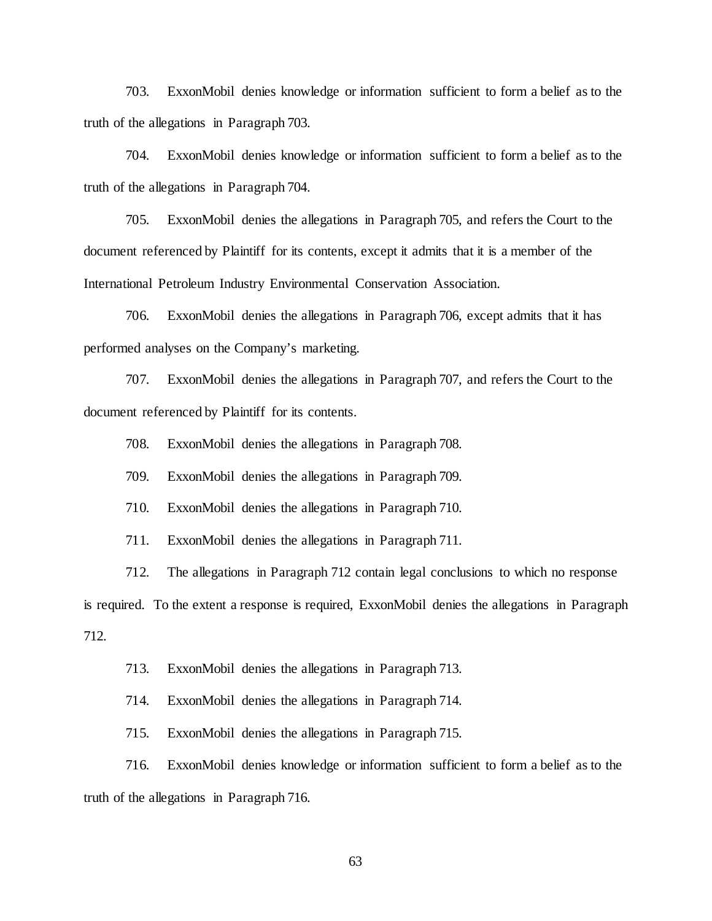703. ExxonMobil denies knowledge or information sufficient to form a belief as to the truth of the allegations in Paragraph 703.

704. ExxonMobil denies knowledge or information sufficient to form a belief as to the truth of the allegations in Paragraph 704.

705. ExxonMobil denies the allegations in Paragraph 705, and refers the Court to the document referenced by Plaintiff for its contents, except it admits that it is a member of the International Petroleum Industry Environmental Conservation Association.

706. ExxonMobil denies the allegations in Paragraph 706, except admits that it has performed analyses on the Company's marketing.

707. ExxonMobil denies the allegations in Paragraph 707, and refers the Court to the document referenced by Plaintiff for its contents.

708. ExxonMobil denies the allegations in Paragraph 708.

709. ExxonMobil denies the allegations in Paragraph 709.

710. ExxonMobil denies the allegations in Paragraph 710.

711. ExxonMobil denies the allegations in Paragraph 711.

712. The allegations in Paragraph 712 contain legal conclusions to which no response is required. To the extent a response is required, ExxonMobil denies the allegations in Paragraph 712.

713. ExxonMobil denies the allegations in Paragraph 713.

714. ExxonMobil denies the allegations in Paragraph 714.

715. ExxonMobil denies the allegations in Paragraph 715.

716. ExxonMobil denies knowledge or information sufficient to form a belief as to the truth of the allegations in Paragraph 716.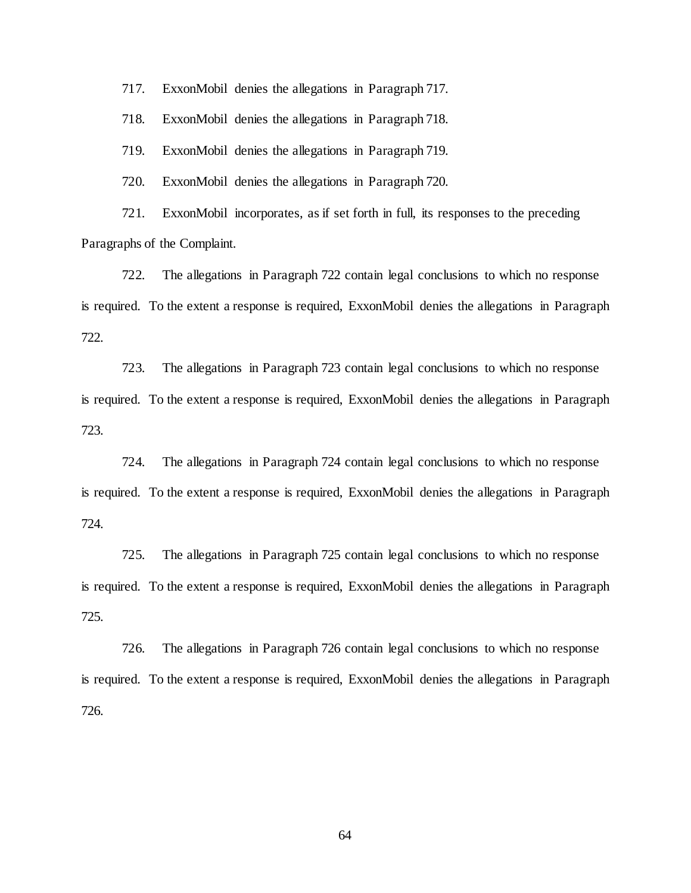717. ExxonMobil denies the allegations in Paragraph 717.

718. ExxonMobil denies the allegations in Paragraph 718.

719. ExxonMobil denies the allegations in Paragraph 719.

720. ExxonMobil denies the allegations in Paragraph 720.

721. ExxonMobil incorporates, as if set forth in full, its responses to the preceding Paragraphs of the Complaint.

722. The allegations in Paragraph 722 contain legal conclusions to which no response is required. To the extent a response is required, ExxonMobil denies the allegations in Paragraph 722.

723. The allegations in Paragraph 723 contain legal conclusions to which no response is required. To the extent a response is required, ExxonMobil denies the allegations in Paragraph 723.

724. The allegations in Paragraph 724 contain legal conclusions to which no response is required. To the extent a response is required, ExxonMobil denies the allegations in Paragraph 724.

725. The allegations in Paragraph 725 contain legal conclusions to which no response is required. To the extent a response is required, ExxonMobil denies the allegations in Paragraph 725.

726. The allegations in Paragraph 726 contain legal conclusions to which no response is required. To the extent a response is required, ExxonMobil denies the allegations in Paragraph 726.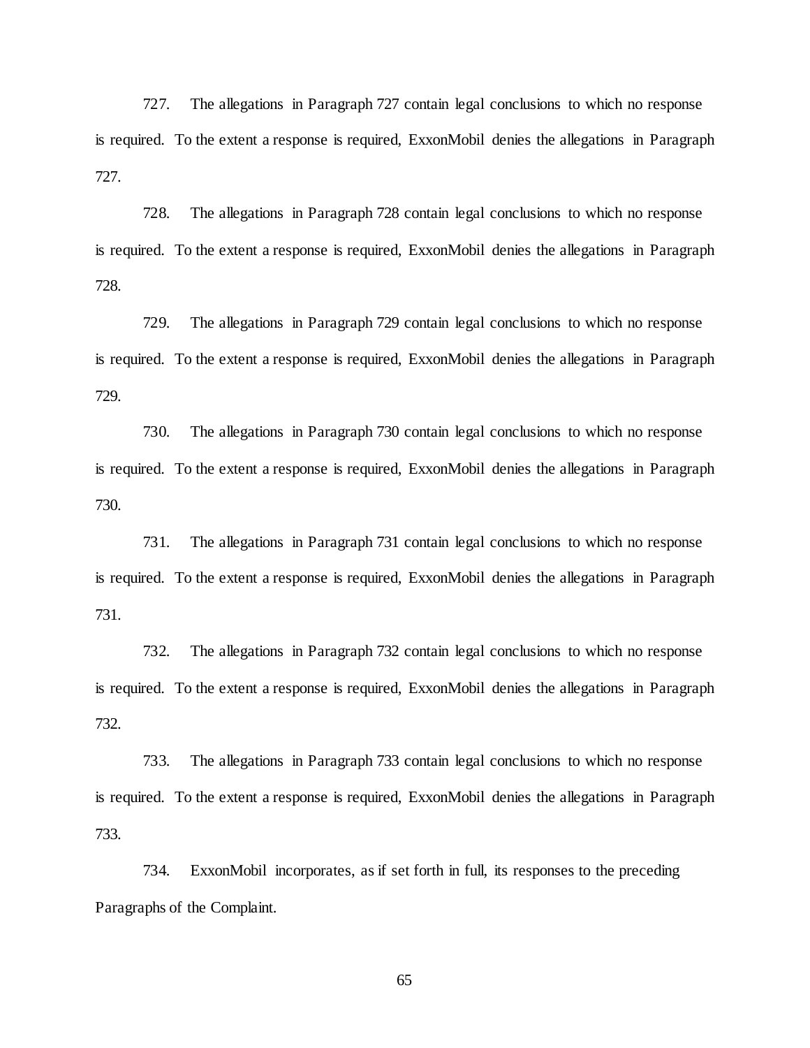727. The allegations in Paragraph 727 contain legal conclusions to which no response is required. To the extent a response is required, ExxonMobil denies the allegations in Paragraph 727.

728. The allegations in Paragraph 728 contain legal conclusions to which no response is required. To the extent a response is required, ExxonMobil denies the allegations in Paragraph 728.

729. The allegations in Paragraph 729 contain legal conclusions to which no response is required. To the extent a response is required, ExxonMobil denies the allegations in Paragraph 729.

730. The allegations in Paragraph 730 contain legal conclusions to which no response is required. To the extent a response is required, ExxonMobil denies the allegations in Paragraph 730.

731. The allegations in Paragraph 731 contain legal conclusions to which no response is required. To the extent a response is required, ExxonMobil denies the allegations in Paragraph 731.

732. The allegations in Paragraph 732 contain legal conclusions to which no response is required. To the extent a response is required, ExxonMobil denies the allegations in Paragraph 732.

733. The allegations in Paragraph 733 contain legal conclusions to which no response is required. To the extent a response is required, ExxonMobil denies the allegations in Paragraph 733.

734. ExxonMobil incorporates, as if set forth in full, its responses to the preceding Paragraphs of the Complaint.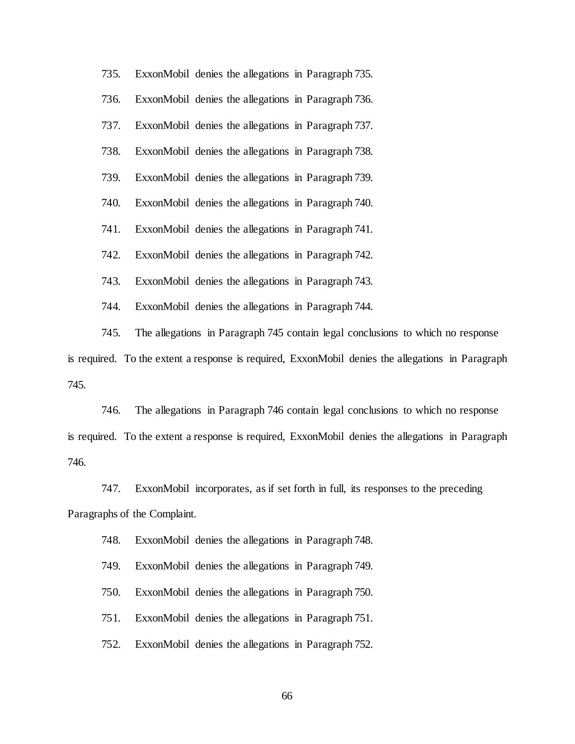735. ExxonMobil denies the allegations in Paragraph 735.

736. ExxonMobil denies the allegations in Paragraph 736.

737. ExxonMobil denies the allegations in Paragraph 737.

738. ExxonMobil denies the allegations in Paragraph 738.

739. ExxonMobil denies the allegations in Paragraph 739.

740. ExxonMobil denies the allegations in Paragraph 740.

741. ExxonMobil denies the allegations in Paragraph 741.

742. ExxonMobil denies the allegations in Paragraph 742.

743. ExxonMobil denies the allegations in Paragraph 743.

744. ExxonMobil denies the allegations in Paragraph 744.

745. The allegations in Paragraph 745 contain legal conclusions to which no response is required. To the extent a response is required, ExxonMobil denies the allegations in Paragraph 745.

746. The allegations in Paragraph 746 contain legal conclusions to which no response is required. To the extent a response is required, ExxonMobil denies the allegations in Paragraph 746.

747. ExxonMobil incorporates, as if set forth in full, its responses to the preceding Paragraphs of the Complaint.

748. ExxonMobil denies the allegations in Paragraph 748.

749. ExxonMobil denies the allegations in Paragraph 749.

750. ExxonMobil denies the allegations in Paragraph 750.

751. ExxonMobil denies the allegations in Paragraph 751.

752. ExxonMobil denies the allegations in Paragraph 752.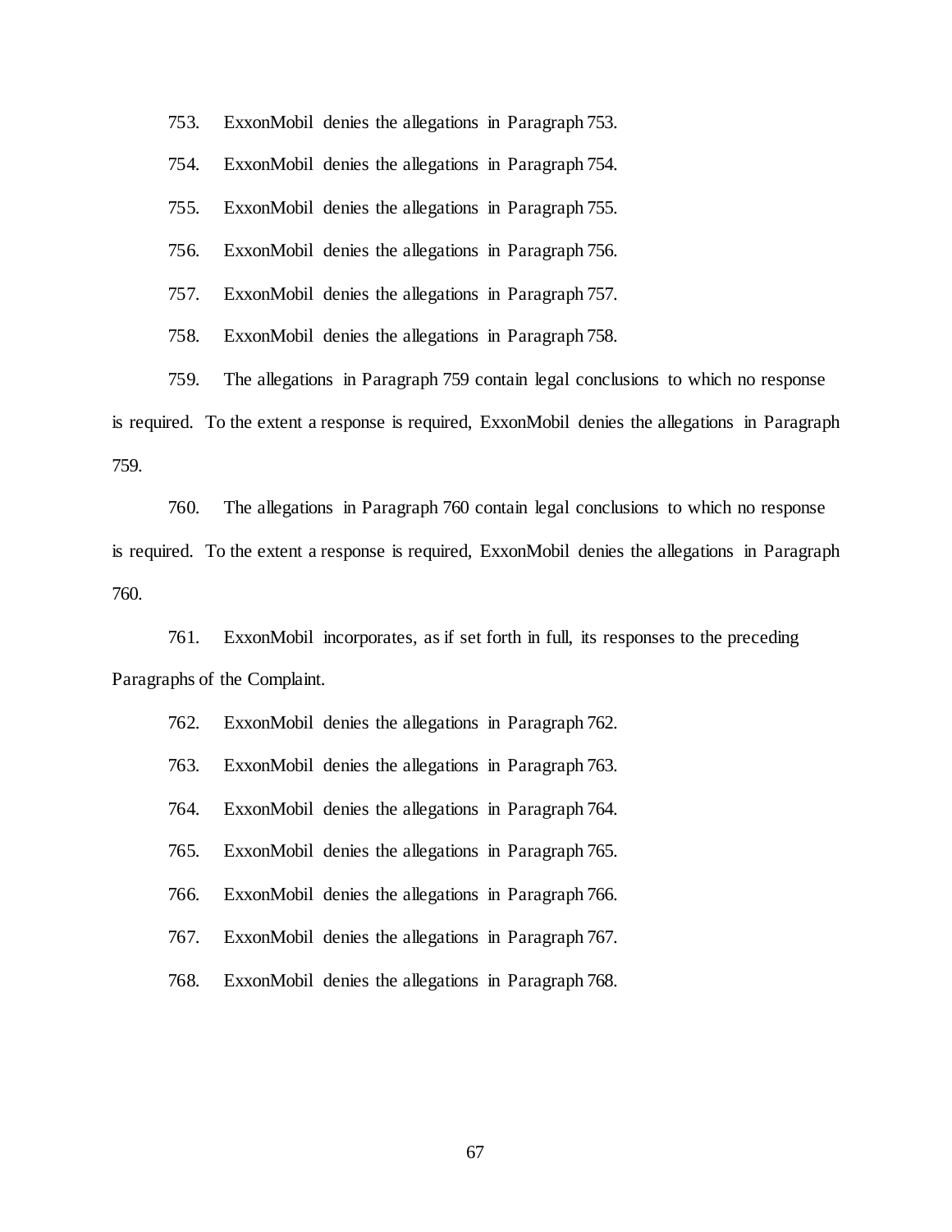753. ExxonMobil denies the allegations in Paragraph 753.

754. ExxonMobil denies the allegations in Paragraph 754.

755. ExxonMobil denies the allegations in Paragraph 755.

756. ExxonMobil denies the allegations in Paragraph 756.

757. ExxonMobil denies the allegations in Paragraph 757.

758. ExxonMobil denies the allegations in Paragraph 758.

759. The allegations in Paragraph 759 contain legal conclusions to which no response is required. To the extent a response is required, ExxonMobil denies the allegations in Paragraph 759.

760. The allegations in Paragraph 760 contain legal conclusions to which no response is required. To the extent a response is required, ExxonMobil denies the allegations in Paragraph 760.

761. ExxonMobil incorporates, as if set forth in full, its responses to the preceding Paragraphs of the Complaint.

762. ExxonMobil denies the allegations in Paragraph 762.

763. ExxonMobil denies the allegations in Paragraph 763.

764. ExxonMobil denies the allegations in Paragraph 764.

765. ExxonMobil denies the allegations in Paragraph 765.

766. ExxonMobil denies the allegations in Paragraph 766.

767. ExxonMobil denies the allegations in Paragraph 767.

768. ExxonMobil denies the allegations in Paragraph 768.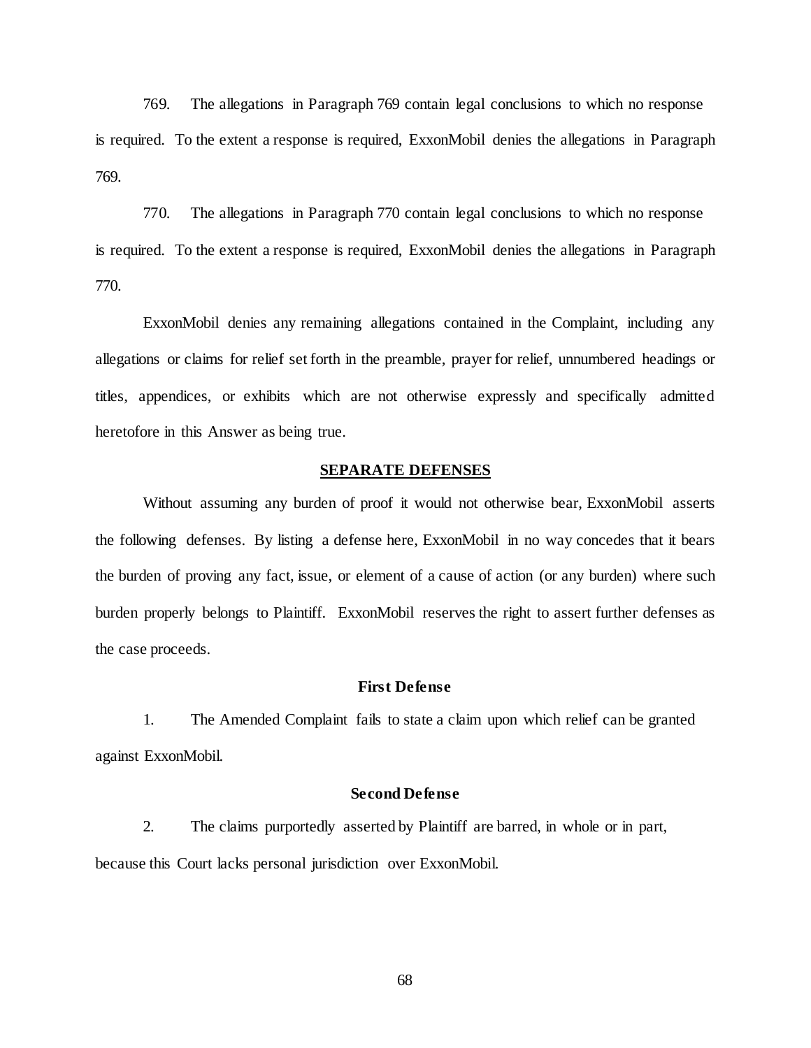769. The allegations in Paragraph 769 contain legal conclusions to which no response is required. To the extent a response is required, ExxonMobil denies the allegations in Paragraph 769.

770. The allegations in Paragraph 770 contain legal conclusions to which no response is required. To the extent a response is required, ExxonMobil denies the allegations in Paragraph 770.

ExxonMobil denies any remaining allegations contained in the Complaint, including any allegations or claims for relief set forth in the preamble, prayer for relief, unnumbered headings or titles, appendices, or exhibits which are not otherwise expressly and specifically admitted heretofore in this Answer as being true.

## SEPARATE DEFENSES

Without assuming any burden of proof it would not otherwise bear, ExxonMobil asserts the following defenses. By listing a defense here, ExxonMobil in no way concedes that it bears the burden of proving any fact, issue, or element of a cause of action (or any burden) where such burden properly belongs to Plaintiff. ExxonMobil reserves the right to assert further defenses as the case proceeds.

### First Defense

1. The Amended Complaint fails to state a claim upon which relief can be granted against ExxonMobil.

### Second Defense

2. The claims purportedly asserted by Plaintiff are barred, in whole or in part, because this Court lacks personal jurisdiction over ExxonMobil.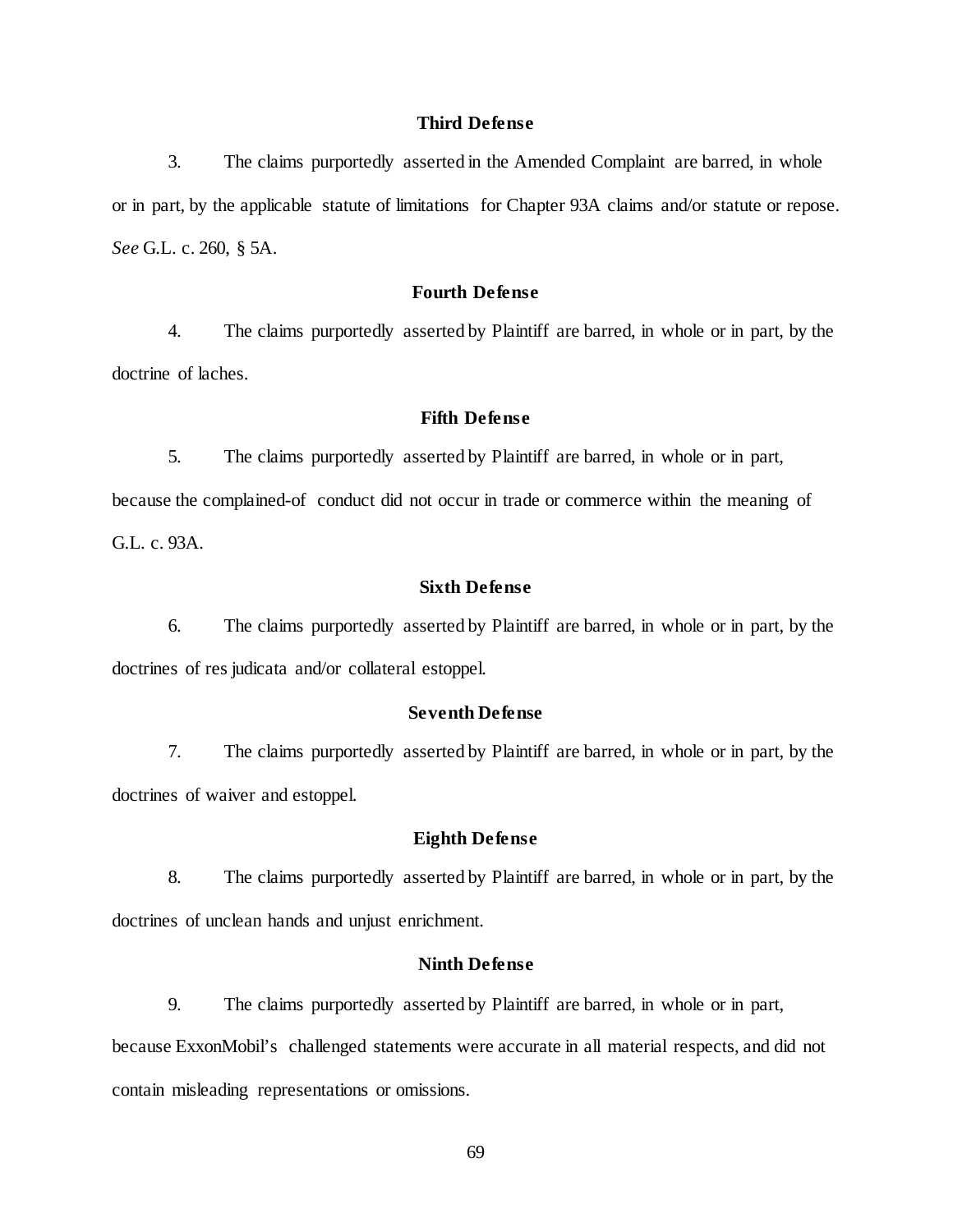**Third Defense**

3. The claims purportedly asserted in the Amended Complaint are barred, in whole or in part, by the applicable statute of limitations for Chapter 93A claims and/or statute or repose. *See* G.L. c. 260, § 5A.

**Fourth Defense**

4. The claims purportedly asserted by Plaintiff are barred, in whole or in part, by the doctrine of laches.

**Fifth Defense**

5. The claims purportedly asserted by Plaintiff are barred, in whole or in part, because the complained-of conduct did not occur in trade or commerce within the meaning of G.L. c. 93A.

**Sixth Defense**

6. The claims purportedly asserted by Plaintiff are barred, in whole or in part, by the doctrines of res judicata and/or collateral estoppel.

**Seventh Defense**

7. The claims purportedly asserted by Plaintiff are barred, in whole or in part, by the doctrines of waiver and estoppel.

**Eighth Defense**

8. The claims purportedly asserted by Plaintiff are barred, in whole or in part, by the doctrines of unclean hands and unjust enrichment.

**Ninth Defense**

9. The claims purportedly asserted by Plaintiff are barred, in whole or in part, because ExxonMobil's challenged statements were accurate in all material respects, and did not contain misleading representations or omissions.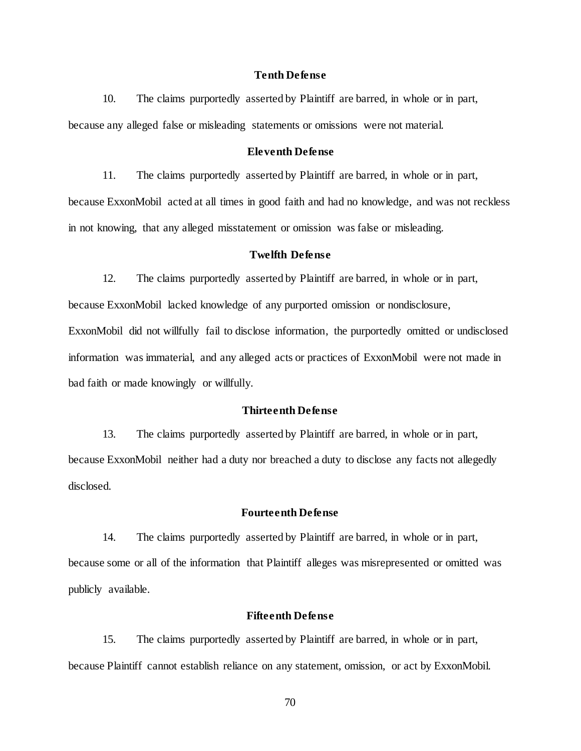**Tenth Defense**

10. The claims purportedly asserted by Plaintiff are barred, in whole or in part, because any alleged false or misleading statements or omissions were not material.

**Eleventh Defense**

11. The claims purportedly asserted by Plaintiff are barred, in whole or in part, because ExxonMobil acted at all times in good faith and had no knowledge, and was not reckless in not knowing, that any alleged misstatement or omission was false or misleading.

**Twelfth Defense**

12. The claims purportedly asserted by Plaintiff are barred, in whole or in part, because ExxonMobil lacked knowledge of any purported omission or nondisclosure, ExxonMobil did not willfully fail to disclose information, the purportedly omitted or undisclosed information was immaterial, and any alleged acts or practices of ExxonMobil were not made in bad faith or made knowingly or willfully.

**Thirteenth Defense**

13. The claims purportedly asserted by Plaintiff are barred, in whole or in part, because ExxonMobil neither had a duty nor breached a duty to disclose any facts not allegedly disclosed.

**Fourteenth Defense**

14. The claims purportedly asserted by Plaintiff are barred, in whole or in part, because some or all of the information that Plaintiff alleges was misrepresented or omitted was publicly available.

**Fifteenth Defense**

15. The claims purportedly asserted by Plaintiff are barred, in whole or in part, because Plaintiff cannot establish reliance on any statement, omission, or act by ExxonMobil.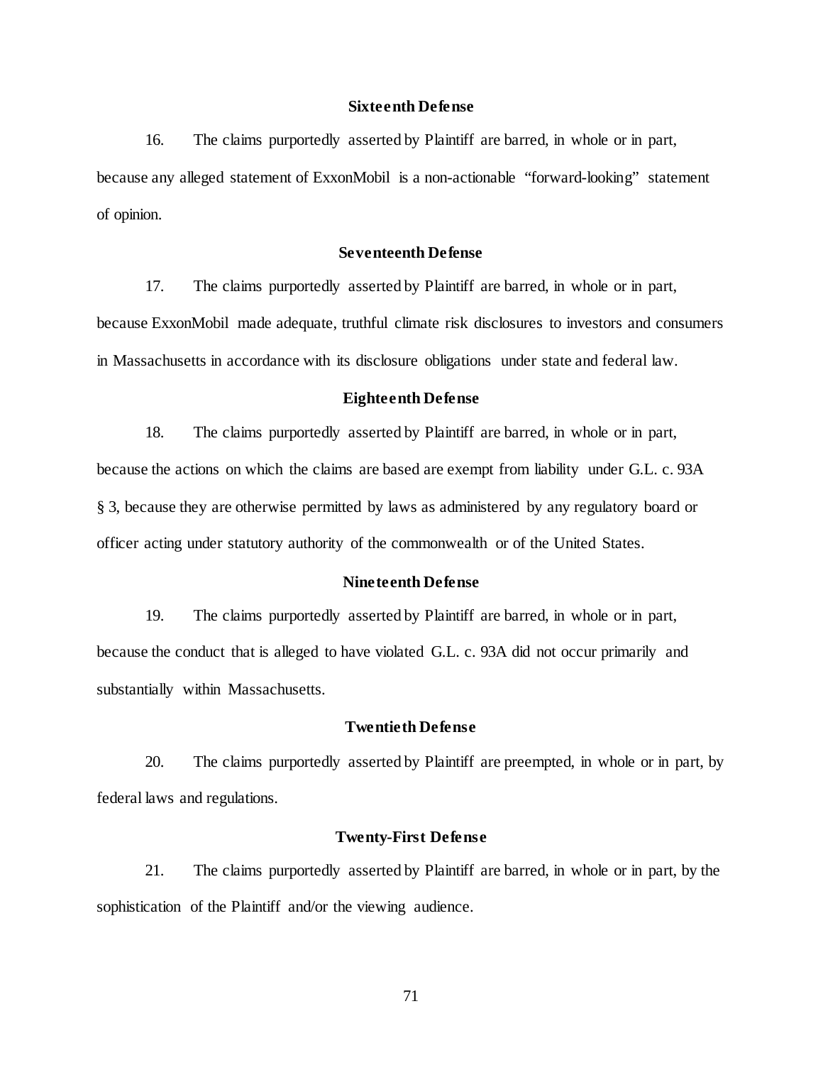**Sixteenth Defense**

16. The claims purportedly asserted by Plaintiff are barred, in whole or in part, because any alleged statement of ExxonMobil is a non-actionable "forward-looking" statement of opinion.

**Seventeenth Defense**

17. The claims purportedly asserted by Plaintiff are barred, in whole or in part, because ExxonMobil made adequate, truthful climate risk disclosures to investors and consumers in Massachusetts in accordance with its disclosure obligations under state and federal law.

**Eighteenth Defense**

18. The claims purportedly asserted by Plaintiff are barred, in whole or in part, because the actions on which the claims are based are exempt from liability under G.L. c. 93A § 3, because they are otherwise permitted by laws as administered by any regulatory board or officer acting under statutory authority of the commonwealth or of the United States.

**Nineteenth Defense**

19. The claims purportedly asserted by Plaintiff are barred, in whole or in part, because the conduct that is alleged to have violated G.L. c. 93A did not occur primarily and substantially within Massachusetts.

**Twentieth Defense**

20. The claims purportedly asserted by Plaintiff are preempted, in whole or in part, by federal laws and regulations.

**Twenty-First Defense**

21. The claims purportedly asserted by Plaintiff are barred, in whole or in part, by the sophistication of the Plaintiff and/or the viewing audience.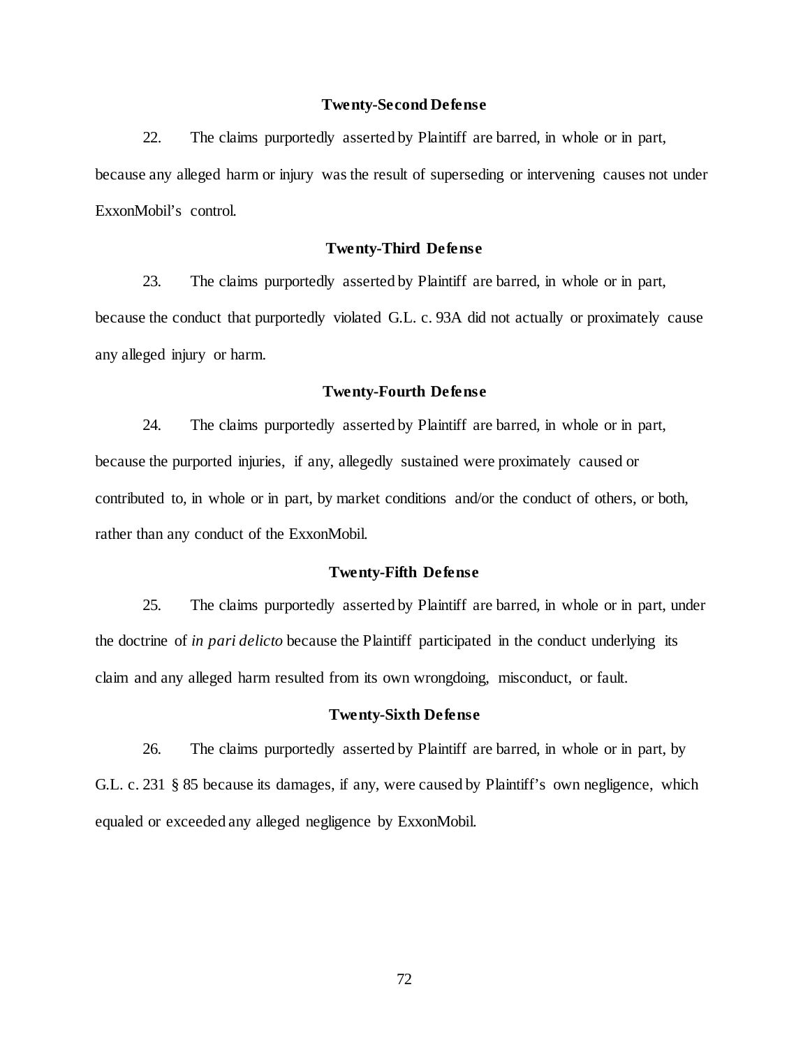**Twenty-Second Defense**

22. The claims purportedly asserted by Plaintiff are barred, in whole or in part, because any alleged harm or injury was the result of superseding or intervening causes not under ExxonMobil's control.

**Twenty-Third Defense**

23. The claims purportedly asserted by Plaintiff are barred, in whole or in part, because the conduct that purportedly violated G.L. c. 93A did not actually or proximately cause any alleged injury or harm.

**Twenty-Fourth Defense**

24. The claims purportedly asserted by Plaintiff are barred, in whole or in part, because the purported injuries, if any, allegedly sustained were proximately caused or contributed to, in whole or in part, by market conditions and/or the conduct of others, or both, rather than any conduct of the ExxonMobil.

**Twenty-Fifth Defense**

25. The claims purportedly asserted by Plaintiff are barred, in whole or in part, under the doctrine of *in pari delicto* because the Plaintiff participated in the conduct underlying its claim and any alleged harm resulted from its own wrongdoing, misconduct, or fault.

**Twenty-Sixth Defense**

26. The claims purportedly asserted by Plaintiff are barred, in whole or in part, by G.L. c. 231 § 85 because its damages, if any, were caused by Plaintiff's own negligence, which equaled or exceeded any alleged negligence by ExxonMobil.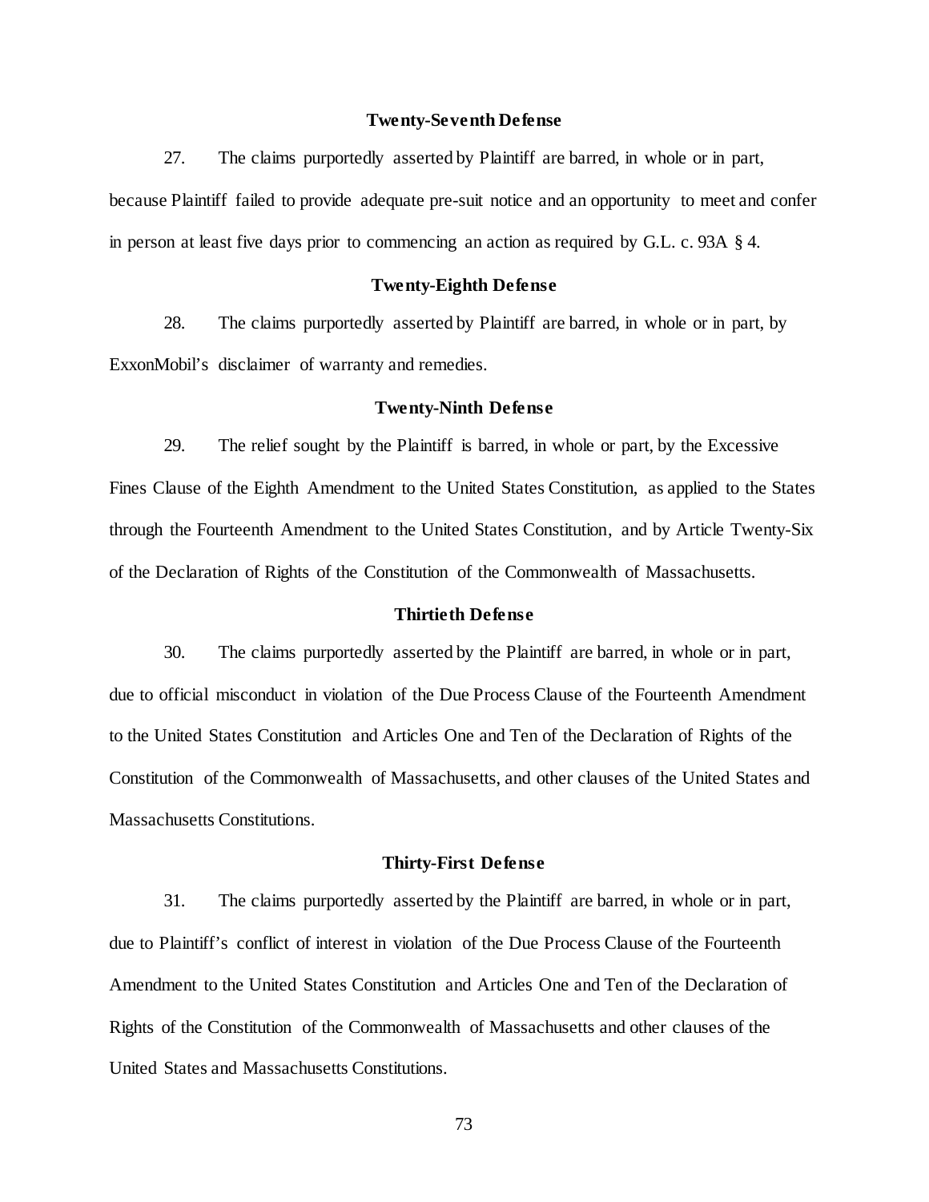**Twenty-Seventh Defense**

27. The claims purportedly asserted by Plaintiff are barred, in whole or in part, because Plaintiff failed to provide adequate pre-suit notice and an opportunity to meet and confer in person at least five days prior to commencing an action as required by G.L. c. 93A § 4.

**Twenty-Eighth Defense**

28. The claims purportedly asserted by Plaintiff are barred, in whole or in part, by ExxonMobil's disclaimer of warranty and remedies.

**Twenty-Ninth Defense**

29. The relief sought by the Plaintiff is barred, in whole or part, by the Excessive Fines Clause of the Eighth Amendment to the United States Constitution, as applied to the States through the Fourteenth Amendment to the United States Constitution, and by Article Twenty-Six of the Declaration of Rights of the Constitution of the Commonwealth of Massachusetts.

**Thirtieth Defense**

30. The claims purportedly asserted by the Plaintiff are barred, in whole or in part, due to official misconduct in violation of the Due Process Clause of the Fourteenth Amendment to the United States Constitution and Articles One and Ten of the Declaration of Rights of the Constitution of the Commonwealth of Massachusetts, and other clauses of the United States and Massachusetts Constitutions.

**Thirty-First Defense**

31. The claims purportedly asserted by the Plaintiff are barred, in whole or in part, due to Plaintiff's conflict of interest in violation of the Due Process Clause of the Fourteenth Amendment to the United States Constitution and Articles One and Ten of the Declaration of Rights of the Constitution of the Commonwealth of Massachusetts and other clauses of the United States and Massachusetts Constitutions.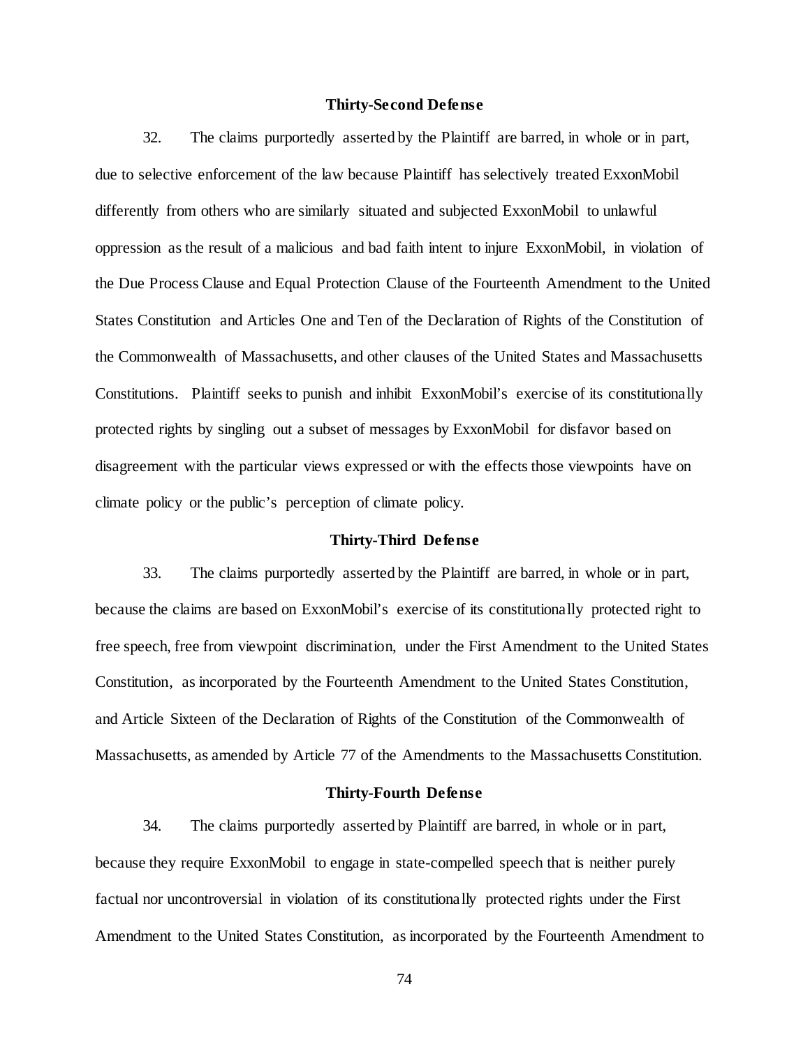**Thirty-Second Defense**

32. The claims purportedly asserted by the Plaintiff are barred, in whole or in part, due to selective enforcement of the law because Plaintiff has selectively treated ExxonMobil differently from others who are similarly situated and subjected ExxonMobil to unlawful oppression as the result of a malicious and bad faith intent to injure ExxonMobil, in violation of the Due Process Clause and Equal Protection Clause of the Fourteenth Amendment to the United States Constitution and Articles One and Ten of the Declaration of Rights of the Constitution of the Commonwealth of Massachusetts, and other clauses of the United States and Massachusetts Constitutions. Plaintiff seeks to punish and inhibit ExxonMobil's exercise of its constitutionally protected rights by singling out a subset of messages by ExxonMobil for disfavor based on disagreement with the particular views expressed or with the effects those viewpoints have on climate policy or the public's perception of climate policy.

**Thirty-Third Defense**

33. The claims purportedly asserted by the Plaintiff are barred, in whole or in part, because the claims are based on ExxonMobil's exercise of its constitutionally protected right to free speech, free from viewpoint discrimination, under the First Amendment to the United States Constitution, as incorporated by the Fourteenth Amendment to the United States Constitution, and Article Sixteen of the Declaration of Rights of the Constitution of the Commonwealth of Massachusetts, as amended by Article 77 of the Amendments to the Massachusetts Constitution.

**Thirty-Fourth Defense**

34. The claims purportedly asserted by Plaintiff are barred, in whole or in part, because they require ExxonMobil to engage in state-compelled speech that is neither purely factual nor uncontroversial in violation of its constitutionally protected rights under the First Amendment to the United States Constitution, as incorporated by the Fourteenth Amendment to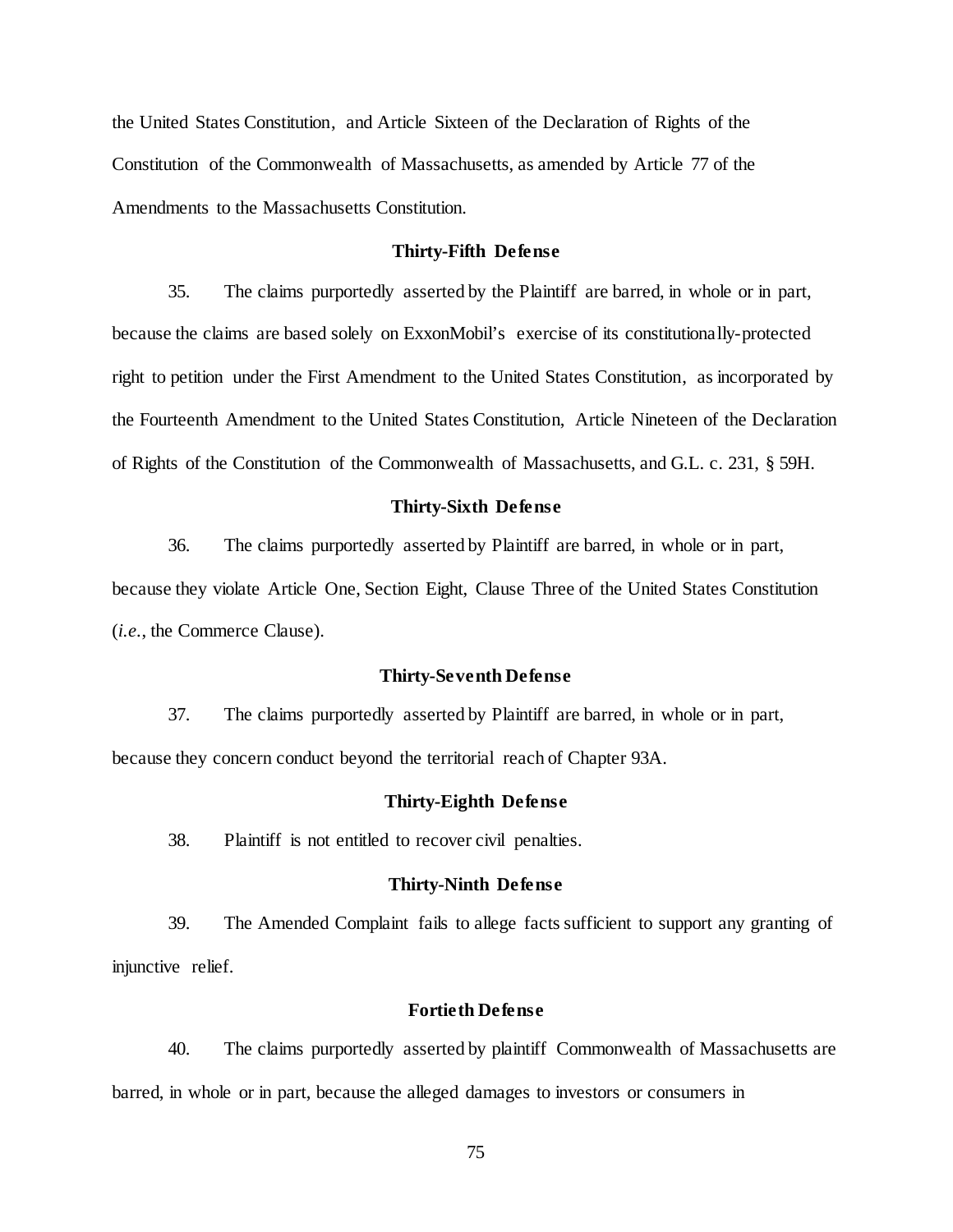the United States Constitution, and Article Sixteen of the Declaration of Rights of the Constitution of the Commonwealth of Massachusetts, as amended by Article 77 of the Amendments to the Massachusetts Constitution.

### Thirty-Fifth Defense

35. The claims purportedly asserted by the Plaintiff are barred, in whole or in part, because the claims are based solely on ExxonMobil's exercise of its constitutionally-protected right to petition under the First Amendment to the United States Constitution, as incorporated by the Fourteenth Amendment to the United States Constitution, Article Nineteen of the Declaration of Rights of the Constitution of the Commonwealth of Massachusetts, and G.L. c. 231, § 59H.

### Thirty-Sixth Defense

36. The claims purportedly asserted by Plaintiff are barred, in whole or in part, because they violate Article One, Section Eight, Clause Three of the United States Constitution (*i.e.*, the Commerce Clause).

### Thirty-Seventh Defense

37. The claims purportedly asserted by Plaintiff are barred, in whole or in part, because they concern conduct beyond the territorial reach of Chapter 93A.

### Thirty-Eighth Defense

38. Plaintiff is not entitled to recover civil penalties.

### Thirty-Ninth Defense

39. The Amended Complaint fails to allege facts sufficient to support any granting of injunctive relief.

### Fortieth Defense

40. The claims purportedly asserted by plaintiff Commonwealth of Massachusetts are barred, in whole or in part, because the alleged damages to investors or consumers in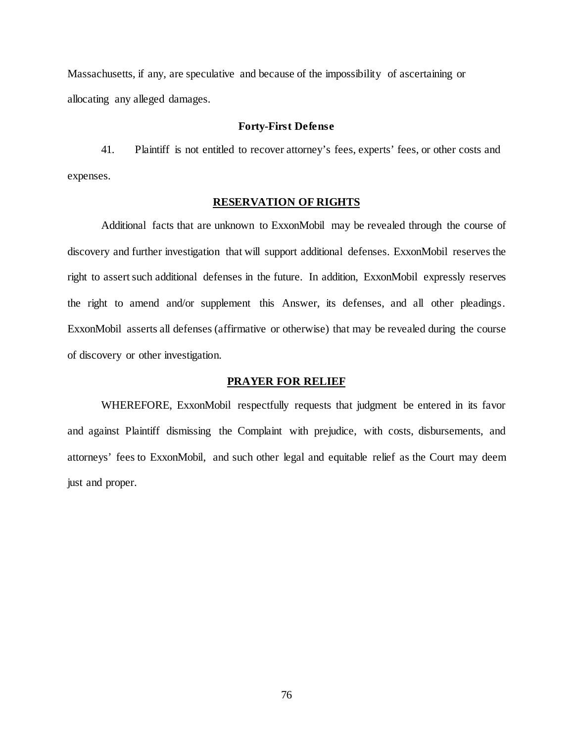Massachusetts, if any, are speculative and because of the impossibility of ascertaining or allocating any alleged damages.

**Forty-First Defense**

41. Plaintiff is not entitled to recover attorney's fees, experts' fees, or other costs and expenses.

**RESERVATION OF RIGHTS**

Additional facts that are unknown to ExxonMobil may be revealed through the course of discovery and further investigation that will support additional defenses. ExxonMobil reserves the right to assert such additional defenses in the future. In addition, ExxonMobil expressly reserves the right to amend and/or supplement this Answer, its defenses, and all other pleadings. ExxonMobil asserts all defenses (affirmative or otherwise) that may be revealed during the course of discovery or other investigation.

**PRAYER FOR RELIEF**

WHEREFORE, ExxonMobil respectfully requests that judgment be entered in its favor and against Plaintiff dismissing the Complaint with prejudice, with costs, disbursements, and attorneys' fees to ExxonMobil, and such other legal and equitable relief as the Court may deem just and proper.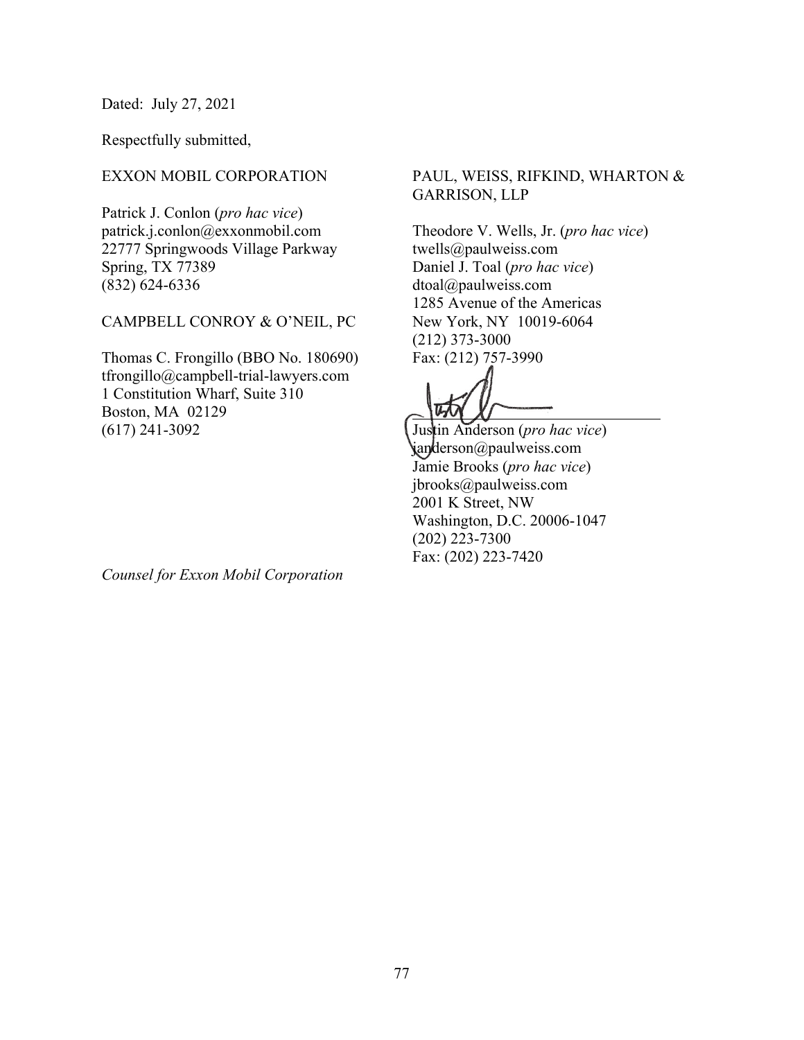Dated: July 27, 2021

Respectfully submitted,

EXXON MOBIL CORPORATION

Patrick J. Conlon (*pro hac vice*)
patrick.j.conlon@exxonmobil.com
22777 Springwoods Village Parkway
Spring, TX 77389
(832) 624-6336

CAMPBELL CONROY & O'NEIL, PC

Thomas C. Frongillo (BBO No. 180690)
tfrongillo@campbell-trial-lawyers.com
1 Constitution Wharf, Suite 310
Boston, MA 02129
(617) 241-3092

PAUL, WEISS, RIFKIND, WHARTON & GARRISON, LLP

Theodore V. Wells, Jr. (*pro hac vice*)
twells@paulweiss.com
Daniel J. Toal (*pro hac vice*)
dtoal@paulweiss.com
1285 Avenue of the Americas
New York, NY 10019-6064
(212) 373-3000
Fax: (212) 757-3990

Justin Anderson (*pro hac vice*)
janderson@paulweiss.com
Jamie Brooks (*pro hac vice*)
jbrooks@paulweiss.com
2001 K Street, NW
Washington, D.C. 20006-1047
(202) 223-7300
Fax: (202) 223-7420

*Counsel for Exxon Mobil Corporation*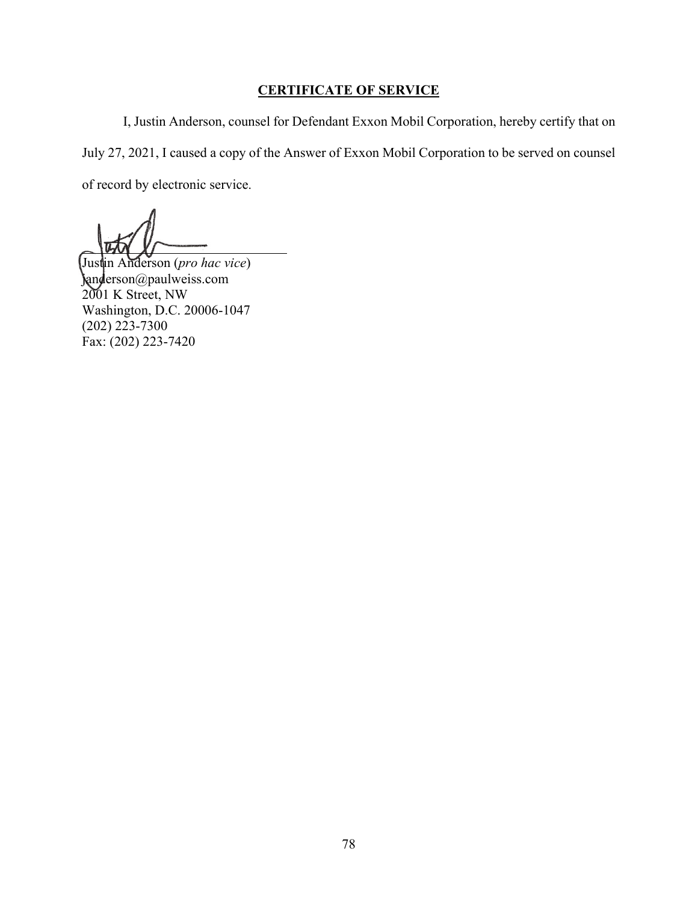## CERTIFICATE OF SERVICE

I, Justin Anderson, counsel for Defendant Exxon Mobil Corporation, hereby certify that on July 27, 2021, I caused a copy of the Answer of Exxon Mobil Corporation to be served on counsel of record by electronic service.

Justin Anderson (*pro hac vice*)  
janderson@paulweiss.com  
2001 K Street, NW  
Washington, D.C. 20006-1047  
(202) 223-7300  
Fax: (202) 223-7420